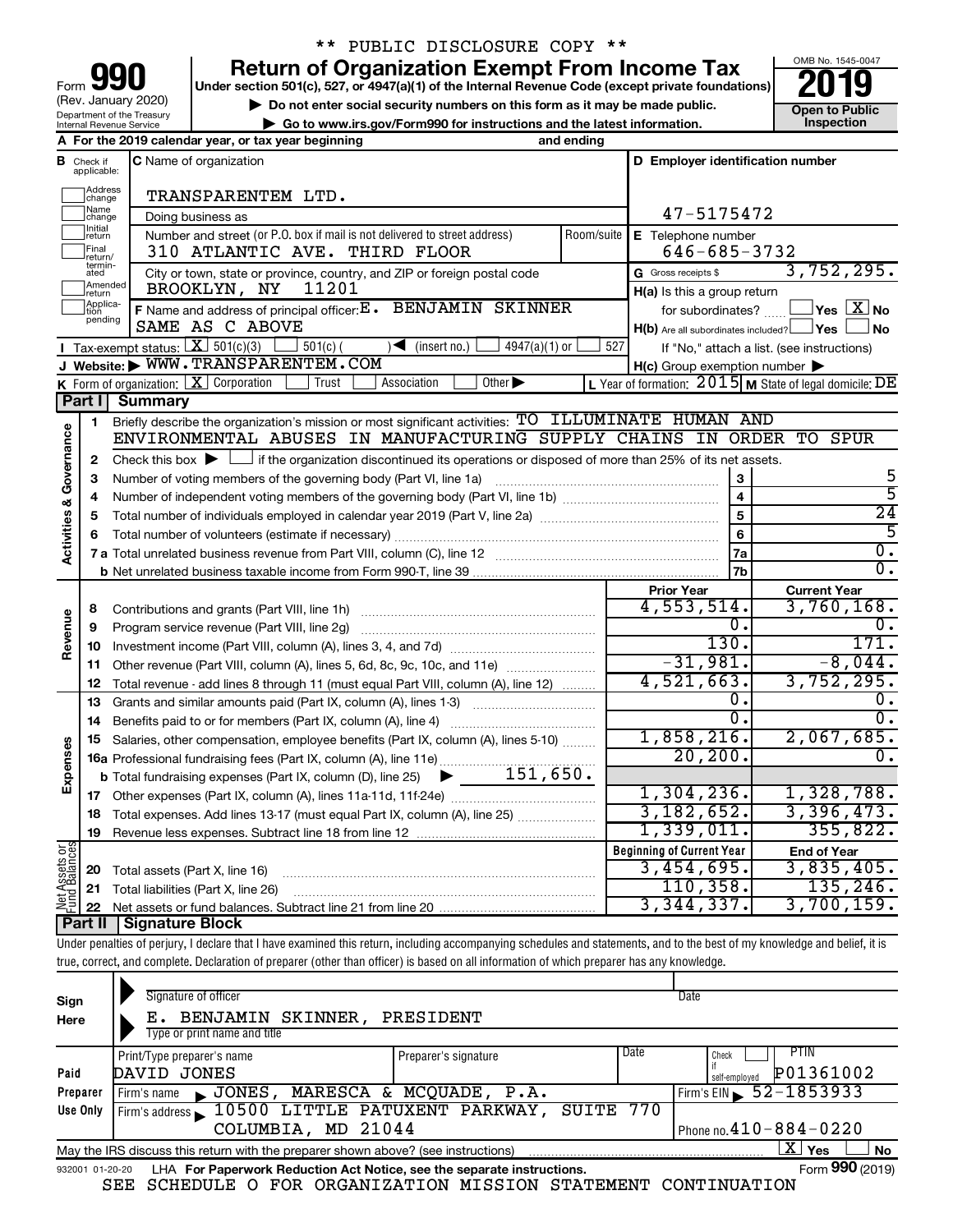\*\* PUBLIC DISCLOSURE COPY \*\*

# Form 990 — Return of Organization Exempt From Income Tax (2019)

Under section 501(c), 527, or 4947(a)(1) of the Internal Revenue Code (except private foundations)

(Rev. January 2020)

Department of the Treasury
Internal Revenue Service

▶ Do not enter social security numbers on this form as it may be made public.

▶ Go to www.irs.gov/Form990 for instructions and the latest information.

OMB No. 1545-0047

**Open to Public Inspection**

**A** For the 2019 calendar year, or tax year beginning and ending

**B** Check if applicable: Address change / Name change / Initial return / Final return/terminated / Amended return / Application pending

**C** Name of organization: TRANSPARENTEM LTD.

Doing business as

Number and street (or P.O. box if mail is not delivered to street address): 310 ATLANTIC AVE. THIRD FLOOR — Room/suite

City or town, state or province, country, and ZIP or foreign postal code: BROOKLYN, NY 11201

**D** Employer identification number: 47-5175472

**E** Telephone number: 646-685-3732

**G** Gross receipts $ 3,752,295.

**F** Name and address of principal officer: E. BENJAMIN SKINNER, SAME AS C ABOVE

**H(a)** Is this a group return for subordinates? ☐ Yes ☒ No

**H(b)** Are all subordinates included? ☐ Yes ☐ No — If "No," attach a list. (see instructions)

**I** Tax-exempt status: ☒ 501(c)(3) ☐ 501(c) ( ) ◀ (insert no.) ☐ 4947(a)(1) or ☐ 527

**J** Website: ▶ WWW.TRANSPARENTEM.COM

**H(c)** Group exemption number ▶

**K** Form of organization: ☒ Corporation ☐ Trust ☐ Association ☐ Other ▶

**L** Year of formation: 2015 **M** State of legal domicile: DE

## Part I Summary

**Activities & Governance**

1. Briefly describe the organization's mission or most significant activities: TO ILLUMINATE HUMAN AND ENVIRONMENTAL ABUSES IN MANUFACTURING SUPPLY CHAINS IN ORDER TO SPUR
2. Check this box ▶ ☐ if the organization discontinued its operations or disposed of more than 25% of its net assets.

| Line | Description | | Value |
|---|---|---|---|
| 3 | Number of voting members of the governing body (Part VI, line 1a) | 3 | 5 |
| 4 | Number of independent voting members of the governing body (Part VI, line 1b) | 4 | 5 |
| 5 | Total number of individuals employed in calendar year 2019 (Part V, line 2a) | 5 | 24 |
| 6 | Total number of volunteers (estimate if necessary) | 6 | 5 |
| 7a | Total unrelated business revenue from Part VIII, column (C), line 12 | 7a | 0. |
| 7b | Net unrelated business taxable income from Form 990-T, line 39 | 7b | 0. |

| Line | Description | Prior Year | Current Year |
|---|---|---|---|
| **Revenue** | | | |
| 8 | Contributions and grants (Part VIII, line 1h) | 4,553,514. | 3,760,168. |
| 9 | Program service revenue (Part VIII, line 2g) | 0. | 0. |
| 10 | Investment income (Part VIII, column (A), lines 3, 4, and 7d) | 130. | 171. |
| 11 | Other revenue (Part VIII, column (A), lines 5, 6d, 8c, 9c, 10c, and 11e) | -31,981. | -8,044. |
| 12 | Total revenue - add lines 8 through 11 (must equal Part VIII, column (A), line 12) | 4,521,663. | 3,752,295. |
| **Expenses** | | | |
| 13 | Grants and similar amounts paid (Part IX, column (A), lines 1-3) | 0. | 0. |
| 14 | Benefits paid to or for members (Part IX, column (A), line 4) | 0. | 0. |
| 15 | Salaries, other compensation, employee benefits (Part IX, column (A), lines 5-10) | 1,858,216. | 2,067,685. |
| 16a | Professional fundraising fees (Part IX, column (A), line 11e) | 20,200. | 0. |
| b | Total fundraising expenses (Part IX, column (D), line 25) ▶ 151,650. | | |
| 17 | Other expenses (Part IX, column (A), lines 11a-11d, 11f-24e) | 1,304,236. | 1,328,788. |
| 18 | Total expenses. Add lines 13-17 (must equal Part IX, column (A), line 25) | 3,182,652. | 3,396,473. |
| 19 | Revenue less expenses. Subtract line 18 from line 12 | 1,339,011. | 355,822. |

| Line | Net Assets or Fund Balances | Beginning of Current Year | End of Year |
|---|---|---|---|
| 20 | Total assets (Part X, line 16) | 3,454,695. | 3,835,405. |
| 21 | Total liabilities (Part X, line 26) | 110,358. | 135,246. |
| 22 | Net assets or fund balances. Subtract line 21 from line 20 | 3,344,337. | 3,700,159. |

## Part II Signature Block

Under penalties of perjury, I declare that I have examined this return, including accompanying schedules and statements, and to the best of my knowledge and belief, it is true, correct, and complete. Declaration of preparer (other than officer) is based on all information of which preparer has any knowledge.

**Sign Here**

Signature of officer — Date

E. BENJAMIN SKINNER, PRESIDENT
Type or print name and title

**Paid Preparer Use Only**

| Print/Type preparer's name | Preparer's signature | Date | Check if self-employed | PTIN |
|---|---|---|---|---|
| DAVID JONES | | | | P01361002 |

Firm's name ▶ JONES, MARESCA & MCQUADE, P.A. — Firm's EIN ▶ 52-1853933

Firm's address ▶ 10500 LITTLE PATUXENT PARKWAY, SUITE 770, COLUMBIA, MD 21044 — Phone no. 410-884-0220

May the IRS discuss this return with the preparer shown above? (see instructions) ☒ Yes ☐ No

932001 01-20-20 LHA For Paperwork Reduction Act Notice, see the separate instructions. Form **990** (2019)

SEE SCHEDULE O FOR ORGANIZATION MISSION STATEMENT CONTINUATION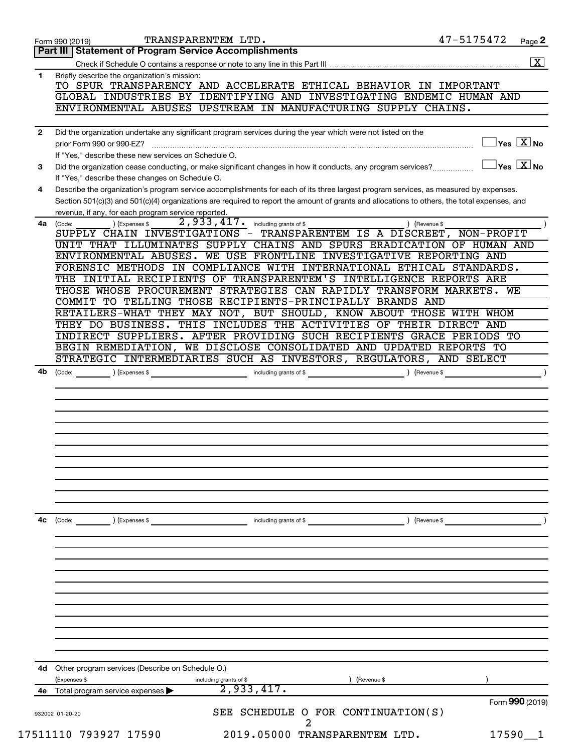Form 990 (2019) TRANSPARENTEM LTD. 47-5175472 Page 2

## Part III Statement of Program Service Accomplishments

Check if Schedule O contains a response or note to any line in this Part III ..... [X]

**1** Briefly describe the organization's mission:

TO SPUR TRANSPARENCY AND ACCELERATE ETHICAL BEHAVIOR IN IMPORTANT GLOBAL INDUSTRIES BY IDENTIFYING AND INVESTIGATING ENDEMIC HUMAN AND ENVIRONMENTAL ABUSES UPSTREAM IN MANUFACTURING SUPPLY CHAINS.

**2** Did the organization undertake any significant program services during the year which were not listed on the prior Form 990 or 990-EZ? ..... [ ] Yes [X] No

If "Yes," describe these new services on Schedule O.

**3** Did the organization cease conducting, or make significant changes in how it conducts, any program services? ..... [ ] Yes [X] No

If "Yes," describe these changes on Schedule O.

**4** Describe the organization's program service accomplishments for each of its three largest program services, as measured by expenses. Section 501(c)(3) and 501(c)(4) organizations are required to report the amount of grants and allocations to others, the total expenses, and revenue, if any, for each program service reported.

**4a** (Code: ) (Expenses $ 2,933,417. including grants of $ ) (Revenue $ )

SUPPLY CHAIN INVESTIGATIONS - TRANSPARENTEM IS A DISCREET, NON-PROFIT UNIT THAT ILLUMINATES SUPPLY CHAINS AND SPURS ERADICATION OF HUMAN AND ENVIRONMENTAL ABUSES. WE USE FRONTLINE INVESTIGATIVE REPORTING AND FORENSIC METHODS IN COMPLIANCE WITH INTERNATIONAL ETHICAL STANDARDS. THE INITIAL RECIPIENTS OF TRANSPARENTEM'S INTELLIGENCE REPORTS ARE THOSE WHOSE PROCUREMENT STRATEGIES CAN RAPIDLY TRANSFORM MARKETS. WE COMMIT TO TELLING THOSE RECIPIENTS-PRINCIPALLY BRANDS AND RETAILERS-WHAT THEY MAY NOT, BUT SHOULD, KNOW ABOUT THOSE WITH WHOM THEY DO BUSINESS. THIS INCLUDES THE ACTIVITIES OF THEIR DIRECT AND INDIRECT SUPPLIERS. AFTER PROVIDING SUCH RECIPIENTS GRACE PERIODS TO BEGIN REMEDIATION, WE DISCLOSE CONSOLIDATED AND UPDATED REPORTS TO STRATEGIC INTERMEDIARIES SUCH AS INVESTORS, REGULATORS, AND SELECT

**4b** (Code: ) (Expenses $ including grants of $ ) (Revenue $ )

**4c** (Code: ) (Expenses $ including grants of $ ) (Revenue $ )

**4d** Other program services (Describe on Schedule O.)

(Expenses $ including grants of $ ) (Revenue $ )

**4e** Total program services expenses ▶ 2,933,417.

Form **990** (2019)

932002 01-20-20

SEE SCHEDULE O FOR CONTINUATION(S)

17511110 793927 17590 2019.05000 TRANSPARENTEM LTD. 17590__1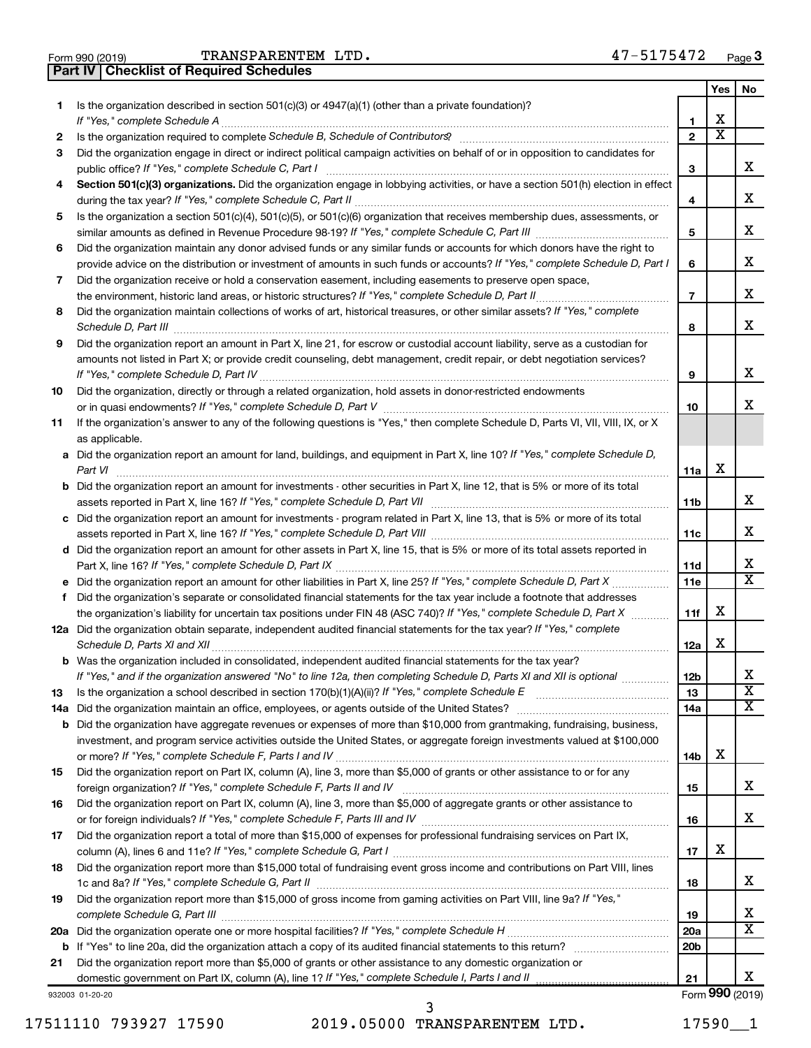Form 990 (2019) TRANSPARENTEM LTD. 47-5175472 Page 3

## Part IV Checklist of Required Schedules

| | | | Yes | No |
|---|---|---|---|---|
| 1 | Is the organization described in section 501(c)(3) or 4947(a)(1) (other than a private foundation)? *If "Yes," complete Schedule A* | 1 | X | |
| 2 | Is the organization required to complete *Schedule B, Schedule of Contributors*? | 2 | X | |
| 3 | Did the organization engage in direct or indirect political campaign activities on behalf of or in opposition to candidates for public office? *If "Yes," complete Schedule C, Part I* | 3 | | X |
| 4 | **Section 501(c)(3) organizations.** Did the organization engage in lobbying activities, or have a section 501(h) election in effect during the tax year? *If "Yes," complete Schedule C, Part II* | 4 | | X |
| 5 | Is the organization a section 501(c)(4), 501(c)(5), or 501(c)(6) organization that receives membership dues, assessments, or similar amounts as defined in Revenue Procedure 98-19? *If "Yes," complete Schedule C, Part III* | 5 | | X |
| 6 | Did the organization maintain any donor advised funds or any similar funds or accounts for which donors have the right to provide advice on the distribution or investment of amounts in such funds or accounts? *If "Yes," complete Schedule D, Part I* | 6 | | X |
| 7 | Did the organization receive or hold a conservation easement, including easements to preserve open space, the environment, historic land areas, or historic structures? *If "Yes," complete Schedule D, Part II* | 7 | | X |
| 8 | Did the organization maintain collections of works of art, historical treasures, or other similar assets? *If "Yes," complete Schedule D, Part III* | 8 | | X |
| 9 | Did the organization report an amount in Part X, line 21, for escrow or custodial account liability, serve as a custodian for amounts not listed in Part X; or provide credit counseling, debt management, credit repair, or debt negotiation services? *If "Yes," complete Schedule D, Part IV* | 9 | | X |
| 10 | Did the organization, directly or through a related organization, hold assets in donor-restricted endowments or in quasi endowments? *If "Yes," complete Schedule D, Part V* | 10 | | X |
| 11 | If the organization's answer to any of the following questions is "Yes," then complete Schedule D, Parts VI, VII, VIII, IX, or X as applicable. | | | |
| a | Did the organization report an amount for land, buildings, and equipment in Part X, line 10? *If "Yes," complete Schedule D, Part VI* | 11a | X | |
| b | Did the organization report an amount for investments - other securities in Part X, line 12, that is 5% or more of its total assets reported in Part X, line 16? *If "Yes," complete Schedule D, Part VII* | 11b | | X |
| c | Did the organization report an amount for investments - program related in Part X, line 13, that is 5% or more of its total assets reported in Part X, line 16? *If "Yes," complete Schedule D, Part VIII* | 11c | | X |
| d | Did the organization report an amount for other assets in Part X, line 15, that is 5% or more of its total assets reported in Part X, line 16? *If "Yes," complete Schedule D, Part IX* | 11d | | X |
| e | Did the organization report an amount for other liabilities in Part X, line 25? *If "Yes," complete Schedule D, Part X* | 11e | | X |
| f | Did the organization's separate or consolidated financial statements for the tax year include a footnote that addresses the organization's liability for uncertain tax positions under FIN 48 (ASC 740)? *If "Yes," complete Schedule D, Part X* | 11f | X | |
| 12a | Did the organization obtain separate, independent audited financial statements for the tax year? *If "Yes," complete Schedule D, Parts XI and XII* | 12a | X | |
| b | Was the organization included in consolidated, independent audited financial statements for the tax year? *If "Yes," and if the organization answered "No" to line 12a, then completing Schedule D, Parts XI and XII is optional* | 12b | | X |
| 13 | Is the organization a school described in section 170(b)(1)(A)(ii)? *If "Yes," complete Schedule E* | 13 | | X |
| 14a | Did the organization maintain an office, employees, or agents outside of the United States? | 14a | | X |
| b | Did the organization have aggregate revenues or expenses of more than $10,000 from grantmaking, fundraising, business, investment, and program service activities outside the United States, or aggregate foreign investments valued at $100,000 or more? *If "Yes," complete Schedule F, Parts I and IV* | 14b | X | |
| 15 | Did the organization report on Part IX, column (A), line 3, more than $5,000 of grants or other assistance to or for any foreign organization? *If "Yes," complete Schedule F, Parts II and IV* | 15 | | X |
| 16 | Did the organization report on Part IX, column (A), line 3, more than $5,000 of aggregate grants or other assistance to or for foreign individuals? *If "Yes," complete Schedule F, Parts III and IV* | 16 | | X |
| 17 | Did the organization report a total of more than $15,000 of expenses for professional fundraising services on Part IX, column (A), lines 6 and 11e? *If "Yes," complete Schedule G, Part I* | 17 | X | |
| 18 | Did the organization report more than $15,000 total of fundraising event gross income and contributions on Part VIII, lines 1c and 8a? *If "Yes," complete Schedule G, Part II* | 18 | | X |
| 19 | Did the organization report more than $15,000 of gross income from gaming activities on Part VIII, line 9a? *If "Yes," complete Schedule G, Part III* | 19 | | X |
| 20a | Did the organization operate one or more hospital facilities? *If "Yes," complete Schedule H* | 20a | | X |
| b | If "Yes" to line 20a, did the organization attach a copy of its audited financial statements to this return? | 20b | | |
| 21 | Did the organization report more than $5,000 of grants or other assistance to any domestic organization or domestic government on Part IX, column (A), line 1? *If "Yes," complete Schedule I, Parts I and II* | 21 | | X |

932003 01-20-20 Form **990** (2019)

17511110 793927 17590 2019.05000 TRANSPARENTEM LTD. 17590__1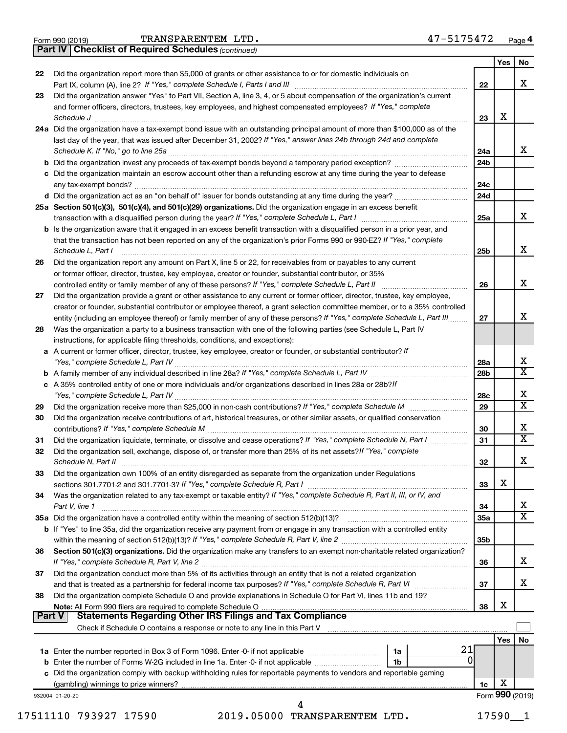Form 990 (2019) TRANSPARENTEM LTD. 47-5175472 Page 4

**Part IV | Checklist of Required Schedules** *(continued)*

| | | | Yes | No |
|---|---|---|---|---|
| 22 | Did the organization report more than $5,000 of grants or other assistance to or for domestic individuals on Part IX, column (A), line 2? *If "Yes," complete Schedule I, Parts I and III* | 22 | | X |
| 23 | Did the organization answer "Yes" to Part VII, Section A, line 3, 4, or 5 about compensation of the organization's current and former officers, directors, trustees, key employees, and highest compensated employees? *If "Yes," complete Schedule J* | 23 | X | |
| 24a | Did the organization have a tax-exempt bond issue with an outstanding principal amount of more than $100,000 as of the last day of the year, that was issued after December 31, 2002? *If "Yes," answer lines 24b through 24d and complete Schedule K. If "No," go to line 25a* | 24a | | X |
| b | Did the organization invest any proceeds of tax-exempt bonds beyond a temporary period exception? | 24b | | |
| c | Did the organization maintain an escrow account other than a refunding escrow at any time during the year to defease any tax-exempt bonds? | 24c | | |
| d | Did the organization act as an "on behalf of" issuer for bonds outstanding at any time during the year? | 24d | | |
| 25a | **Section 501(c)(3), 501(c)(4), and 501(c)(29) organizations.** Did the organization engage in an excess benefit transaction with a disqualified person during the year? *If "Yes," complete Schedule L, Part I* | 25a | | X |
| b | Is the organization aware that it engaged in an excess benefit transaction with a disqualified person in a prior year, and that the transaction has not been reported on any of the organization's prior Forms 990 or 990-EZ? *If "Yes," complete Schedule L, Part I* | 25b | | X |
| 26 | Did the organization report any amount on Part X, line 5 or 22, for receivables from or payables to any current or former officer, director, trustee, key employee, creator or founder, substantial contributor, or 35% controlled entity or family member of any of these persons? *If "Yes," complete Schedule L, Part II* | 26 | | X |
| 27 | Did the organization provide a grant or other assistance to any current or former officer, director, trustee, key employee, creator or founder, substantial contributor or employee thereof, a grant selection committee member, or to a 35% controlled entity (including an employee thereof) or family member of any of these persons? *If "Yes," complete Schedule L, Part III* | 27 | | X |
| 28 | Was the organization a party to a business transaction with one of the following parties (see Schedule L, Part IV instructions, for applicable filing thresholds, conditions, and exceptions): | | | |
| a | A current or former officer, director, trustee, key employee, creator or founder, or substantial contributor? *If "Yes," complete Schedule L, Part IV* | 28a | | X |
| b | A family member of any individual described in line 28a? *If "Yes," complete Schedule L, Part IV* | 28b | | X |
| c | A 35% controlled entity of one or more individuals and/or organizations described in lines 28a or 28b? *If "Yes," complete Schedule L, Part IV* | 28c | | X |
| 29 | Did the organization receive more than $25,000 in non-cash contributions? *If "Yes," complete Schedule M* | 29 | | X |
| 30 | Did the organization receive contributions of art, historical treasures, or other similar assets, or qualified conservation contributions? *If "Yes," complete Schedule M* | 30 | | X |
| 31 | Did the organization liquidate, terminate, or dissolve and cease operations? *If "Yes," complete Schedule N, Part I* | 31 | | X |
| 32 | Did the organization sell, exchange, dispose of, or transfer more than 25% of its net assets? *If "Yes," complete Schedule N, Part II* | 32 | | X |
| 33 | Did the organization own 100% of an entity disregarded as separate from the organization under Regulations sections 301.7701-2 and 301.7701-3? *If "Yes," complete Schedule R, Part I* | 33 | X | |
| 34 | Was the organization related to any tax-exempt or taxable entity? *If "Yes," complete Schedule R, Part II, III, or IV, and Part V, line 1* | 34 | | X |
| 35a | Did the organization have a controlled entity within the meaning of section 512(b)(13)? | 35a | | X |
| b | If "Yes" to line 35a, did the organization receive any payment from or engage in any transaction with a controlled entity within the meaning of section 512(b)(13)? *If "Yes," complete Schedule R, Part V, line 2* | 35b | | |
| 36 | **Section 501(c)(3) organizations.** Did the organization make any transfers to an exempt non-charitable related organization? *If "Yes," complete Schedule R, Part V, line 2* | 36 | | X |
| 37 | Did the organization conduct more than 5% of its activities through an entity that is not a related organization and that is treated as a partnership for federal income tax purposes? *If "Yes," complete Schedule R, Part VI* | 37 | | X |
| 38 | Did the organization complete Schedule O and provide explanations in Schedule O for Part VI, lines 11b and 19? **Note:** All Form 990 filers are required to complete Schedule O | 38 | X | |

**Part V | Statements Regarding Other IRS Filings and Tax Compliance**

Check if Schedule O contains a response or note to any line in this Part V ☐

| | | | | | Yes | No |
|---|---|---|---|---|---|---|
| 1a | Enter the number reported in Box 3 of Form 1096. Enter -0- if not applicable | 1a | 21 | | | |
| b | Enter the number of Forms W-2G included in line 1a. Enter -0- if not applicable | 1b | 0 | | | |
| c | Did the organization comply with backup withholding rules for reportable payments to vendors and reportable gaming (gambling) winnings to prize winners? | | | 1c | X | |

932004 01-20-20 Form **990** (2019)

17511110 793927 17590 2019.05000 TRANSPARENTEM LTD. 17590__1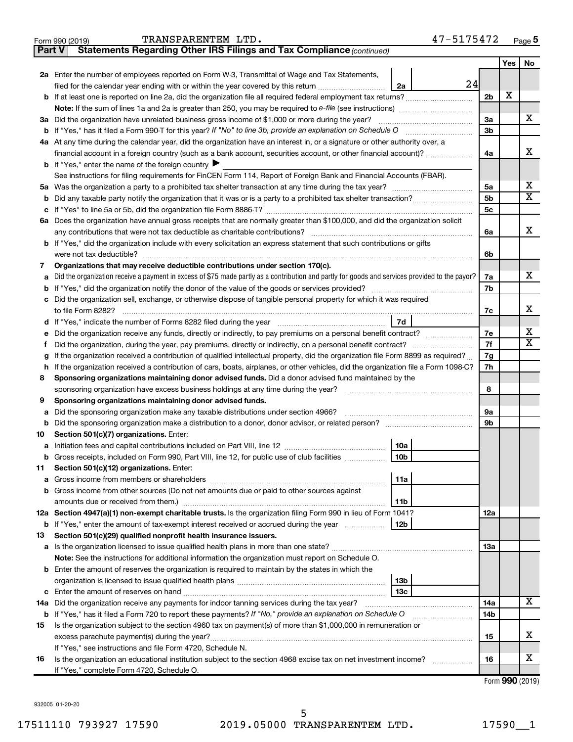Form 990 (2019) TRANSPARENTEM LTD. 47-5175472 Page 5

**Part V Statements Regarding Other IRS Filings and Tax Compliance** *(continued)*

| | | | | Yes | No |
|---|---|---|---|---|---|
| **2a** | Enter the number of employees reported on Form W-3, Transmittal of Wage and Tax Statements, filed for the calendar year ending with or within the year covered by this return | 2a | 24 | | |
| **b** | If at least one is reported on line 2a, did the organization file all required federal employment tax returns? | | 2b | X | |
| | **Note:** If the sum of lines 1a and 2a is greater than 250, you may be required to *e-file* (see instructions) | | | | |
| **3a** | Did the organization have unrelated business gross income of $1,000 or more during the year? | | 3a | | X |
| **b** | If "Yes," has it filed a Form 990-T for this year? *If "No" to line 3b, provide an explanation on Schedule O* | | 3b | | |
| **4a** | At any time during the calendar year, did the organization have an interest in, or a signature or other authority over, a financial account in a foreign country (such as a bank account, securities account, or other financial account)? | | 4a | | X |
| **b** | If "Yes," enter the name of the foreign country ▶ | | | | |
| | See instructions for filing requirements for FinCEN Form 114, Report of Foreign Bank and Financial Accounts (FBAR). | | | | |
| **5a** | Was the organization a party to a prohibited tax shelter transaction at any time during the tax year? | | 5a | | X |
| **b** | Did any taxable party notify the organization that it was or is a party to a prohibited tax shelter transaction? | | 5b | | X |
| **c** | If "Yes" to line 5a or 5b, did the organization file Form 8886-T? | | 5c | | |
| **6a** | Does the organization have annual gross receipts that are normally greater than $100,000, and did the organization solicit any contributions that were not tax deductible as charitable contributions? | | 6a | | X |
| **b** | If "Yes," did the organization include with every solicitation an express statement that such contributions or gifts were not tax deductible? | | 6b | | |
| **7** | **Organizations that may receive deductible contributions under section 170(c).** | | | | |
| **a** | Did the organization receive a payment in excess of $75 made partly as a contribution and partly for goods and services provided to the payor? | | 7a | | X |
| **b** | If "Yes," did the organization notify the donor of the value of the goods or services provided? | | 7b | | |
| **c** | Did the organization sell, exchange, or otherwise dispose of tangible personal property for which it was required to file Form 8282? | | 7c | | X |
| **d** | If "Yes," indicate the number of Forms 8282 filed during the year | 7d | | | |
| **e** | Did the organization receive any funds, directly or indirectly, to pay premiums on a personal benefit contract? | | 7e | | X |
| **f** | Did the organization, during the year, pay premiums, directly or indirectly, on a personal benefit contract? | | 7f | | X |
| **g** | If the organization received a contribution of qualified intellectual property, did the organization file Form 8899 as required? | | 7g | | |
| **h** | If the organization received a contribution of cars, boats, airplanes, or other vehicles, did the organization file a Form 1098-C? | | 7h | | |
| **8** | **Sponsoring organizations maintaining donor advised funds.** Did a donor advised fund maintained by the sponsoring organization have excess business holdings at any time during the year? | | 8 | | |
| **9** | **Sponsoring organizations maintaining donor advised funds.** | | | | |
| **a** | Did the sponsoring organization make any taxable distributions under section 4966? | | 9a | | |
| **b** | Did the sponsoring organization make a distribution to a donor, donor advisor, or related person? | | 9b | | |
| **10** | **Section 501(c)(7) organizations.** Enter: | | | | |
| **a** | Initiation fees and capital contributions included on Part VIII, line 12 | 10a | | | |
| **b** | Gross receipts, included on Form 990, Part VIII, line 12, for public use of club facilities | 10b | | | |
| **11** | **Section 501(c)(12) organizations.** Enter: | | | | |
| **a** | Gross income from members or shareholders | 11a | | | |
| **b** | Gross income from other sources (Do not net amounts due or paid to other sources against amounts due or received from them.) | 11b | | | |
| **12a** | **Section 4947(a)(1) non-exempt charitable trusts.** Is the organization filing Form 990 in lieu of Form 1041? | | 12a | | |
| **b** | If "Yes," enter the amount of tax-exempt interest received or accrued during the year | 12b | | | |
| **13** | **Section 501(c)(29) qualified nonprofit health insurance issuers.** | | | | |
| **a** | Is the organization licensed to issue qualified health plans in more than one state? | | 13a | | |
| | **Note:** See the instructions for additional information the organization must report on Schedule O. | | | | |
| **b** | Enter the amount of reserves the organization is required to maintain by the states in which the organization is licensed to issue qualified health plans | 13b | | | |
| **c** | Enter the amount of reserves on hand | 13c | | | |
| **14a** | Did the organization receive any payments for indoor tanning services during the tax year? | | 14a | | X |
| **b** | If "Yes," has it filed a Form 720 to report these payments? *If "No," provide an explanation on Schedule O* | | 14b | | |
| **15** | Is the organization subject to the section 4960 tax on payment(s) of more than $1,000,000 in remuneration or excess parachute payment(s) during the year? | | 15 | | X |
| | If "Yes," see instructions and file Form 4720, Schedule N. | | | | |
| **16** | Is the organization an educational institution subject to the section 4968 excise tax on net investment income? | | 16 | | X |
| | If "Yes," complete Form 4720, Schedule O. | | | | |

Form **990** (2019)

932005 01-20-20

17511110 793927 17590 2019.05000 TRANSPARENTEM LTD. 17590__1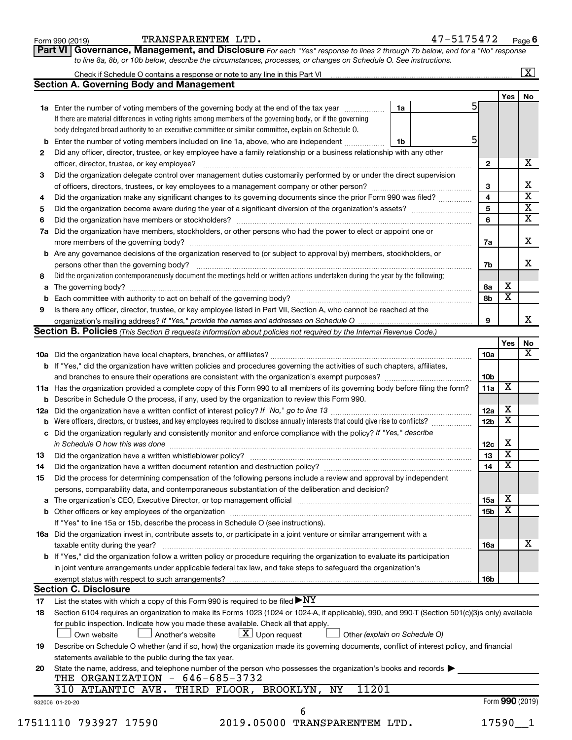Form 990 (2019) TRANSPARENTEM LTD. 47-5175472 Page 6

## Part VI Governance, Management, and Disclosure

*For each "Yes" response to lines 2 through 7b below, and for a "No" response to line 8a, 8b, or 10b below, describe the circumstances, processes, or changes on Schedule O. See instructions.*

Check if Schedule O contains a response or note to any line in this Part VI [X]

### Section A. Governing Body and Management

| | | | Yes | No |
|---|---|---|---|---|
| **1a** | Enter the number of voting members of the governing body at the end of the tax year — **1a** 5<br>If there are material differences in voting rights among members of the governing body, or if the governing body delegated broad authority to an executive committee or similar committee, explain on Schedule O. | | | |
| **b** | Enter the number of voting members included on line 1a, above, who are independent — **1b** 5 | | | |
| **2** | Did any officer, director, trustee, or key employee have a family relationship or a business relationship with any other officer, director, trustee, or key employee? | 2 | | X |
| **3** | Did the organization delegate control over management duties customarily performed by or under the direct supervision of officers, directors, trustees, or key employees to a management company or other person? | 3 | | X |
| **4** | Did the organization make any significant changes to its governing documents since the prior Form 990 was filed? | 4 | | X |
| **5** | Did the organization become aware during the year of a significant diversion of the organization's assets? | 5 | | X |
| **6** | Did the organization have members or stockholders? | 6 | | X |
| **7a** | Did the organization have members, stockholders, or other persons who had the power to elect or appoint one or more members of the governing body? | 7a | | X |
| **b** | Are any governance decisions of the organization reserved to (or subject to approval by) members, stockholders, or persons other than the governing body? | 7b | | X |
| **8** | Did the organization contemporaneously document the meetings held or written actions undertaken during the year by the following: | | | |
| **a** | The governing body? | 8a | X | |
| **b** | Each committee with authority to act on behalf of the governing body? | 8b | X | |
| **9** | Is there any officer, director, trustee, or key employee listed in Part VII, Section A, who cannot be reached at the organization's mailing address? *If "Yes," provide the names and addresses on Schedule O* | 9 | | X |

### Section B. Policies *(This Section B requests information about policies not required by the Internal Revenue Code.)*

| | | | Yes | No |
|---|---|---|---|---|
| **10a** | Did the organization have local chapters, branches, or affiliates? | 10a | | X |
| **b** | If "Yes," did the organization have written policies and procedures governing the activities of such chapters, affiliates, and branches to ensure their operations are consistent with the organization's exempt purposes? | 10b | | |
| **11a** | Has the organization provided a complete copy of this Form 990 to all members of its governing body before filing the form? | 11a | X | |
| **b** | Describe in Schedule O the process, if any, used by the organization to review this Form 990. | | | |
| **12a** | Did the organization have a written conflict of interest policy? *If "No," go to line 13* | 12a | X | |
| **b** | Were officers, directors, or trustees, and key employees required to disclose annually interests that could give rise to conflicts? | 12b | X | |
| **c** | Did the organization regularly and consistently monitor and enforce compliance with the policy? *If "Yes," describe in Schedule O how this was done* | 12c | X | |
| **13** | Did the organization have a written whistleblower policy? | 13 | X | |
| **14** | Did the organization have a written document retention and destruction policy? | 14 | X | |
| **15** | Did the process for determining compensation of the following persons include a review and approval by independent persons, comparability data, and contemporaneous substantiation of the deliberation and decision? | | | |
| **a** | The organization's CEO, Executive Director, or top management official | 15a | X | |
| **b** | Other officers or key employees of the organization | 15b | X | |
| | If "Yes" to line 15a or 15b, describe the process in Schedule O (see instructions). | | | |
| **16a** | Did the organization invest in, contribute assets to, or participate in a joint venture or similar arrangement with a taxable entity during the year? | 16a | | X |
| **b** | If "Yes," did the organization follow a written policy or procedure requiring the organization to evaluate its participation in joint venture arrangements under applicable federal tax law, and take steps to safeguard the organization's exempt status with respect to such arrangements? | 16b | | |

### Section C. Disclosure

**17** List the states with which a copy of this Form 990 is required to be filed ▶ NY

**18** Section 6104 requires an organization to make its Forms 1023 (1024 or 1024-A, if applicable), 990, and 990-T (Section 501(c)(3)s only) available for public inspection. Indicate how you made these available. Check all that apply.

[ ] Own website [ ] Another's website [X] Upon request [ ] Other *(explain on Schedule O)*

**19** Describe on Schedule O whether (and if so, how) the organization made its governing documents, conflict of interest policy, and financial statements available to the public during the tax year.

**20** State the name, address, and telephone number of the person who possesses the organization's books and records ▶

THE ORGANIZATION - 646-685-3732
310 ATLANTIC AVE. THIRD FLOOR, BROOKLYN, NY 11201

932006 01-20-20 Form **990** (2019)

17511110 793927 17590 2019.05000 TRANSPARENTEM LTD. 17590__1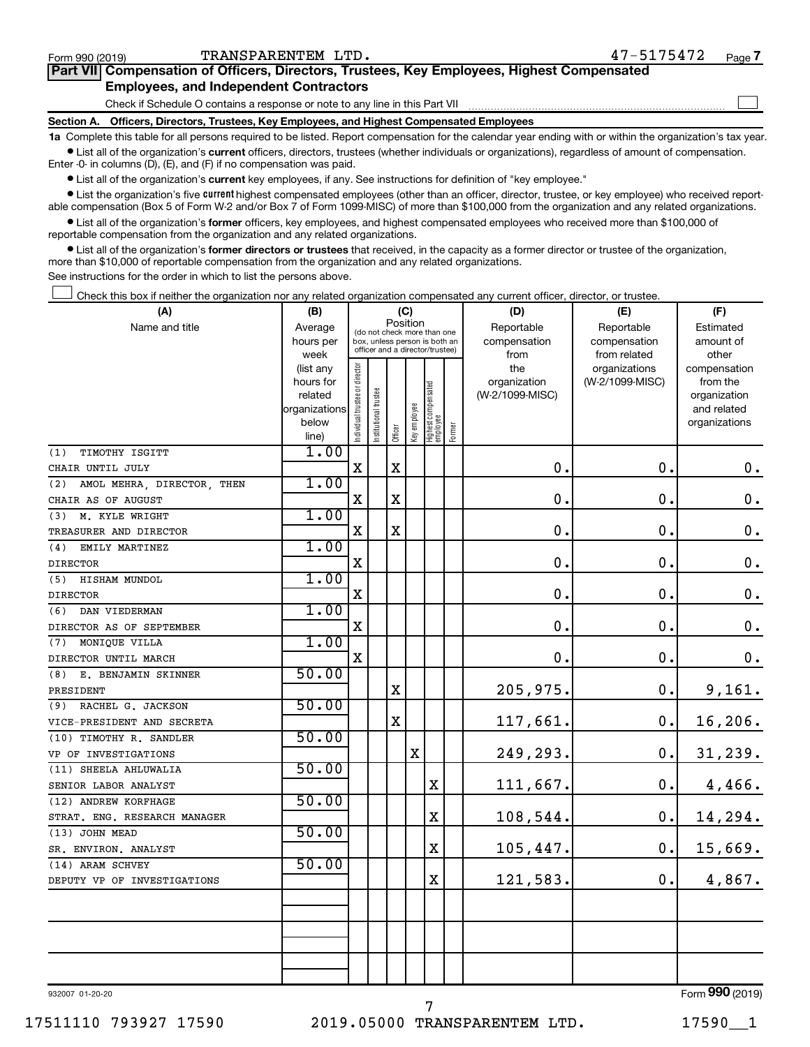Form 990 (2019) TRANSPARENTEM LTD. 47-5175472 Page 7

## Part VII Compensation of Officers, Directors, Trustees, Key Employees, Highest Compensated Employees, and Independent Contractors

Check if Schedule O contains a response or note to any line in this Part VII ☐

### Section A. Officers, Directors, Trustees, Key Employees, and Highest Compensated Employees

**1a** Complete this table for all persons required to be listed. Report compensation for the calendar year ending with or within the organization's tax year.

- List all of the organization's **current** officers, directors, trustees (whether individuals or organizations), regardless of amount of compensation. Enter -0- in columns (D), (E), and (F) if no compensation was paid.
- List all of the organization's **current** key employees, if any. See instructions for definition of "key employee."
- List the organization's five **current** highest compensated employees (other than an officer, director, trustee, or key employee) who received reportable compensation (Box 5 of Form W-2 and/or Box 7 of Form 1099-MISC) of more than $100,000 from the organization and any related organizations.
- List all of the organization's **former** officers, key employees, and highest compensated employees who received more than $100,000 of reportable compensation from the organization and any related organizations.
- List all of the organization's **former directors or trustees** that received, in the capacity as a former director or trustee of the organization, more than $10,000 of reportable compensation from the organization and any related organizations.

See instructions for the order in which to list the persons above.

☐ Check this box if neither the organization nor any related organization compensated any current officer, director, or trustee.

| (A) Name and title | (B) Average hours per week (list any hours for related organizations below line) | (C) Position: Individual trustee or director | Institutional trustee | Officer | Key employee | Highest compensated employee | Former | (D) Reportable compensation from the organization (W-2/1099-MISC) | (E) Reportable compensation from related organizations (W-2/1099-MISC) | (F) Estimated amount of other compensation from the organization and related organizations |
|---|---|---|---|---|---|---|---|---|---|---|
| (1) TIMOTHY ISGITT<br>CHAIR UNTIL JULY | 1.00 | X | | X | | | | 0. | 0. | 0. |
| (2) AMOL MEHRA, DIRECTOR, THEN<br>CHAIR AS OF AUGUST | 1.00 | X | | X | | | | 0. | 0. | 0. |
| (3) M. KYLE WRIGHT<br>TREASURER AND DIRECTOR | 1.00 | X | | X | | | | 0. | 0. | 0. |
| (4) EMILY MARTINEZ<br>DIRECTOR | 1.00 | X | | | | | | 0. | 0. | 0. |
| (5) HISHAM MUNDOL<br>DIRECTOR | 1.00 | X | | | | | | 0. | 0. | 0. |
| (6) DAN VIEDERMAN<br>DIRECTOR AS OF SEPTEMBER | 1.00 | X | | | | | | 0. | 0. | 0. |
| (7) MONIQUE VILLA<br>DIRECTOR UNTIL MARCH | 1.00 | X | | | | | | 0. | 0. | 0. |
| (8) E. BENJAMIN SKINNER<br>PRESIDENT | 50.00 | | | X | | | | 205,975. | 0. | 9,161. |
| (9) RACHEL G. JACKSON<br>VICE-PRESIDENT AND SECRETA | 50.00 | | | X | | | | 117,661. | 0. | 16,206. |
| (10) TIMOTHY R. SANDLER<br>VP OF INVESTIGATIONS | 50.00 | | | | X | | | 249,293. | 0. | 31,239. |
| (11) SHEELA AHLUWALIA<br>SENIOR LABOR ANALYST | 50.00 | | | | | X | | 111,667. | 0. | 4,466. |
| (12) ANDREW KORFHAGE<br>STRAT. ENG. RESEARCH MANAGER | 50.00 | | | | | X | | 108,544. | 0. | 14,294. |
| (13) JOHN MEAD<br>SR. ENVIRON. ANALYST | 50.00 | | | | | X | | 105,447. | 0. | 15,669. |
| (14) ARAM SCHVEY<br>DEPUTY VP OF INVESTIGATIONS | 50.00 | | | | | X | | 121,583. | 0. | 4,867. |

932007 01-20-20 Form **990** (2019)

17511110 793927 17590 2019.05000 TRANSPARENTEM LTD. 17590__1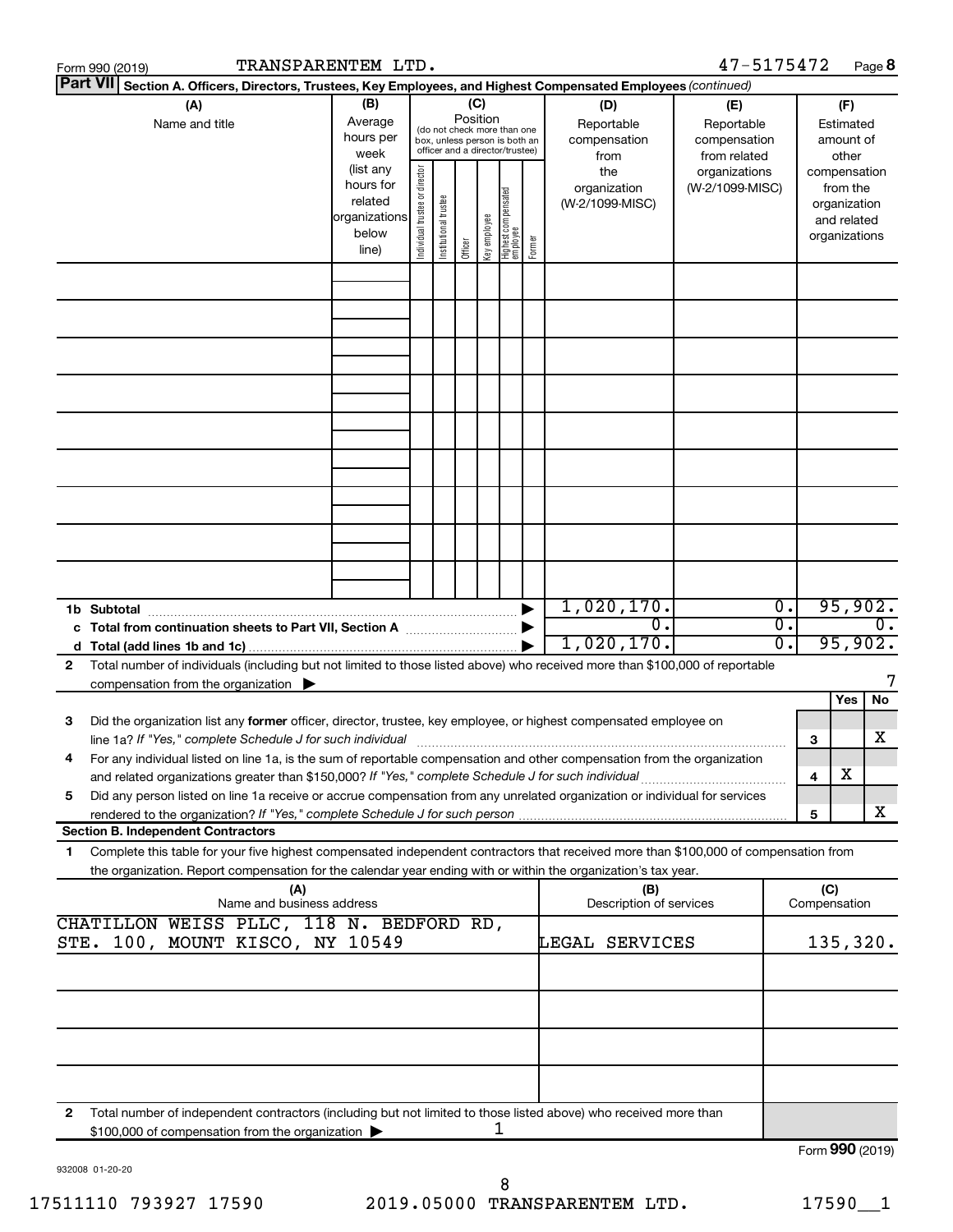Form 990 (2019) TRANSPARENTEM LTD. 47-5175472 Page 8

**Part VII** Section A. Officers, Directors, Trustees, Key Employees, and Highest Compensated Employees *(continued)*

| (A) Name and title | (B) Average hours per week (list any hours for related organizations below line) | (C) Position (do not check more than one box, unless person is both an officer and a director/trustee): Individual trustee or director | Institutional trustee | Officer | Key employee | Highest compensated employee | Former | (D) Reportable compensation from the organization (W-2/1099-MISC) | (E) Reportable compensation from related organizations (W-2/1099-MISC) | (F) Estimated amount of other compensation from the organization and related organizations |
|---|---|---|---|---|---|---|---|---|---|---|
| | | | | | | | | | | |
| | | | | | | | | | | |
| | | | | | | | | | | |
| | | | | | | | | | | |
| | | | | | | | | | | |
| | | | | | | | | | | |
| | | | | | | | | | | |
| | | | | | | | | | | |
| | | | | | | | | | | |
| **1b Subtotal** | | | | | | | ▶ | 1,020,170. | 0. | 95,902. |
| **c Total from continuation sheets to Part VII, Section A** | | | | | | | ▶ | 0. | 0. | 0. |
| **d Total (add lines 1b and 1c)** | | | | | | | ▶ | 1,020,170. | 0. | 95,902. |

**2** Total number of individuals (including but not limited to those listed above) who received more than $100,000 of reportable compensation from the organization ▶ 7

| | | | Yes | No |
|---|---|---|---|---|
| **3** | Did the organization list any **former** officer, director, trustee, key employee, or highest compensated employee on line 1a? *If "Yes," complete Schedule J for such individual* | 3 | | X |
| **4** | For any individual listed on line 1a, is the sum of reportable compensation and other compensation from the organization and related organizations greater than $150,000? *If "Yes," complete Schedule J for such individual* | 4 | X | |
| **5** | Did any person listed on line 1a receive or accrue compensation from any unrelated organization or individual for services rendered to the organization? *If "Yes," complete Schedule J for such person* | 5 | | X |

**Section B. Independent Contractors**

**1** Complete this table for your five highest compensated independent contractors that received more than $100,000 of compensation from the organization. Report compensation for the calendar year ending with or within the organization's tax year.

| (A) Name and business address | (B) Description of services | (C) Compensation |
|---|---|---|
| CHATILLON WEISS PLLC, 118 N. BEDFORD RD, STE. 100, MOUNT KISCO, NY 10549 | LEGAL SERVICES | 135,320. |
| | | |
| | | |
| | | |
| | | |

**2** Total number of independent contractors (including but not limited to those listed above) who received more than $100,000 of compensation from the organization ▶ 1

Form **990** (2019)

932008 01-20-20

17511110 793927 17590 2019.05000 TRANSPARENTEM LTD. 17590__1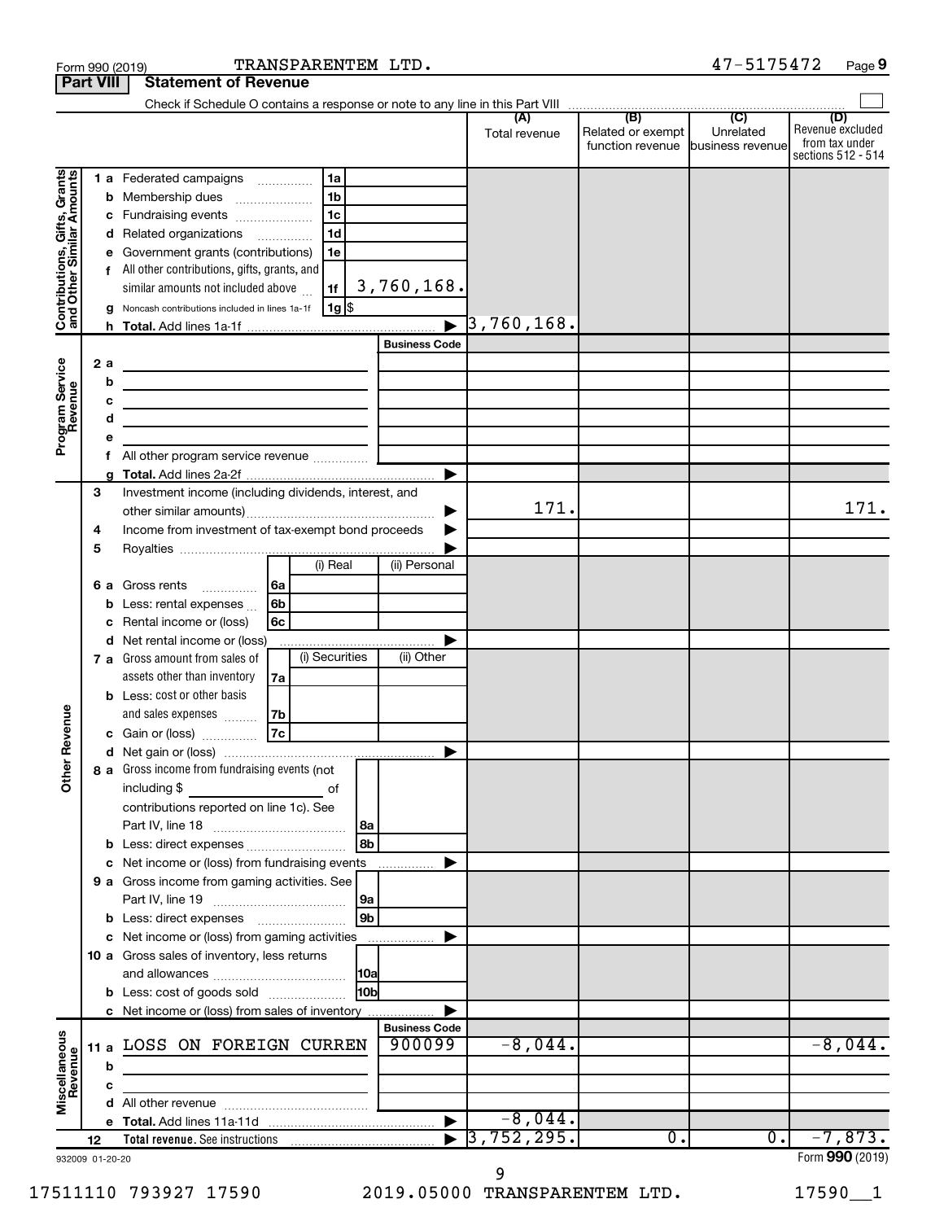Form 990 (2019) TRANSPARENTEM LTD. 47-5175472 Page 9

**Part VIII Statement of Revenue**

Check if Schedule O contains a response or note to any line in this Part VIII

| | | | (A) Total revenue | (B) Related or exempt function revenue | (C) Unrelated business revenue | (D) Revenue excluded from tax under sections 512 - 514 |
|---|---|---|---|---|---|---|
| **Contributions, Gifts, Grants and Other Similar Amounts** | 1 a Federated campaigns | 1a | | | | |
| | b Membership dues | 1b | | | | |
| | c Fundraising events | 1c | | | | |
| | d Related organizations | 1d | | | | |
| | e Government grants (contributions) | 1e | | | | |
| | f All other contributions, gifts, grants, and similar amounts not included above | 1f 3,760,168. | | | | |
| | g Noncash contributions included in lines 1a-1f | 1g $ | | | | |
| | h **Total.** Add lines 1a-1f | | 3,760,168. | | | |
| **Program Service Revenue** | | Business Code | | | | |
| | 2 a | | | | | |
| | b | | | | | |
| | c | | | | | |
| | d | | | | | |
| | e | | | | | |
| | f All other program service revenue | | | | | |
| | g **Total.** Add lines 2a-2f | | | | | |
| **Other Revenue** | 3 Investment income (including dividends, interest, and other similar amounts) | | 171. | | | 171. |
| | 4 Income from investment of tax-exempt bond proceeds | | | | | |
| | 5 Royalties | | | | | |
| | 6 a Gross rents — 6a (i) Real / (ii) Personal | | | | | |
| | b Less: rental expenses — 6b | | | | | |
| | c Rental income or (loss) — 6c | | | | | |
| | d Net rental income or (loss) | | | | | |
| | 7 a Gross amount from sales of assets other than inventory — 7a (i) Securities / (ii) Other | | | | | |
| | b Less: cost or other basis and sales expenses — 7b | | | | | |
| | c Gain or (loss) — 7c | | | | | |
| | d Net gain or (loss) | | | | | |
| | 8 a Gross income from fundraising events (not including $ of contributions reported on line 1c). See Part IV, line 18 | 8a | | | | |
| | b Less: direct expenses | 8b | | | | |
| | c Net income or (loss) from fundraising events | | | | | |
| | 9 a Gross income from gaming activities. See Part IV, line 19 | 9a | | | | |
| | b Less: direct expenses | 9b | | | | |
| | c Net income or (loss) from gaming activities | | | | | |
| | 10 a Gross sales of inventory, less returns and allowances | 10a | | | | |
| | b Less: cost of goods sold | 10b | | | | |
| | c Net income or (loss) from sales of inventory | | | | | |
| **Miscellaneous Revenue** | | Business Code | | | | |
| | 11 a LOSS ON FOREIGN CURREN | 900099 | -8,044. | | | -8,044. |
| | b | | | | | |
| | c | | | | | |
| | d All other revenue | | | | | |
| | e **Total.** Add lines 11a-11d | | -8,044. | | | |
| | 12 **Total revenue.** See instructions | | 3,752,295. | 0. | 0. | -7,873. |

932009 01-20-20 Form **990** (2019)

17511110 793927 17590 2019.05000 TRANSPARENTEM LTD. 17590__1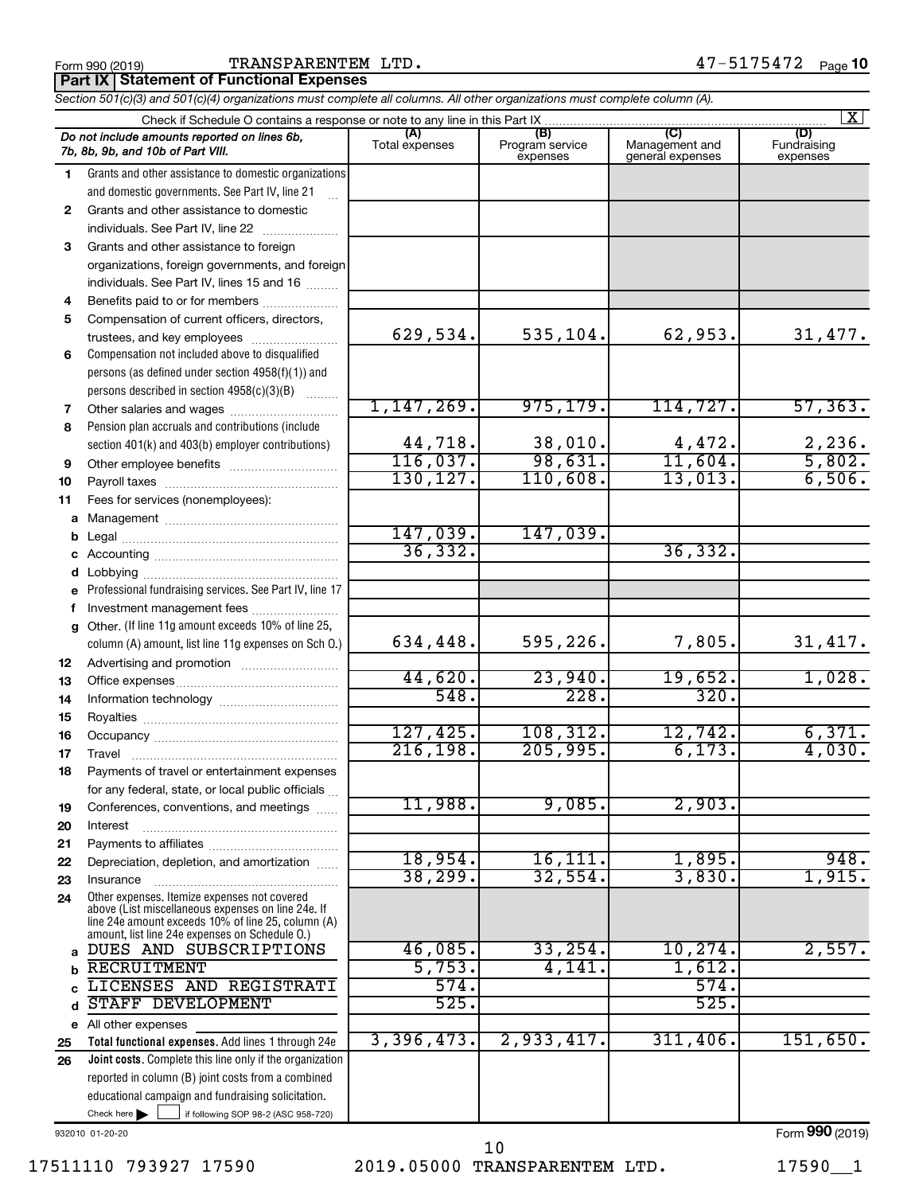Form 990 (2019) TRANSPARENTEM LTD. 47-5175472 Page 10

**Part IX | Statement of Functional Expenses**

*Section 501(c)(3) and 501(c)(4) organizations must complete all columns. All other organizations must complete column (A).*

Check if Schedule O contains a response or note to any line in this Part IX [X]

| *Do not include amounts reported on lines 6b, 7b, 8b, 9b, and 10b of Part VIII.* | (A) Total expenses | (B) Program service expenses | (C) Management and general expenses | (D) Fundraising expenses |
|---|---|---|---|---|
| 1 Grants and other assistance to domestic organizations and domestic governments. See Part IV, line 21 | | | | |
| 2 Grants and other assistance to domestic individuals. See Part IV, line 22 | | | | |
| 3 Grants and other assistance to foreign organizations, foreign governments, and foreign individuals. See Part IV, lines 15 and 16 | | | | |
| 4 Benefits paid to or for members | | | | |
| 5 Compensation of current officers, directors, trustees, and key employees | 629,534. | 535,104. | 62,953. | 31,477. |
| 6 Compensation not included above to disqualified persons (as defined under section 4958(f)(1)) and persons described in section 4958(c)(3)(B) | | | | |
| 7 Other salaries and wages | 1,147,269. | 975,179. | 114,727. | 57,363. |
| 8 Pension plan accruals and contributions (include section 401(k) and 403(b) employer contributions) | 44,718. | 38,010. | 4,472. | 2,236. |
| 9 Other employee benefits | 116,037. | 98,631. | 11,604. | 5,802. |
| 10 Payroll taxes | 130,127. | 110,608. | 13,013. | 6,506. |
| 11 Fees for services (nonemployees): | | | | |
| a Management | | | | |
| b Legal | 147,039. | 147,039. | | |
| c Accounting | 36,332. | | 36,332. | |
| d Lobbying | | | | |
| e Professional fundraising services. See Part IV, line 17 | | | | |
| f Investment management fees | | | | |
| g Other. (If line 11g amount exceeds 10% of line 25, column (A) amount, list line 11g expenses on Sch O.) | 634,448. | 595,226. | 7,805. | 31,417. |
| 12 Advertising and promotion | | | | |
| 13 Office expenses | 44,620. | 23,940. | 19,652. | 1,028. |
| 14 Information technology | 548. | 228. | 320. | |
| 15 Royalties | | | | |
| 16 Occupancy | 127,425. | 108,312. | 12,742. | 6,371. |
| 17 Travel | 216,198. | 205,995. | 6,173. | 4,030. |
| 18 Payments of travel or entertainment expenses for any federal, state, or local public officials | | | | |
| 19 Conferences, conventions, and meetings | 11,988. | 9,085. | 2,903. | |
| 20 Interest | | | | |
| 21 Payments to affiliates | | | | |
| 22 Depreciation, depletion, and amortization | 18,954. | 16,111. | 1,895. | 948. |
| 23 Insurance | 38,299. | 32,554. | 3,830. | 1,915. |
| 24 Other expenses. Itemize expenses not covered above (List miscellaneous expenses on line 24e. If line 24e amount exceeds 10% of line 25, column (A) amount, list line 24e expenses on Schedule O.) | | | | |
| a DUES AND SUBSCRIPTIONS | 46,085. | 33,254. | 10,274. | 2,557. |
| b RECRUITMENT | 5,753. | 4,141. | 1,612. | |
| c LICENSES AND REGISTRATI | 574. | | 574. | |
| d STAFF DEVELOPMENT | 525. | | 525. | |
| e All other expenses | | | | |
| 25 **Total functional expenses.** Add lines 1 through 24e | 3,396,473. | 2,933,417. | 311,406. | 151,650. |
| 26 **Joint costs.** Complete this line only if the organization reported in column (B) joint costs from a combined educational campaign and fundraising solicitation. Check here [ ] if following SOP 98-2 (ASC 958-720) | | | | |

932010 01-20-20

Form **990** (2019)

17511110 793927 17590 2019.05000 TRANSPARENTEM LTD. 17590__1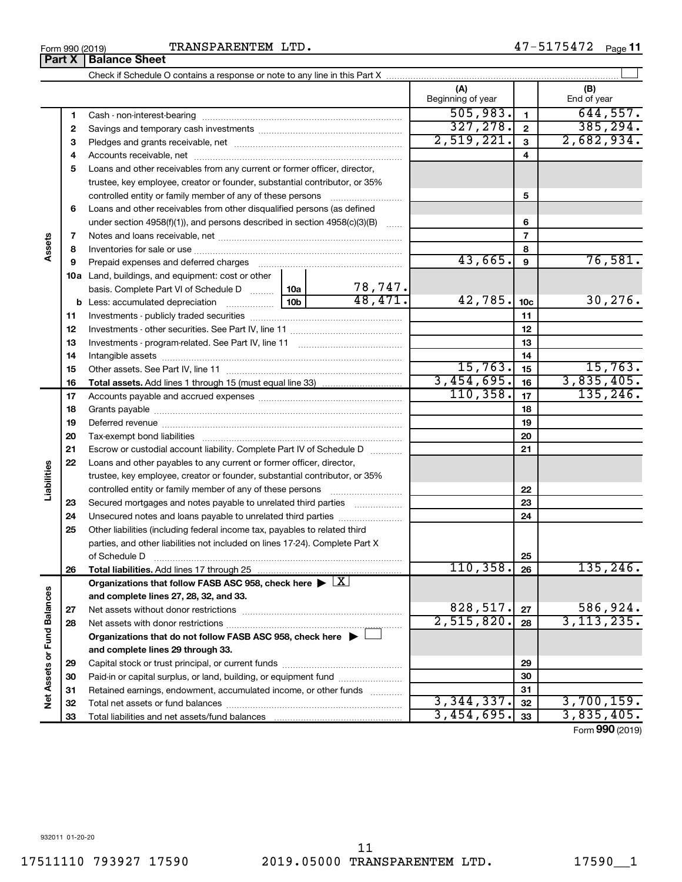Form 990 (2019) TRANSPARENTEM LTD. 47-5175472

## Part X | Balance Sheet

Check if Schedule O contains a response or note to any line in this Part X ☐

| Section | Line | Description | | (A) Beginning of year | Line | (B) End of year |
|---|---|---|---|---|---|---|
| Assets | 1 | Cash - non-interest-bearing | | 505,983. | 1 | 644,557. |
| | 2 | Savings and temporary cash investments | | 327,278. | 2 | 385,294. |
| | 3 | Pledges and grants receivable, net | | 2,519,221. | 3 | 2,682,934. |
| | 4 | Accounts receivable, net | | | 4 | |
| | 5 | Loans and other receivables from any current or former officer, director, trustee, key employee, creator or founder, substantial contributor, or 35% controlled entity or family member of any of these persons | | | 5 | |
| | 6 | Loans and other receivables from other disqualified persons (as defined under section 4958(f)(1)), and persons described in section 4958(c)(3)(B) | | | 6 | |
| | 7 | Notes and loans receivable, net | | | 7 | |
| | 8 | Inventories for sale or use | | | 8 | |
| | 9 | Prepaid expenses and deferred charges | | 43,665. | 9 | 76,581. |
| | 10a | Land, buildings, and equipment: cost or other basis. Complete Part VI of Schedule D | 10a 78,747. | | | |
| | b | Less: accumulated depreciation | 10b 48,471. | 42,785. | 10c | 30,276. |
| | 11 | Investments - publicly traded securities | | | 11 | |
| | 12 | Investments - other securities. See Part IV, line 11 | | | 12 | |
| | 13 | Investments - program-related. See Part IV, line 11 | | | 13 | |
| | 14 | Intangible assets | | | 14 | |
| | 15 | Other assets. See Part IV, line 11 | | 15,763. | 15 | 15,763. |
| | 16 | **Total assets.** Add lines 1 through 15 (must equal line 33) | | 3,454,695. | 16 | 3,835,405. |
| Liabilities | 17 | Accounts payable and accrued expenses | | 110,358. | 17 | 135,246. |
| | 18 | Grants payable | | | 18 | |
| | 19 | Deferred revenue | | | 19 | |
| | 20 | Tax-exempt bond liabilities | | | 20 | |
| | 21 | Escrow or custodial account liability. Complete Part IV of Schedule D | | | 21 | |
| | 22 | Loans and other payables to any current or former officer, director, trustee, key employee, creator or founder, substantial contributor, or 35% controlled entity or family member of any of these persons | | | 22 | |
| | 23 | Secured mortgages and notes payable to unrelated third parties | | | 23 | |
| | 24 | Unsecured notes and loans payable to unrelated third parties | | | 24 | |
| | 25 | Other liabilities (including federal income tax, payables to related third parties, and other liabilities not included on lines 17-24). Complete Part X of Schedule D | | | 25 | |
| | 26 | **Total liabilities.** Add lines 17 through 25 | | 110,358. | 26 | 135,246. |
| Net Assets or Fund Balances | | **Organizations that follow FASB ASC 958, check here ▶ ☒ and complete lines 27, 28, 32, and 33.** | | | | |
| | 27 | Net assets without donor restrictions | | 828,517. | 27 | 586,924. |
| | 28 | Net assets with donor restrictions | | 2,515,820. | 28 | 3,113,235. |
| | | **Organizations that do not follow FASB ASC 958, check here ▶ ☐ and complete lines 29 through 33.** | | | | |
| | 29 | Capital stock or trust principal, or current funds | | | 29 | |
| | 30 | Paid-in or capital surplus, or land, building, or equipment fund | | | 30 | |
| | 31 | Retained earnings, endowment, accumulated income, or other funds | | | 31 | |
| | 32 | Total net assets or fund balances | | 3,344,337. | 32 | 3,700,159. |
| | 33 | Total liabilities and net assets/fund balances | | 3,454,695. | 33 | 3,835,405. |

Form **990** (2019)

932011 01-20-20

17511110 793927 17590 2019.05000 TRANSPARENTEM LTD. 17590__1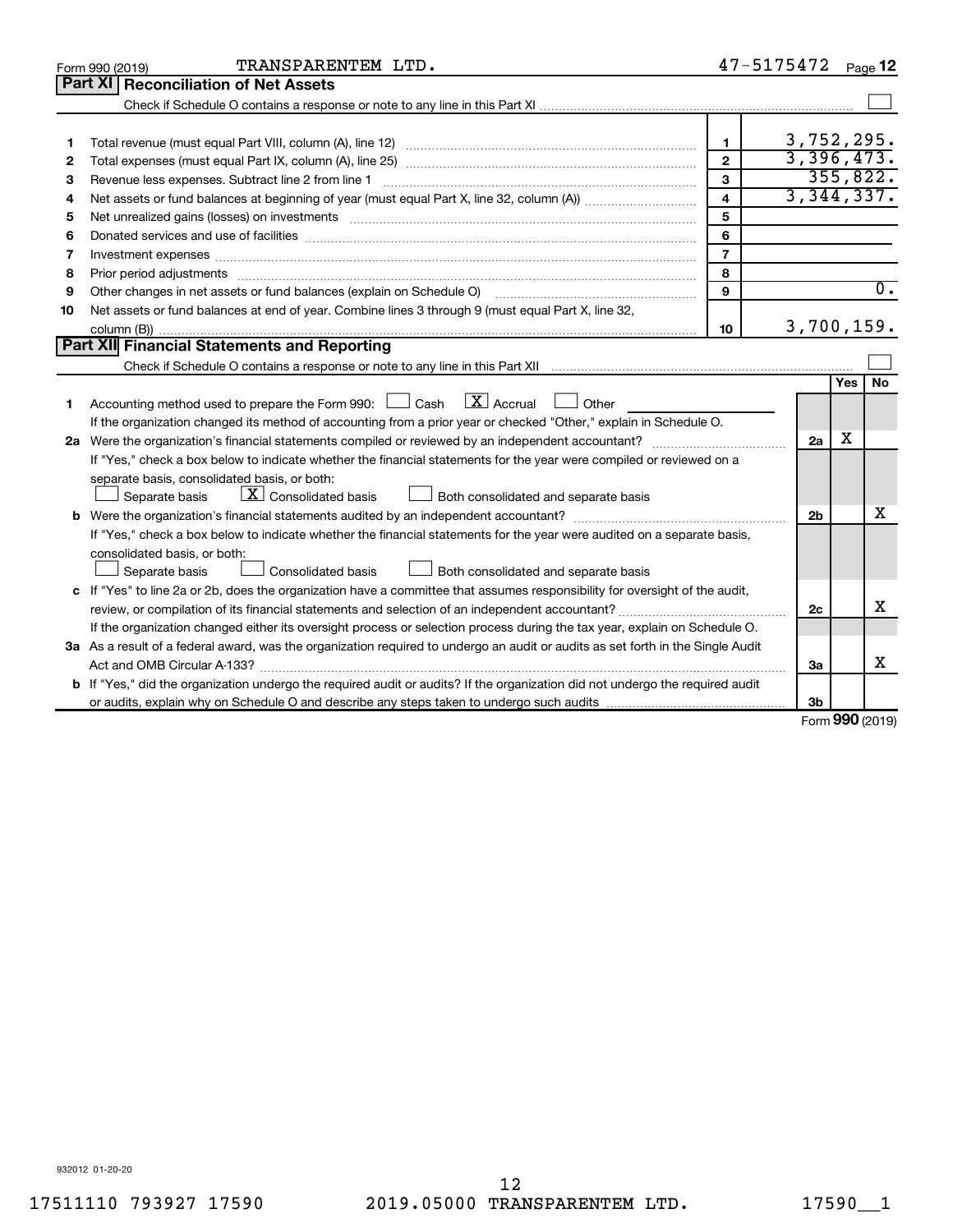Form 990 (2019) TRANSPARENTEM LTD. 47-5175472 Page 12

## Part XI Reconciliation of Net Assets

Check if Schedule O contains a response or note to any line in this Part XI ☐

| | | | |
|---|---|---|---|
| 1 | Total revenue (must equal Part VIII, column (A), line 12) | 1 | 3,752,295. |
| 2 | Total expenses (must equal Part IX, column (A), line 25) | 2 | 3,396,473. |
| 3 | Revenue less expenses. Subtract line 2 from line 1 | 3 | 355,822. |
| 4 | Net assets or fund balances at beginning of year (must equal Part X, line 32, column (A)) | 4 | 3,344,337. |
| 5 | Net unrealized gains (losses) on investments | 5 | |
| 6 | Donated services and use of facilities | 6 | |
| 7 | Investment expenses | 7 | |
| 8 | Prior period adjustments | 8 | |
| 9 | Other changes in net assets or fund balances (explain on Schedule O) | 9 | 0. |
| 10 | Net assets or fund balances at end of year. Combine lines 3 through 9 (must equal Part X, line 32, column (B)) | 10 | 3,700,159. |

## Part XII Financial Statements and Reporting

Check if Schedule O contains a response or note to any line in this Part XII ☐

| | | | Yes | No |
|---|---|---|---|---|
| 1 | Accounting method used to prepare the Form 990: ☐ Cash ☒ Accrual ☐ Other<br>If the organization changed its method of accounting from a prior year or checked "Other," explain in Schedule O. | | | |
| 2a | Were the organization's financial statements compiled or reviewed by an independent accountant?<br>If "Yes," check a box below to indicate whether the financial statements for the year were compiled or reviewed on a separate basis, consolidated basis, or both:<br>☐ Separate basis ☒ Consolidated basis ☐ Both consolidated and separate basis | 2a | X | |
| b | Were the organization's financial statements audited by an independent accountant?<br>If "Yes," check a box below to indicate whether the financial statements for the year were audited on a separate basis, consolidated basis, or both:<br>☐ Separate basis ☐ Consolidated basis ☐ Both consolidated and separate basis | 2b | | X |
| c | If "Yes" to line 2a or 2b, does the organization have a committee that assumes responsibility for oversight of the audit, review, or compilation of its financial statements and selection of an independent accountant?<br>If the organization changed either its oversight process or selection process during the tax year, explain on Schedule O. | 2c | | X |
| 3a | As a result of a federal award, was the organization required to undergo an audit or audits as set forth in the Single Audit Act and OMB Circular A-133? | 3a | | X |
| b | If "Yes," did the organization undergo the required audit or audits? If the organization did not undergo the required audit or audits, explain why on Schedule O and describe any steps taken to undergo such audits | 3b | | |

Form **990** (2019)

932012 01-20-20

17511110 793927 17590 2019.05000 TRANSPARENTEM LTD. 17590__1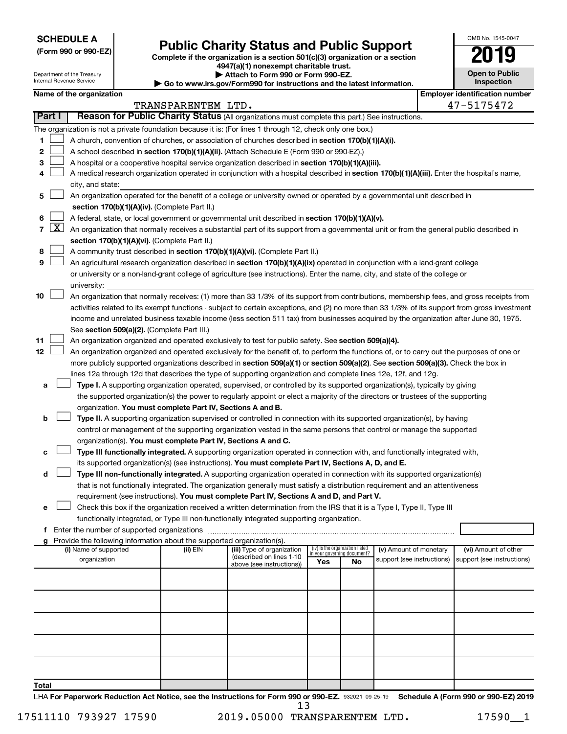**SCHEDULE A**
**(Form 990 or 990-EZ)**

Department of the Treasury
Internal Revenue Service

# Public Charity Status and Public Support

**Complete if the organization is a section 501(c)(3) organization or a section 4947(a)(1) nonexempt charitable trust.**
**▶ Attach to Form 990 or Form 990-EZ.**
**▶ Go to www.irs.gov/Form990 for instructions and the latest information.**

OMB No. 1545-0047
**2019**
**Open to Public Inspection**

**Name of the organization:** TRANSPARENTEM LTD.
**Employer identification number:** 47-5175472

**Part I** **Reason for Public Charity Status** (All organizations must complete this part.) See instructions.

The organization is not a private foundation because it is: (For lines 1 through 12, check only one box.)

1. ☐ A church, convention of churches, or association of churches described in **section 170(b)(1)(A)(i).**
2. ☐ A school described in **section 170(b)(1)(A)(ii).** (Attach Schedule E (Form 990 or 990-EZ).)
3. ☐ A hospital or a cooperative hospital service organization described in **section 170(b)(1)(A)(iii).**
4. ☐ A medical research organization operated in conjunction with a hospital described in **section 170(b)(1)(A)(iii).** Enter the hospital's name, city, and state:
5. ☐ An organization operated for the benefit of a college or university owned or operated by a governmental unit described in **section 170(b)(1)(A)(iv).** (Complete Part II.)
6. ☐ A federal, state, or local government or governmental unit described in **section 170(b)(1)(A)(v).**
7. ☒ An organization that normally receives a substantial part of its support from a governmental unit or from the general public described in **section 170(b)(1)(A)(vi).** (Complete Part II.)
8. ☐ A community trust described in **section 170(b)(1)(A)(vi).** (Complete Part II.)
9. ☐ An agricultural research organization described in **section 170(b)(1)(A)(ix)** operated in conjunction with a land-grant college or university or a non-land-grant college of agriculture (see instructions). Enter the name, city, and state of the college or university:
10. ☐ An organization that normally receives: (1) more than 33 1/3% of its support from contributions, membership fees, and gross receipts from activities related to its exempt functions - subject to certain exceptions, and (2) no more than 33 1/3% of its support from gross investment income and unrelated business taxable income (less section 511 tax) from businesses acquired by the organization after June 30, 1975. See **section 509(a)(2).** (Complete Part III.)
11. ☐ An organization organized and operated exclusively to test for public safety. See **section 509(a)(4).**
12. ☐ An organization organized and operated exclusively for the benefit of, to perform the functions of, or to carry out the purposes of one or more publicly supported organizations described in **section 509(a)(1)** or **section 509(a)(2)**. See **section 509(a)(3).** Check the box in lines 12a through 12d that describes the type of supporting organization and complete lines 12e, 12f, and 12g.
   - **a** ☐ **Type I.** A supporting organization operated, supervised, or controlled by its supported organization(s), typically by giving the supported organization(s) the power to regularly appoint or elect a majority of the directors or trustees of the supporting organization. **You must complete Part IV, Sections A and B.**
   - **b** ☐ **Type II.** A supporting organization supervised or controlled in connection with its supported organization(s), by having control or management of the supporting organization vested in the same persons that control or manage the supported organization(s). **You must complete Part IV, Sections A and C.**
   - **c** ☐ **Type III functionally integrated.** A supporting organization operated in connection with, and functionally integrated with, its supported organization(s) (see instructions). **You must complete Part IV, Sections A, D, and E.**
   - **d** ☐ **Type III non-functionally integrated.** A supporting organization operated in connection with its supported organization(s) that is not functionally integrated. The organization generally must satisfy a distribution requirement and an attentiveness requirement (see instructions). **You must complete Part IV, Sections A and D, and Part V.**
   - **e** ☐ Check this box if the organization received a written determination from the IRS that it is a Type I, Type II, Type III functionally integrated, or Type III non-functionally integrated supporting organization.
   - **f** Enter the number of supported organizations
   - **g** Provide the following information about the supported organization(s).

| (i) Name of supported organization | (ii) EIN | (iii) Type of organization (described on lines 1-10 above (see instructions)) | (iv) Is the organization listed in your governing document? Yes | No | (v) Amount of monetary support (see instructions) | (vi) Amount of other support (see instructions) |
|---|---|---|---|---|---|---|
| | | | | | | |
| | | | | | | |
| | | | | | | |
| | | | | | | |
| | | | | | | |
| **Total** | | | | | | |

LHA **For Paperwork Reduction Act Notice, see the Instructions for Form 990 or 990-EZ.** 932021 09-25-19 **Schedule A (Form 990 or 990-EZ) 2019**

17511110 793927 17590 2019.05000 TRANSPARENTEM LTD. 17590__1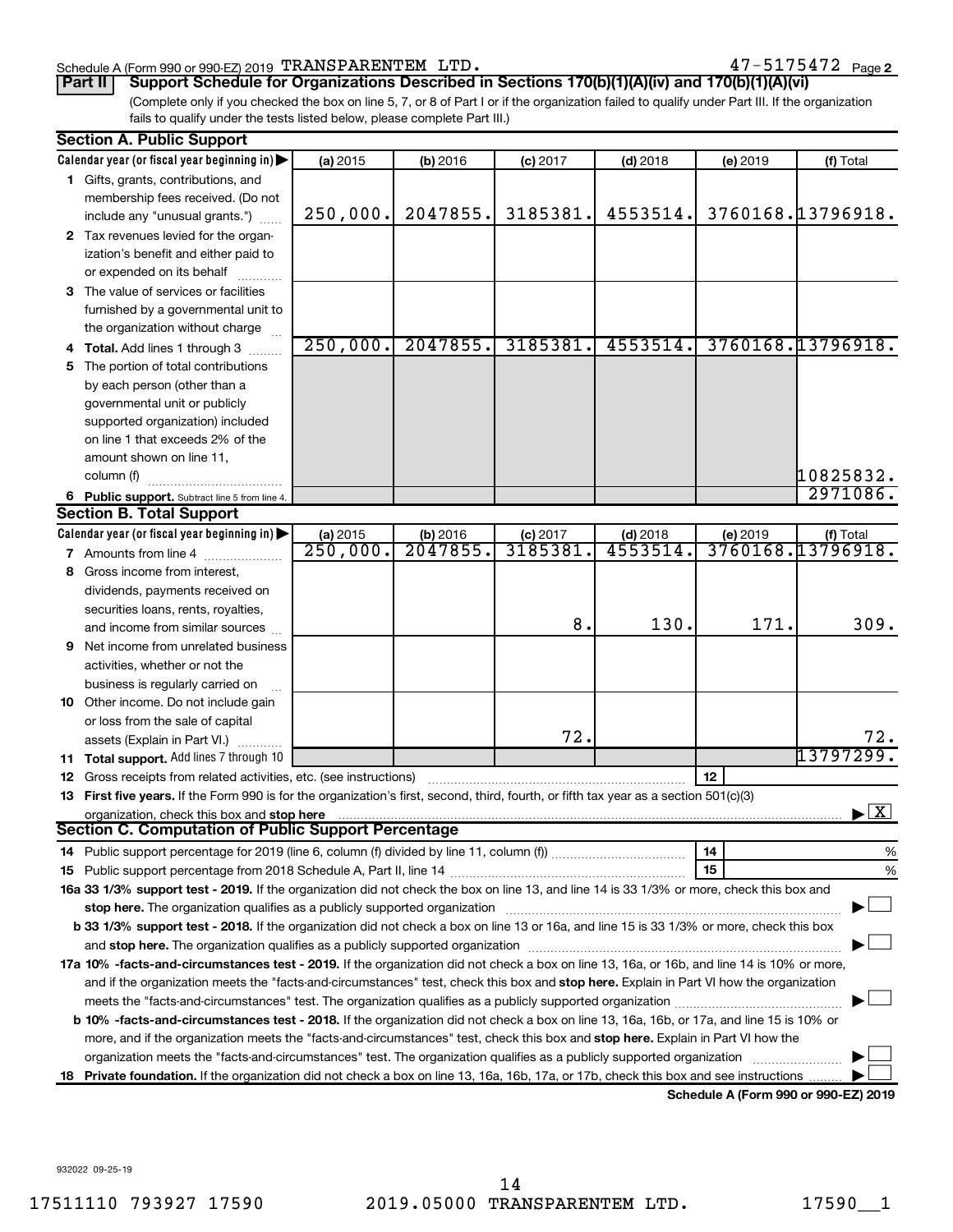Schedule A (Form 990 or 990-EZ) 2019 TRANSPARENTEM LTD. 47-5175472 Page 2

**Part II** **Support Schedule for Organizations Described in Sections 170(b)(1)(A)(iv) and 170(b)(1)(A)(vi)**

(Complete only if you checked the box on line 5, 7, or 8 of Part I or if the organization failed to qualify under Part III. If the organization fails to qualify under the tests listed below, please complete Part III.)

## Section A. Public Support

| Calendar year (or fiscal year beginning in) ▶ | (a) 2015 | (b) 2016 | (c) 2017 | (d) 2018 | (e) 2019 | (f) Total |
|---|---|---|---|---|---|---|
| **1** Gifts, grants, contributions, and membership fees received. (Do not include any "unusual grants.") | 250,000. | 2047855. | 3185381. | 4553514. | 3760168. | 13796918. |
| **2** Tax revenues levied for the organization's benefit and either paid to or expended on its behalf | | | | | | |
| **3** The value of services or facilities furnished by a governmental unit to the organization without charge | | | | | | |
| **4 Total.** Add lines 1 through 3 | 250,000. | 2047855. | 3185381. | 4553514. | 3760168. | 13796918. |
| **5** The portion of total contributions by each person (other than a governmental unit or publicly supported organization) included on line 1 that exceeds 2% of the amount shown on line 11, column (f) | | | | | | 10825832. |
| **6 Public support.** Subtract line 5 from line 4. | | | | | | 2971086. |

## Section B. Total Support

| Calendar year (or fiscal year beginning in) ▶ | (a) 2015 | (b) 2016 | (c) 2017 | (d) 2018 | (e) 2019 | (f) Total |
|---|---|---|---|---|---|---|
| **7** Amounts from line 4 | 250,000. | 2047855. | 3185381. | 4553514. | 3760168. | 13796918. |
| **8** Gross income from interest, dividends, payments received on securities loans, rents, royalties, and income from similar sources | | | 8. | 130. | 171. | 309. |
| **9** Net income from unrelated business activities, whether or not the business is regularly carried on | | | | | | |
| **10** Other income. Do not include gain or loss from the sale of capital assets (Explain in Part VI.) | | | 72. | | | 72. |
| **11 Total support.** Add lines 7 through 10 | | | | | | 13797299. |

**12** Gross receipts from related activities, etc. (see instructions) | **12** |

**13 First five years.** If the Form 990 is for the organization's first, second, third, fourth, or fifth tax year as a section 501(c)(3) organization, check this box and **stop here** ▶ [X]

## Section C. Computation of Public Support Percentage

**14** Public support percentage for 2019 (line 6, column (f) divided by line 11, column (f)) | **14** | %

**15** Public support percentage from 2018 Schedule A, Part II, line 14 | **15** | %

**16a 33 1/3% support test - 2019.** If the organization did not check the box on line 13, and line 14 is 33 1/3% or more, check this box and **stop here.** The organization qualifies as a publicly supported organization ▶ [ ]

**b 33 1/3% support test - 2018.** If the organization did not check a box on line 13 or 16a, and line 15 is 33 1/3% or more, check this box and **stop here.** The organization qualifies as a publicly supported organization ▶ [ ]

**17a 10% -facts-and-circumstances test - 2019.** If the organization did not check a box on line 13, 16a, or 16b, and line 14 is 10% or more, and if the organization meets the "facts-and-circumstances" test, check this box and **stop here.** Explain in Part VI how the organization meets the "facts-and-circumstances" test. The organization qualifies as a publicly supported organization ▶ [ ]

**b 10% -facts-and-circumstances test - 2018.** If the organization did not check a box on line 13, 16a, 16b, or 17a, and line 15 is 10% or more, and if the organization meets the "facts-and-circumstances" test, check this box and **stop here.** Explain in Part VI how the organization meets the "facts-and-circumstances" test. The organization qualifies as a publicly supported organization ▶ [ ]

**18 Private foundation.** If the organization did not check a box on line 13, 16a, 16b, 17a, or 17b, check this box and see instructions ▶ [ ]

**Schedule A (Form 990 or 990-EZ) 2019**

932022 09-25-19

17511110 793927 17590 2019.05000 TRANSPARENTEM LTD. 17590__1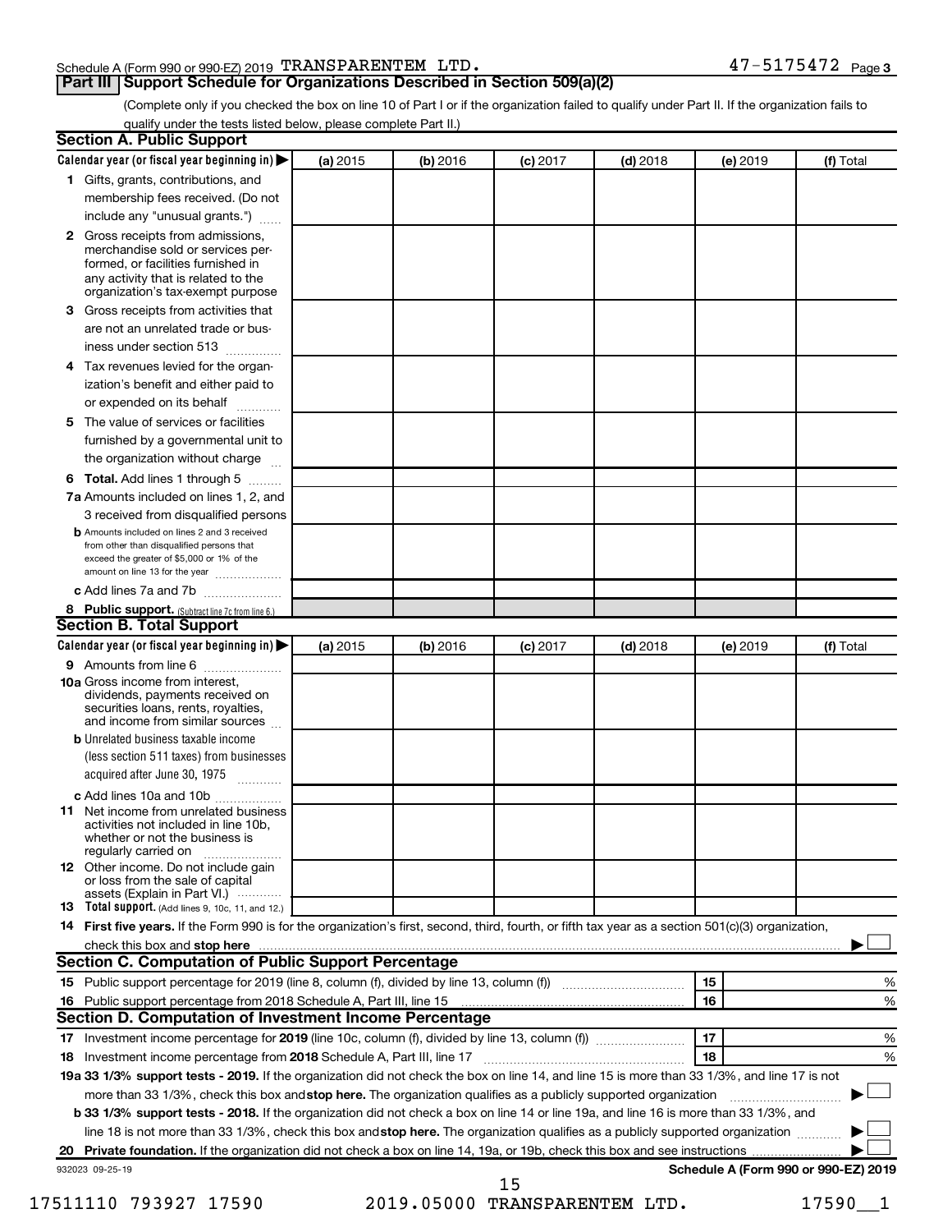Schedule A (Form 990 or 990-EZ) 2019 TRANSPARENTEM LTD. 47-5175472 Page 3

## Part III Support Schedule for Organizations Described in Section 509(a)(2)

(Complete only if you checked the box on line 10 of Part I or if the organization failed to qualify under Part II. If the organization fails to qualify under the tests listed below, please complete Part II.)

### Section A. Public Support

| Calendar year (or fiscal year beginning in) ▶ | (a) 2015 | (b) 2016 | (c) 2017 | (d) 2018 | (e) 2019 | (f) Total |
|---|---|---|---|---|---|---|
| **1** Gifts, grants, contributions, and membership fees received. (Do not include any "unusual grants.") | | | | | | |
| **2** Gross receipts from admissions, merchandise sold or services performed, or facilities furnished in any activity that is related to the organization's tax-exempt purpose | | | | | | |
| **3** Gross receipts from activities that are not an unrelated trade or business under section 513 | | | | | | |
| **4** Tax revenues levied for the organization's benefit and either paid to or expended on its behalf | | | | | | |
| **5** The value of services or facilities furnished by a governmental unit to the organization without charge | | | | | | |
| **6 Total.** Add lines 1 through 5 | | | | | | |
| **7a** Amounts included on lines 1, 2, and 3 received from disqualified persons | | | | | | |
| **b** Amounts included on lines 2 and 3 received from other than disqualified persons that exceed the greater of $5,000 or 1% of the amount on line 13 for the year | | | | | | |
| **c** Add lines 7a and 7b | | | | | | |
| **8 Public support.** (Subtract line 7c from line 6.) | | | | | | |

### Section B. Total Support

| Calendar year (or fiscal year beginning in) ▶ | (a) 2015 | (b) 2016 | (c) 2017 | (d) 2018 | (e) 2019 | (f) Total |
|---|---|---|---|---|---|---|
| **9** Amounts from line 6 | | | | | | |
| **10a** Gross income from interest, dividends, payments received on securities loans, rents, royalties, and income from similar sources | | | | | | |
| **b** Unrelated business taxable income (less section 511 taxes) from businesses acquired after June 30, 1975 | | | | | | |
| **c** Add lines 10a and 10b | | | | | | |
| **11** Net income from unrelated business activities not included in line 10b, whether or not the business is regularly carried on | | | | | | |
| **12** Other income. Do not include gain or loss from the sale of capital assets (Explain in Part VI.) | | | | | | |
| **13 Total support.** (Add lines 9, 10c, 11, and 12.) | | | | | | |

**14 First five years.** If the Form 990 is for the organization's first, second, third, fourth, or fifth tax year as a section 501(c)(3) organization, check this box and **stop here** ▶ ☐

### Section C. Computation of Public Support Percentage

| | | |
|---|---|---|
| **15** Public support percentage for 2019 (line 8, column (f), divided by line 13, column (f)) | 15 | % |
| **16** Public support percentage from 2018 Schedule A, Part III, line 15 | 16 | % |

### Section D. Computation of Investment Income Percentage

| | | |
|---|---|---|
| **17** Investment income percentage for **2019** (line 10c, column (f), divided by line 13, column (f)) | 17 | % |
| **18** Investment income percentage from **2018** Schedule A, Part III, line 17 | 18 | % |

**19a 33 1/3% support tests - 2019.** If the organization did not check the box on line 14, and line 15 is more than 33 1/3%, and line 17 is not more than 33 1/3%, check this box and **stop here.** The organization qualifies as a publicly supported organization ▶ ☐

**b 33 1/3% support tests - 2018.** If the organization did not check a box on line 14 or line 19a, and line 16 is more than 33 1/3%, and line 18 is not more than 33 1/3%, check this box and **stop here.** The organization qualifies as a publicly supported organization ▶ ☐

**20 Private foundation.** If the organization did not check a box on line 14, 19a, or 19b, check this box and see instructions ▶ ☐

932023 09-25-19 **Schedule A (Form 990 or 990-EZ) 2019**

17511110 793927 17590 2019.05000 TRANSPARENTEM LTD. 17590__1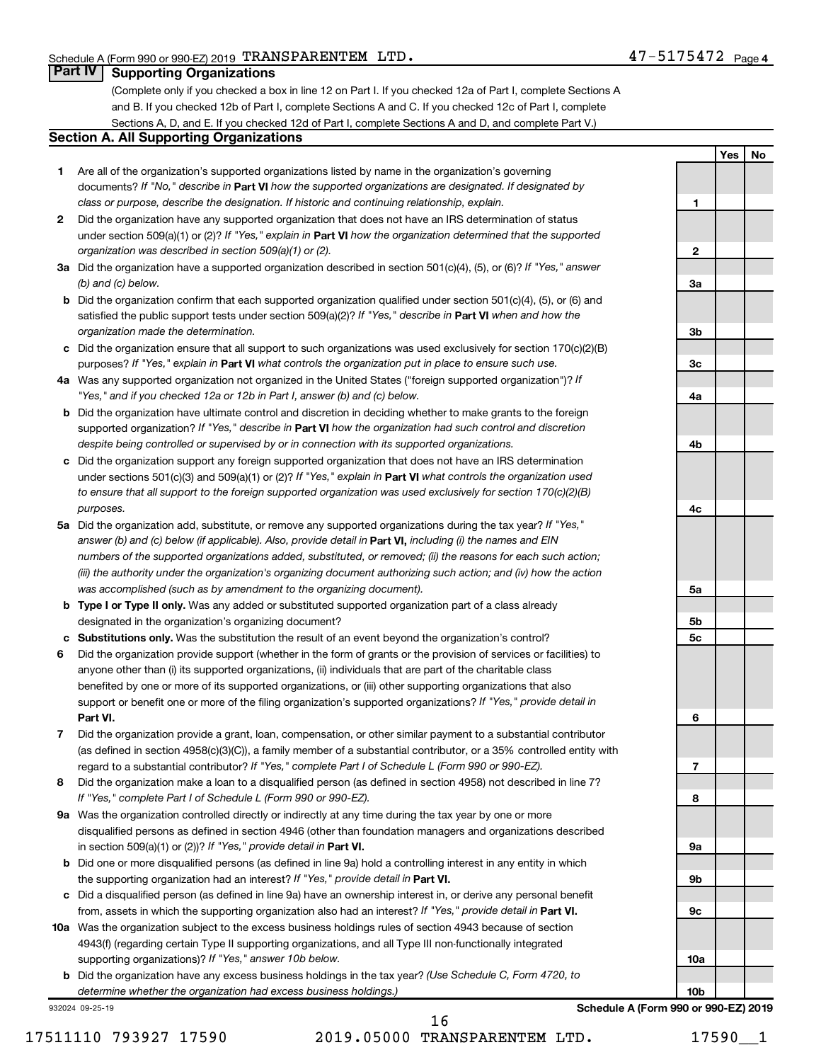Schedule A (Form 990 or 990-EZ) 2019 TRANSPARENTEM LTD. 47-5175472 Page 4

## Part IV Supporting Organizations

(Complete only if you checked a box in line 12 on Part I. If you checked 12a of Part I, complete Sections A and B. If you checked 12b of Part I, complete Sections A and C. If you checked 12c of Part I, complete Sections A, D, and E. If you checked 12d of Part I, complete Sections A and D, and complete Part V.)

### Section A. All Supporting Organizations

| | | Line | Yes | No |
|---|---|---|---|---|
| **1** | Are all of the organization's supported organizations listed by name in the organization's governing documents? *If "No," describe in* **Part VI** *how the supported organizations are designated. If designated by class or purpose, describe the designation. If historic and continuing relationship, explain.* | **1** | | |
| **2** | Did the organization have any supported organization that does not have an IRS determination of status under section 509(a)(1) or (2)? *If "Yes," explain in* **Part VI** *how the organization determined that the supported organization was described in section 509(a)(1) or (2).* | **2** | | |
| **3a** | Did the organization have a supported organization described in section 501(c)(4), (5), or (6)? *If "Yes," answer (b) and (c) below.* | **3a** | | |
| **b** | Did the organization confirm that each supported organization qualified under section 501(c)(4), (5), or (6) and satisfied the public support tests under section 509(a)(2)? *If "Yes," describe in* **Part VI** *when and how the organization made the determination.* | **3b** | | |
| **c** | Did the organization ensure that all support to such organizations was used exclusively for section 170(c)(2)(B) purposes? *If "Yes," explain in* **Part VI** *what controls the organization put in place to ensure such use.* | **3c** | | |
| **4a** | Was any supported organization not organized in the United States ("foreign supported organization")? *If "Yes," and if you checked 12a or 12b in Part I, answer (b) and (c) below.* | **4a** | | |
| **b** | Did the organization have ultimate control and discretion in deciding whether to make grants to the foreign supported organization? *If "Yes," describe in* **Part VI** *how the organization had such control and discretion despite being controlled or supervised by or in connection with its supported organizations.* | **4b** | | |
| **c** | Did the organization support any foreign supported organization that does not have an IRS determination under sections 501(c)(3) and 509(a)(1) or (2)? *If "Yes," explain in* **Part VI** *what controls the organization used to ensure that all support to the foreign supported organization was used exclusively for section 170(c)(2)(B) purposes.* | **4c** | | |
| **5a** | Did the organization add, substitute, or remove any supported organizations during the tax year? *If "Yes," answer (b) and (c) below (if applicable). Also, provide detail in* **Part VI,** *including (i) the names and EIN numbers of the supported organizations added, substituted, or removed; (ii) the reasons for each such action; (iii) the authority under the organization's organizing document authorizing such action; and (iv) how the action was accomplished (such as by amendment to the organizing document).* | **5a** | | |
| **b** | **Type I or Type II only.** Was any added or substituted supported organization part of a class already designated in the organization's organizing document? | **5b** | | |
| **c** | **Substitutions only.** Was the substitution the result of an event beyond the organization's control? | **5c** | | |
| **6** | Did the organization provide support (whether in the form of grants or the provision of services or facilities) to anyone other than (i) its supported organizations, (ii) individuals that are part of the charitable class benefited by one or more of its supported organizations, or (iii) other supporting organizations that also support or benefit one or more of the filing organization's supported organizations? *If "Yes," provide detail in* **Part VI.** | **6** | | |
| **7** | Did the organization provide a grant, loan, compensation, or other similar payment to a substantial contributor (as defined in section 4958(c)(3)(C)), a family member of a substantial contributor, or a 35% controlled entity with regard to a substantial contributor? *If "Yes," complete Part I of Schedule L (Form 990 or 990-EZ).* | **7** | | |
| **8** | Did the organization make a loan to a disqualified person (as defined in section 4958) not described in line 7? *If "Yes," complete Part I of Schedule L (Form 990 or 990-EZ).* | **8** | | |
| **9a** | Was the organization controlled directly or indirectly at any time during the tax year by one or more disqualified persons as defined in section 4946 (other than foundation managers and organizations described in section 509(a)(1) or (2))? *If "Yes," provide detail in* **Part VI.** | **9a** | | |
| **b** | Did one or more disqualified persons (as defined in line 9a) hold a controlling interest in any entity in which the supporting organization had an interest? *If "Yes," provide detail in* **Part VI.** | **9b** | | |
| **c** | Did a disqualified person (as defined in line 9a) have an ownership interest in, or derive any personal benefit from, assets in which the supporting organization also had an interest? *If "Yes," provide detail in* **Part VI.** | **9c** | | |
| **10a** | Was the organization subject to the excess business holdings rules of section 4943 because of section 4943(f) (regarding certain Type II supporting organizations, and all Type III non-functionally integrated supporting organizations)? *If "Yes," answer 10b below.* | **10a** | | |
| **b** | Did the organization have any excess business holdings in the tax year? *(Use Schedule C, Form 4720, to determine whether the organization had excess business holdings.)* | **10b** | | |

932024 09-25-19 **Schedule A (Form 990 or 990-EZ) 2019**

17511110 793927 17590 2019.05000 TRANSPARENTEM LTD. 17590__1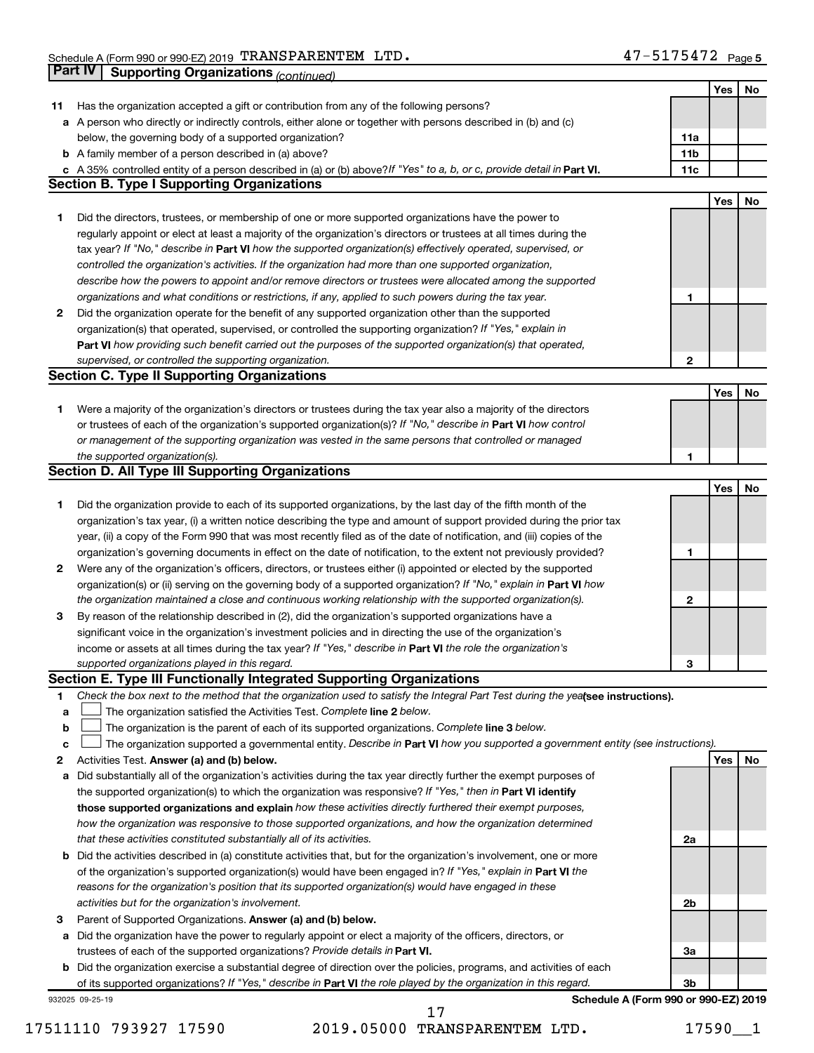Schedule A (Form 990 or 990-EZ) 2019 TRANSPARENTEM LTD. 47-5175472 Page 5

**Part IV | Supporting Organizations** *(continued)*

| | | | Yes | No |
|---|---|---|---|---|
| **11** | Has the organization accepted a gift or contribution from any of the following persons? | | | |
| **a** | A person who directly or indirectly controls, either alone or together with persons described in (b) and (c) below, the governing body of a supported organization? | **11a** | | |
| **b** | A family member of a person described in (a) above? | **11b** | | |
| **c** | A 35% controlled entity of a person described in (a) or (b) above? *If "Yes" to a, b, or c, provide detail in* **Part VI.** | **11c** | | |

## Section B. Type I Supporting Organizations

| | | | Yes | No |
|---|---|---|---|---|
| **1** | Did the directors, trustees, or membership of one or more supported organizations have the power to regularly appoint or elect at least a majority of the organization's directors or trustees at all times during the tax year? *If "No," describe in* **Part VI** *how the supported organization(s) effectively operated, supervised, or controlled the organization's activities. If the organization had more than one supported organization, describe how the powers to appoint and/or remove directors or trustees were allocated among the supported organizations and what conditions or restrictions, if any, applied to such powers during the tax year.* | **1** | | |
| **2** | Did the organization operate for the benefit of any supported organization other than the supported organization(s) that operated, supervised, or controlled the supporting organization? *If "Yes," explain in* **Part VI** *how providing such benefit carried out the purposes of the supported organization(s) that operated, supervised, or controlled the supporting organization.* | **2** | | |

## Section C. Type II Supporting Organizations

| | | | Yes | No |
|---|---|---|---|---|
| **1** | Were a majority of the organization's directors or trustees during the tax year also a majority of the directors or trustees of each of the organization's supported organization(s)? *If "No," describe in* **Part VI** *how control or management of the supporting organization was vested in the same persons that controlled or managed the supported organization(s).* | **1** | | |

## Section D. All Type III Supporting Organizations

| | | | Yes | No |
|---|---|---|---|---|
| **1** | Did the organization provide to each of its supported organizations, by the last day of the fifth month of the organization's tax year, (i) a written notice describing the type and amount of support provided during the prior tax year, (ii) a copy of the Form 990 that was most recently filed as of the date of notification, and (iii) copies of the organization's governing documents in effect on the date of notification, to the extent not previously provided? | **1** | | |
| **2** | Were any of the organization's officers, directors, or trustees either (i) appointed or elected by the supported organization(s) or (ii) serving on the governing body of a supported organization? *If "No," explain in* **Part VI** *how the organization maintained a close and continuous working relationship with the supported organization(s).* | **2** | | |
| **3** | By reason of the relationship described in (2), did the organization's supported organizations have a significant voice in the organization's investment policies and in directing the use of the organization's income or assets at all times during the tax year? *If "Yes," describe in* **Part VI** *the role the organization's supported organizations played in this regard.* | **3** | | |

## Section E. Type III Functionally Integrated Supporting Organizations

**1** *Check the box next to the method that the organization used to satisfy the Integral Part Test during the year* **(see instructions).**

- **a** ☐ The organization satisfied the Activities Test. *Complete* **line 2** *below.*
- **b** ☐ The organization is the parent of each of its supported organizations. *Complete* **line 3** *below.*
- **c** ☐ The organization supported a governmental entity. *Describe in* **Part VI** *how you supported a government entity (see instructions).*

| | | | Yes | No |
|---|---|---|---|---|
| **2** | Activities Test. **Answer (a) and (b) below.** | | | |
| **a** | Did substantially all of the organization's activities during the tax year directly further the exempt purposes of the supported organization(s) to which the organization was responsive? *If "Yes," then in* **Part VI identify those supported organizations and explain** *how these activities directly furthered their exempt purposes, how the organization was responsive to those supported organizations, and how the organization determined that these activities constituted substantially all of its activities.* | **2a** | | |
| **b** | Did the activities described in (a) constitute activities that, but for the organization's involvement, one or more of the organization's supported organization(s) would have been engaged in? *If "Yes," explain in* **Part VI** *the reasons for the organization's position that its supported organization(s) would have engaged in these activities but for the organization's involvement.* | **2b** | | |
| **3** | Parent of Supported Organizations. **Answer (a) and (b) below.** | | | |
| **a** | Did the organization have the power to regularly appoint or elect a majority of the officers, directors, or trustees of each of the supported organizations? *Provide details in* **Part VI.** | **3a** | | |
| **b** | Did the organization exercise a substantial degree of direction over the policies, programs, and activities of each of its supported organizations? *If "Yes," describe in* **Part VI** *the role played by the organization in this regard.* | **3b** | | |

932025 09-25-19 **Schedule A (Form 990 or 990-EZ) 2019**

17511110 793927 17590 2019.05000 TRANSPARENTEM LTD. 17590__1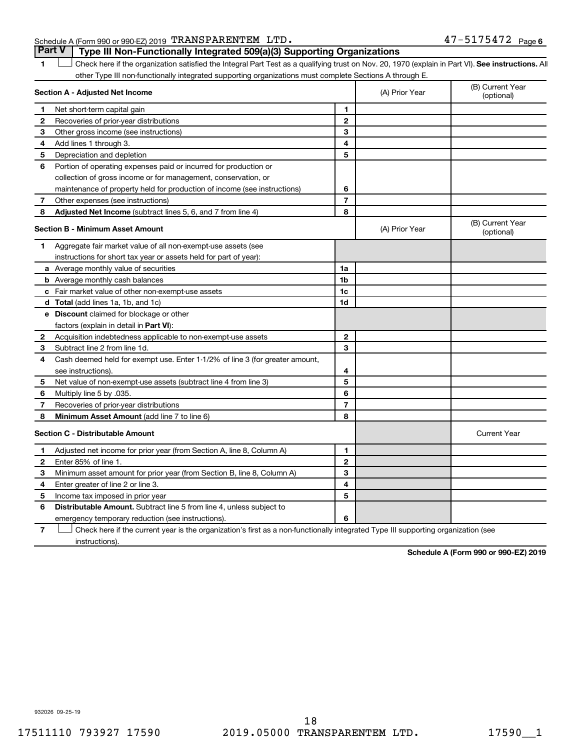Schedule A (Form 990 or 990-EZ) 2019 TRANSPARENTEM LTD. 47-5175472 Page 6

## Part V | Type III Non-Functionally Integrated 509(a)(3) Supporting Organizations

1 ☐ Check here if the organization satisfied the Integral Part Test as a qualifying trust on Nov. 20, 1970 (explain in Part VI). **See instructions.** All other Type III non-functionally integrated supporting organizations must complete Sections A through E.

| **Section A - Adjusted Net Income** | | (A) Prior Year | (B) Current Year (optional) |
|---|---|---|---|
| **1** Net short-term capital gain | 1 | | |
| **2** Recoveries of prior-year distributions | 2 | | |
| **3** Other gross income (see instructions) | 3 | | |
| **4** Add lines 1 through 3. | 4 | | |
| **5** Depreciation and depletion | 5 | | |
| **6** Portion of operating expenses paid or incurred for production or collection of gross income or for management, conservation, or maintenance of property held for production of income (see instructions) | 6 | | |
| **7** Other expenses (see instructions) | 7 | | |
| **8** **Adjusted Net Income** (subtract lines 5, 6, and 7 from line 4) | 8 | | |

| **Section B - Minimum Asset Amount** | | (A) Prior Year | (B) Current Year (optional) |
|---|---|---|---|
| **1** Aggregate fair market value of all non-exempt-use assets (see instructions for short tax year or assets held for part of year): | | | |
| **a** Average monthly value of securities | 1a | | |
| **b** Average monthly cash balances | 1b | | |
| **c** Fair market value of other non-exempt-use assets | 1c | | |
| **d** **Total** (add lines 1a, 1b, and 1c) | 1d | | |
| **e** **Discount** claimed for blockage or other factors (explain in detail in **Part VI**): | | | |
| **2** Acquisition indebtedness applicable to non-exempt-use assets | 2 | | |
| **3** Subtract line 2 from line 1d. | 3 | | |
| **4** Cash deemed held for exempt use. Enter 1-1/2% of line 3 (for greater amount, see instructions). | 4 | | |
| **5** Net value of non-exempt-use assets (subtract line 4 from line 3) | 5 | | |
| **6** Multiply line 5 by .035. | 6 | | |
| **7** Recoveries of prior-year distributions | 7 | | |
| **8** **Minimum Asset Amount** (add line 7 to line 6) | 8 | | |

| **Section C - Distributable Amount** | | | Current Year |
|---|---|---|---|
| **1** Adjusted net income for prior year (from Section A, line 8, Column A) | 1 | | |
| **2** Enter 85% of line 1. | 2 | | |
| **3** Minimum asset amount for prior year (from Section B, line 8, Column A) | 3 | | |
| **4** Enter greater of line 2 or line 3. | 4 | | |
| **5** Income tax imposed in prior year | 5 | | |
| **6** **Distributable Amount.** Subtract line 5 from line 4, unless subject to emergency temporary reduction (see instructions). | 6 | | |

7 ☐ Check here if the current year is the organization's first as a non-functionally integrated Type III supporting organization (see instructions).

**Schedule A (Form 990 or 990-EZ) 2019**

932026 09-25-19

17511110 793927 17590 2019.05000 TRANSPARENTEM LTD. 17590__1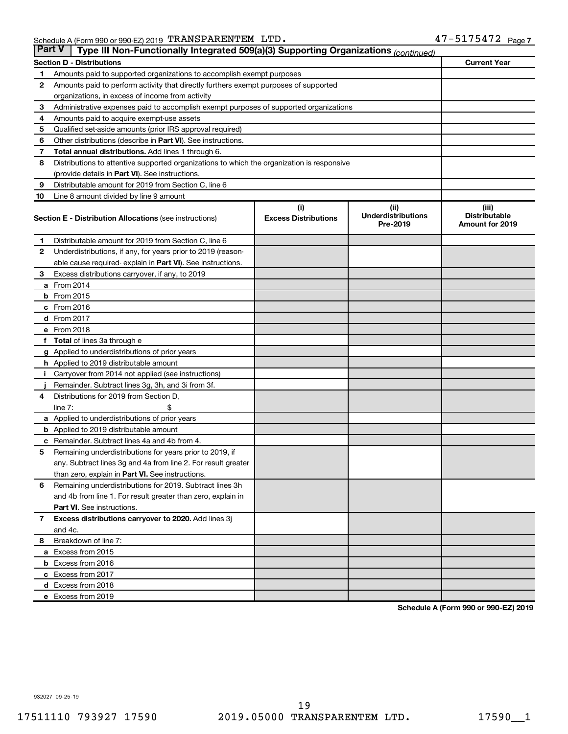Schedule A (Form 990 or 990-EZ) 2019 TRANSPARENTEM LTD. 47-5175472 Page 7

## Part V Type III Non-Functionally Integrated 509(a)(3) Supporting Organizations *(continued)*

| Section D - Distributions | | Current Year |
|---|---|---|
| 1 | Amounts paid to supported organizations to accomplish exempt purposes | |
| 2 | Amounts paid to perform activity that directly furthers exempt purposes of supported organizations, in excess of income from activity | |
| 3 | Administrative expenses paid to accomplish exempt purposes of supported organizations | |
| 4 | Amounts paid to acquire exempt-use assets | |
| 5 | Qualified set-aside amounts (prior IRS approval required) | |
| 6 | Other distributions (describe in **Part VI**). See instructions. | |
| 7 | **Total annual distributions.** Add lines 1 through 6. | |
| 8 | Distributions to attentive supported organizations to which the organization is responsive (provide details in **Part VI**). See instructions. | |
| 9 | Distributable amount for 2019 from Section C, line 6 | |
| 10 | Line 8 amount divided by line 9 amount | |

| Section E - Distribution Allocations (see instructions) | (i) Excess Distributions | (ii) Underdistributions Pre-2019 | (iii) Distributable Amount for 2019 |
|---|---|---|---|
| **1** Distributable amount for 2019 from Section C, line 6 | | | |
| **2** Underdistributions, if any, for years prior to 2019 (reasonable cause required- explain in **Part VI**). See instructions. | | | |
| **3** Excess distributions carryover, if any, to 2019 | | | |
| **a** From 2014 | | | |
| **b** From 2015 | | | |
| **c** From 2016 | | | |
| **d** From 2017 | | | |
| **e** From 2018 | | | |
| **f Total** of lines 3a through e | | | |
| **g** Applied to underdistributions of prior years | | | |
| **h** Applied to 2019 distributable amount | | | |
| **i** Carryover from 2014 not applied (see instructions) | | | |
| **j** Remainder. Subtract lines 3g, 3h, and 3i from 3f. | | | |
| **4** Distributions for 2019 from Section D, line 7: $ | | | |
| **a** Applied to underdistributions of prior years | | | |
| **b** Applied to 2019 distributable amount | | | |
| **c** Remainder. Subtract lines 4a and 4b from 4. | | | |
| **5** Remaining underdistributions for years prior to 2019, if any. Subtract lines 3g and 4a from line 2. For result greater than zero, explain in **Part VI.** See instructions. | | | |
| **6** Remaining underdistributions for 2019. Subtract lines 3h and 4b from line 1. For result greater than zero, explain in **Part VI**. See instructions. | | | |
| **7 Excess distributions carryover to 2020.** Add lines 3j and 4c. | | | |
| **8** Breakdown of line 7: | | | |
| **a** Excess from 2015 | | | |
| **b** Excess from 2016 | | | |
| **c** Excess from 2017 | | | |
| **d** Excess from 2018 | | | |
| **e** Excess from 2019 | | | |

**Schedule A (Form 990 or 990-EZ) 2019**

932027 09-25-19

17511110 793927 17590 2019.05000 TRANSPARENTEM LTD. 17590__1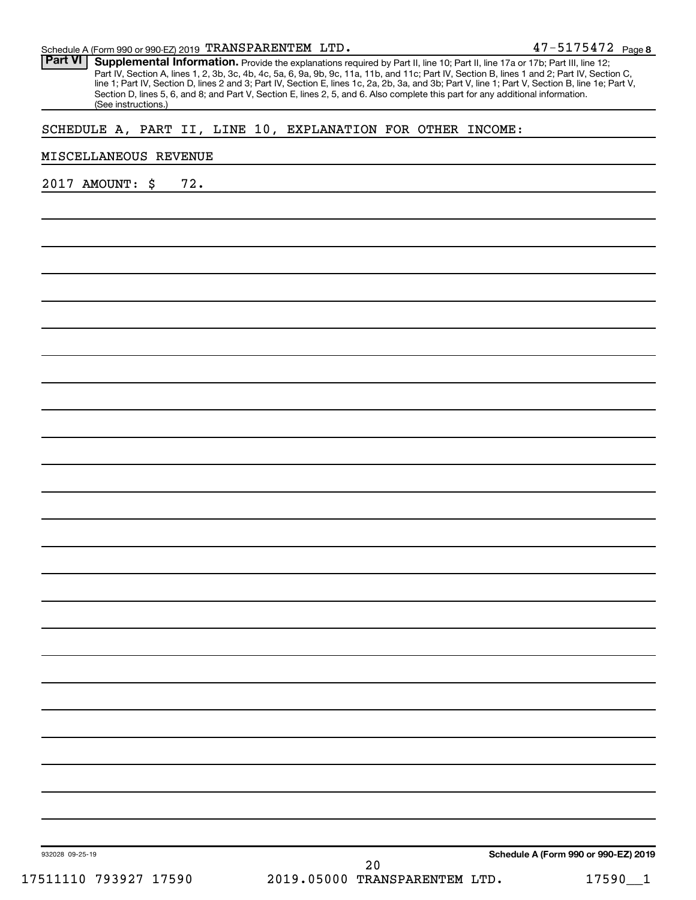## Part VI Supplemental Information.

Provide the explanations required by Part II, line 10; Part II, line 17a or 17b; Part III, line 12; Part IV, Section A, lines 1, 2, 3b, 3c, 4b, 4c, 5a, 6, 9a, 9b, 9c, 11a, 11b, and 11c; Part IV, Section B, lines 1 and 2; Part IV, Section C, line 1; Part IV, Section D, lines 2 and 3; Part IV, Section E, lines 1c, 2a, 2b, 3a, and 3b; Part V, line 1; Part V, Section B, line 1e; Part V, Section D, lines 5, 6, and 8; and Part V, Section E, lines 2, 5, and 6. Also complete this part for any additional information. (See instructions.)

SCHEDULE A, PART II, LINE 10, EXPLANATION FOR OTHER INCOME:

MISCELLANEOUS REVENUE

2017 AMOUNT: $ 72.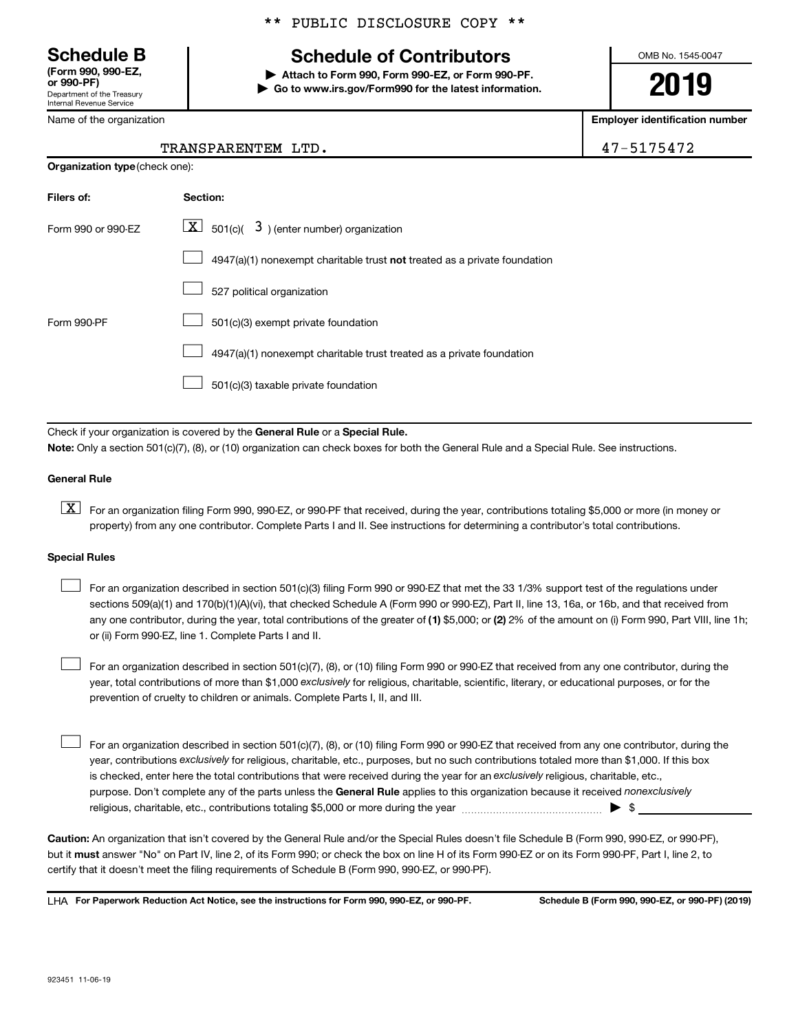\*\* PUBLIC DISCLOSURE COPY \*\*

**Schedule B**
**(Form 990, 990-EZ, or 990-PF)**
Department of the Treasury
Internal Revenue Service

# Schedule of Contributors

▶ **Attach to Form 990, Form 990-EZ, or Form 990-PF.**
▶ **Go to www.irs.gov/Form990 for the latest information.**

OMB No. 1545-0047

**2019**

| Name of the organization | Employer identification number |
|---|---|
| TRANSPARENTEM LTD. | 47-5175472 |

**Organization type** (check one):

| Filers of: | Section: |
|---|---|
| Form 990 or 990-EZ | [X] 501(c)( 3 ) (enter number) organization |
| | [ ] 4947(a)(1) nonexempt charitable trust **not** treated as a private foundation |
| | [ ] 527 political organization |
| Form 990-PF | [ ] 501(c)(3) exempt private foundation |
| | [ ] 4947(a)(1) nonexempt charitable trust treated as a private foundation |
| | [ ] 501(c)(3) taxable private foundation |

Check if your organization is covered by the **General Rule** or a **Special Rule.**

**Note:** Only a section 501(c)(7), (8), or (10) organization can check boxes for both the General Rule and a Special Rule. See instructions.

**General Rule**

[X] For an organization filing Form 990, 990-EZ, or 990-PF that received, during the year, contributions totaling $5,000 or more (in money or property) from any one contributor. Complete Parts I and II. See instructions for determining a contributor's total contributions.

**Special Rules**

[ ] For an organization described in section 501(c)(3) filing Form 990 or 990-EZ that met the 33 1/3% support test of the regulations under sections 509(a)(1) and 170(b)(1)(A)(vi), that checked Schedule A (Form 990 or 990-EZ), Part II, line 13, 16a, or 16b, and that received from any one contributor, during the year, total contributions of the greater of **(1)** $5,000; or **(2)** 2% of the amount on (i) Form 990, Part VIII, line 1h; or (ii) Form 990-EZ, line 1. Complete Parts I and II.

[ ] For an organization described in section 501(c)(7), (8), or (10) filing Form 990 or 990-EZ that received from any one contributor, during the year, total contributions of more than $1,000 *exclusively* for religious, charitable, scientific, literary, or educational purposes, or for the prevention of cruelty to children or animals. Complete Parts I, II, and III.

[ ] For an organization described in section 501(c)(7), (8), or (10) filing Form 990 or 990-EZ that received from any one contributor, during the year, contributions *exclusively* for religious, charitable, etc., purposes, but no such contributions totaled more than $1,000. If this box is checked, enter here the total contributions that were received during the year for an *exclusively* religious, charitable, etc., purpose. Don't complete any of the parts unless the **General Rule** applies to this organization because it received *nonexclusively* religious, charitable, etc., contributions totaling $5,000 or more during the year ▶ $ ______

**Caution:** An organization that isn't covered by the General Rule and/or the Special Rules doesn't file Schedule B (Form 990, 990-EZ, or 990-PF), but it **must** answer "No" on Part IV, line 2, of its Form 990; or check the box on line H of its Form 990-EZ or on its Form 990-PF, Part I, line 2, to certify that it doesn't meet the filing requirements of Schedule B (Form 990, 990-EZ, or 990-PF).

LHA **For Paperwork Reduction Act Notice, see the instructions for Form 990, 990-EZ, or 990-PF.** **Schedule B (Form 990, 990-EZ, or 990-PF) (2019)**

923451 11-06-19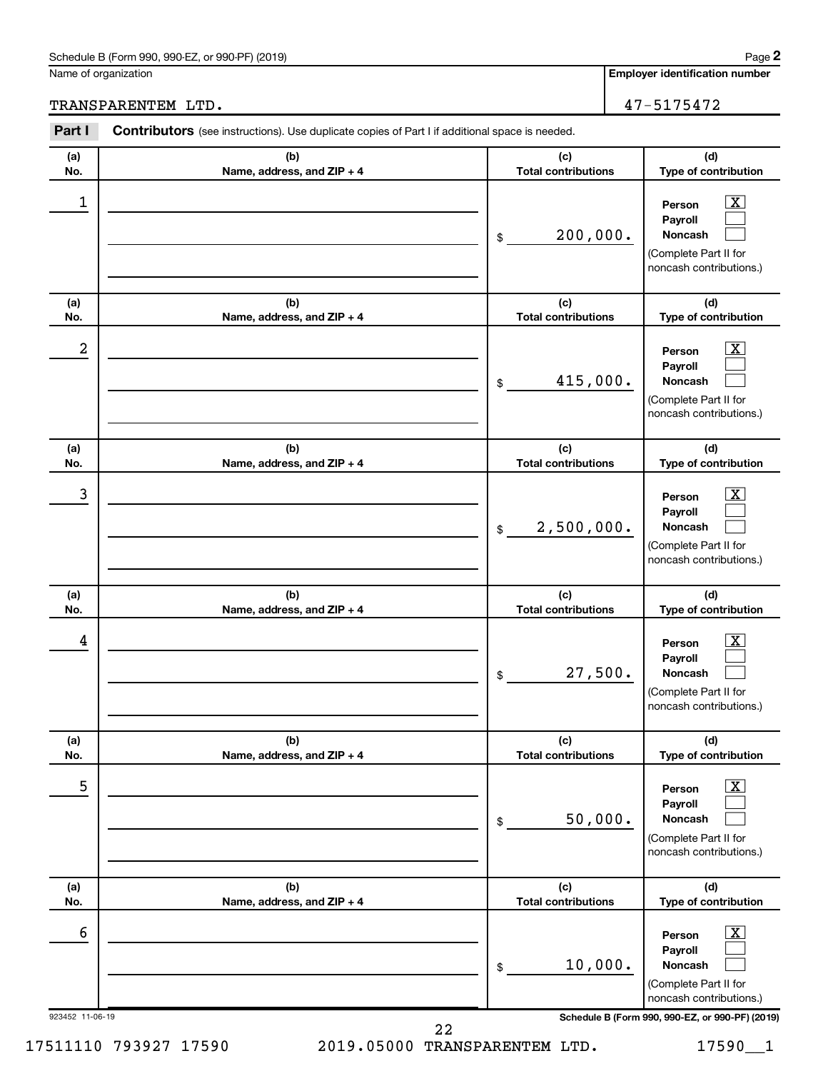Schedule B (Form 990, 990-EZ, or 990-PF) (2019) Page **2**

| Name of organization | Employer identification number |
|---|---|
| TRANSPARENTEM LTD. | 47-5175472 |

**Part I** **Contributors** (see instructions). Use duplicate copies of Part I if additional space is needed.

| (a) No. | (b) Name, address, and ZIP + 4 | (c) Total contributions | (d) Type of contribution |
|---|---|---|---|
| 1 | | $ 200,000. | Person [X] Payroll [ ] Noncash [ ] (Complete Part II for noncash contributions.) |
| 2 | | $ 415,000. | Person [X] Payroll [ ] Noncash [ ] (Complete Part II for noncash contributions.) |
| 3 | | $ 2,500,000. | Person [X] Payroll [ ] Noncash [ ] (Complete Part II for noncash contributions.) |
| 4 | | $ 27,500. | Person [X] Payroll [ ] Noncash [ ] (Complete Part II for noncash contributions.) |
| 5 | | $ 50,000. | Person [X] Payroll [ ] Noncash [ ] (Complete Part II for noncash contributions.) |
| 6 | | $ 10,000. | Person [X] Payroll [ ] Noncash [ ] (Complete Part II for noncash contributions.) |

923452 11-06-19 **Schedule B (Form 990, 990-EZ, or 990-PF) (2019)**

17511110 793927 17590 2019.05000 TRANSPARENTEM LTD. 17590__1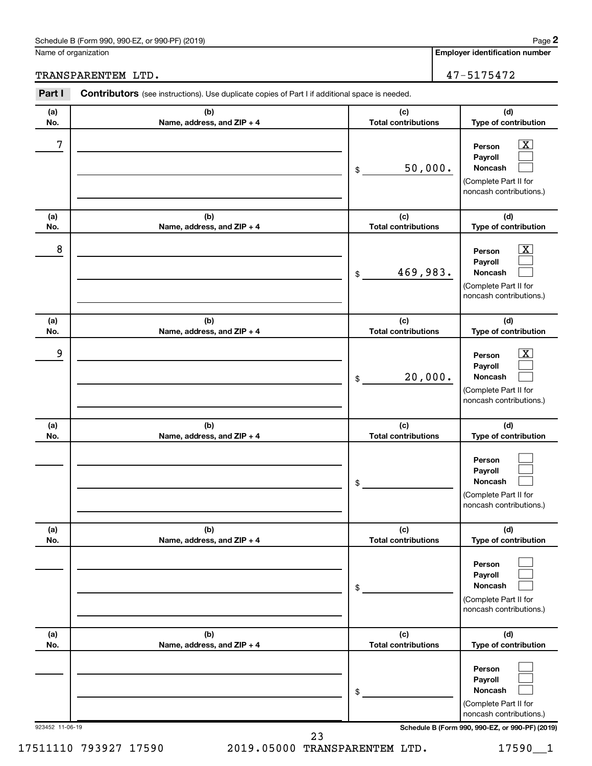Schedule B (Form 990, 990-EZ, or 990-PF) (2019) Page **2**

Name of organization: TRANSPARENTEM LTD.

**Employer identification number**: 47-5175472

**Part I** **Contributors** (see instructions). Use duplicate copies of Part I if additional space is needed.

| (a) No. | (b) Name, address, and ZIP + 4 | (c) Total contributions | (d) Type of contribution |
|---|---|---|---|
| 7 | | $ 50,000. | Person [X] Payroll [ ] Noncash [ ] (Complete Part II for noncash contributions.) |
| 8 | | $ 469,983. | Person [X] Payroll [ ] Noncash [ ] (Complete Part II for noncash contributions.) |
| 9 | | $ 20,000. | Person [X] Payroll [ ] Noncash [ ] (Complete Part II for noncash contributions.) |
| | | $ | Person [ ] Payroll [ ] Noncash [ ] (Complete Part II for noncash contributions.) |
| | | $ | Person [ ] Payroll [ ] Noncash [ ] (Complete Part II for noncash contributions.) |
| | | $ | Person [ ] Payroll [ ] Noncash [ ] (Complete Part II for noncash contributions.) |

923452 11-06-19 **Schedule B (Form 990, 990-EZ, or 990-PF) (2019)**

17511110 793927 17590 2019.05000 TRANSPARENTEM LTD. 17590__1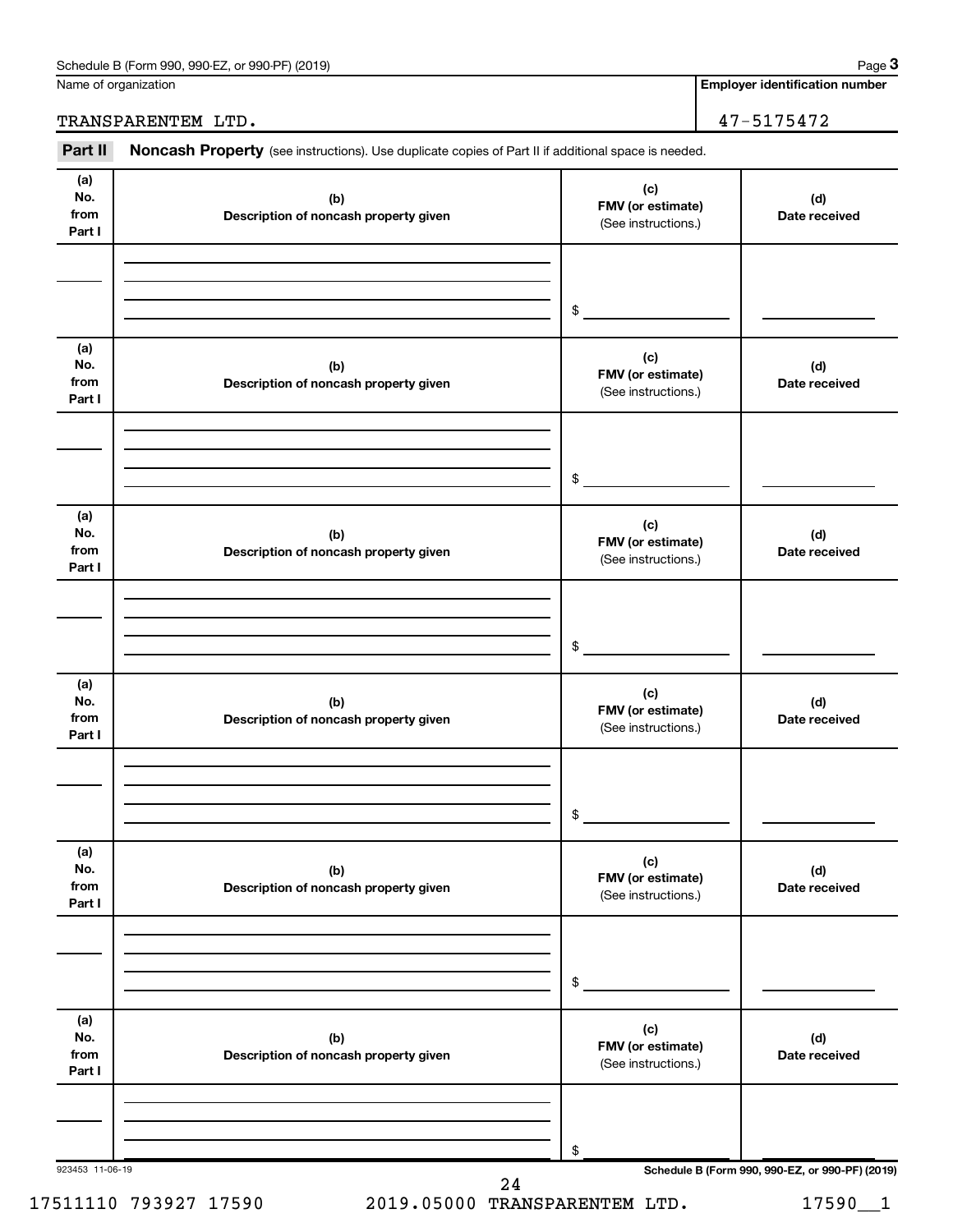Schedule B (Form 990, 990-EZ, or 990-PF) (2019)

Name of organization: TRANSPARENTEM LTD.

Employer identification number: 47-5175472

## Part II Noncash Property (see instructions). Use duplicate copies of Part II if additional space is needed.

| (a) No. from Part I | (b) Description of noncash property given | (c) FMV (or estimate) (See instructions.) | (d) Date received |
|---|---|---|---|
| | | $ | |

| (a) No. from Part I | (b) Description of noncash property given | (c) FMV (or estimate) (See instructions.) | (d) Date received |
|---|---|---|---|
| | | $ | |

| (a) No. from Part I | (b) Description of noncash property given | (c) FMV (or estimate) (See instructions.) | (d) Date received |
|---|---|---|---|
| | | $ | |

| (a) No. from Part I | (b) Description of noncash property given | (c) FMV (or estimate) (See instructions.) | (d) Date received |
|---|---|---|---|
| | | $ | |

| (a) No. from Part I | (b) Description of noncash property given | (c) FMV (or estimate) (See instructions.) | (d) Date received |
|---|---|---|---|
| | | $ | |

| (a) No. from Part I | (b) Description of noncash property given | (c) FMV (or estimate) (See instructions.) | (d) Date received |
|---|---|---|---|
| | | $ | |

923453 11-06-19

Schedule B (Form 990, 990-EZ, or 990-PF) (2019)

17511110 793927 17590 2019.05000 TRANSPARENTEM LTD. 17590__1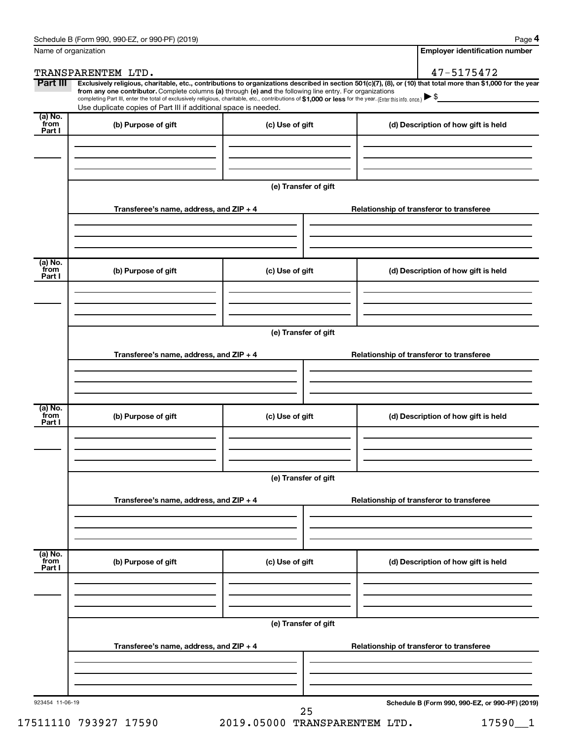Schedule B (Form 990, 990-EZ, or 990-PF) (2019)

| Name of organization | Employer identification number |
| --- | --- |
| TRANSPARENTEM LTD. | 47-5175472 |

**Part III** **Exclusively religious, charitable, etc., contributions to organizations described in section 501(c)(7), (8), or (10) that total more than $1,000 for the year from any one contributor.** Complete columns **(a)** through **(e)** and the following line entry. For organizations completing Part III, enter the total of exclusively religious, charitable, etc., contributions of **$1,000 or less** for the year. (Enter this info. once.) ▶ $

Use duplicate copies of Part III if additional space is needed.

| (a) No. from Part I | (b) Purpose of gift | (c) Use of gift | (d) Description of how gift is held |
| --- | --- | --- | --- |
| | | | |

**(e) Transfer of gift**

| Transferee's name, address, and ZIP + 4 | Relationship of transferor to transferee |
| --- | --- |
| | |

| (a) No. from Part I | (b) Purpose of gift | (c) Use of gift | (d) Description of how gift is held |
| --- | --- | --- | --- |
| | | | |

**(e) Transfer of gift**

| Transferee's name, address, and ZIP + 4 | Relationship of transferor to transferee |
| --- | --- |
| | |

| (a) No. from Part I | (b) Purpose of gift | (c) Use of gift | (d) Description of how gift is held |
| --- | --- | --- | --- |
| | | | |

**(e) Transfer of gift**

| Transferee's name, address, and ZIP + 4 | Relationship of transferor to transferee |
| --- | --- |
| | |

| (a) No. from Part I | (b) Purpose of gift | (c) Use of gift | (d) Description of how gift is held |
| --- | --- | --- | --- |
| | | | |

**(e) Transfer of gift**

| Transferee's name, address, and ZIP + 4 | Relationship of transferor to transferee |
| --- | --- |
| | |

923454 11-06-19

Schedule B (Form 990, 990-EZ, or 990-PF) (2019)

17511110 793927 17590 2019.05000 TRANSPARENTEM LTD. 17590__1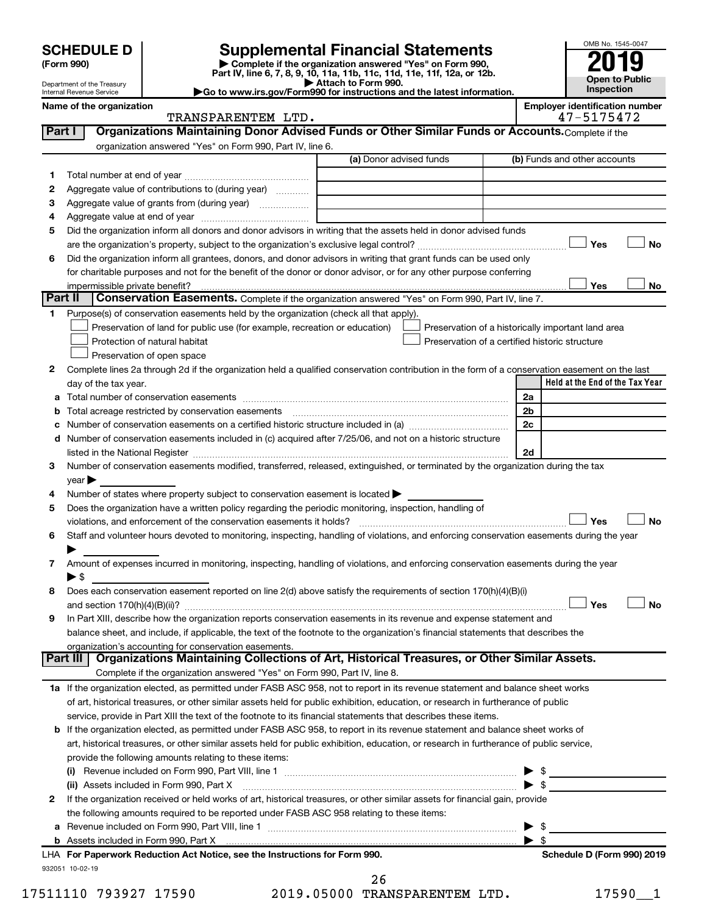# SCHEDULE D (Form 990)

Department of the Treasury
Internal Revenue Service

## Supplemental Financial Statements

▶ Complete if the organization answered "Yes" on Form 990, Part IV, line 6, 7, 8, 9, 10, 11a, 11b, 11c, 11d, 11e, 11f, 12a, or 12b.
▶ Attach to Form 990.
▶Go to www.irs.gov/Form990 for instructions and the latest information.

OMB No. 1545-0047

**2019**

**Open to Public Inspection**

**Name of the organization:** TRANSPARENTEM LTD.

**Employer identification number:** 47-5175472

### Part I — Organizations Maintaining Donor Advised Funds or Other Similar Funds or Accounts.

Complete if the organization answered "Yes" on Form 990, Part IV, line 6.

| | | (a) Donor advised funds | (b) Funds and other accounts |
|---|---|---|---|
| 1 | Total number at end of year | | |
| 2 | Aggregate value of contributions to (during year) | | |
| 3 | Aggregate value of grants from (during year) | | |
| 4 | Aggregate value at end of year | | |

5 Did the organization inform all donors and donor advisors in writing that the assets held in donor advised funds are the organization's property, subject to the organization's exclusive legal control? ☐ Yes ☐ No

6 Did the organization inform all grantees, donors, and donor advisors in writing that grant funds can be used only for charitable purposes and not for the benefit of the donor or donor advisor, or for any other purpose conferring impermissible private benefit? ☐ Yes ☐ No

### Part II — Conservation Easements.

Complete if the organization answered "Yes" on Form 990, Part IV, line 7.

1 Purpose(s) of conservation easements held by the organization (check all that apply).

- ☐ Preservation of land for public use (for example, recreation or education)
- ☐ Protection of natural habitat
- ☐ Preservation of open space
- ☐ Preservation of a historically important land area
- ☐ Preservation of a certified historic structure

2 Complete lines 2a through 2d if the organization held a qualified conservation contribution in the form of a conservation easement on the last day of the tax year.

| | | | Held at the End of the Tax Year |
|---|---|---|---|
| a | Total number of conservation easements | 2a | |
| b | Total acreage restricted by conservation easements | 2b | |
| c | Number of conservation easements on a certified historic structure included in (a) | 2c | |
| d | Number of conservation easements included in (c) acquired after 7/25/06, and not on a historic structure listed in the National Register | 2d | |

3 Number of conservation easements modified, transferred, released, extinguished, or terminated by the organization during the tax year ▶

4 Number of states where property subject to conservation easement is located ▶

5 Does the organization have a written policy regarding the periodic monitoring, inspection, handling of violations, and enforcement of the conservation easements it holds? ☐ Yes ☐ No

6 Staff and volunteer hours devoted to monitoring, inspecting, handling of violations, and enforcing conservation easements during the year ▶

7 Amount of expenses incurred in monitoring, inspecting, handling of violations, and enforcing conservation easements during the year ▶ $

8 Does each conservation easement reported on line 2(d) above satisfy the requirements of section 170(h)(4)(B)(i) and section 170(h)(4)(B)(ii)? ☐ Yes ☐ No

9 In Part XIII, describe how the organization reports conservation easements in its revenue and expense statement and balance sheet, and include, if applicable, the text of the footnote to the organization's financial statements that describes the organization's accounting for conservation easements.

### Part III — Organizations Maintaining Collections of Art, Historical Treasures, or Other Similar Assets.

Complete if the organization answered "Yes" on Form 990, Part IV, line 8.

1a If the organization elected, as permitted under FASB ASC 958, not to report in its revenue statement and balance sheet works of art, historical treasures, or other similar assets held for public exhibition, education, or research in furtherance of public service, provide in Part XIII the text of the footnote to its financial statements that describes these items.

b If the organization elected, as permitted under FASB ASC 958, to report in its revenue statement and balance sheet works of art, historical treasures, or other similar assets held for public exhibition, education, or research in furtherance of public service, provide the following amounts relating to these items:

(i) Revenue included on Form 990, Part VIII, line 1 ▶ $

(ii) Assets included in Form 990, Part X ▶ $

2 If the organization received or held works of art, historical treasures, or other similar assets for financial gain, provide the following amounts required to be reported under FASB ASC 958 relating to these items:

a Revenue included on Form 990, Part VIII, line 1 ▶ $

b Assets included in Form 990, Part X ▶ $

LHA **For Paperwork Reduction Act Notice, see the Instructions for Form 990.** **Schedule D (Form 990) 2019**

932051 10-02-19

17511110 793927 17590 2019.05000 TRANSPARENTEM LTD. 17590__1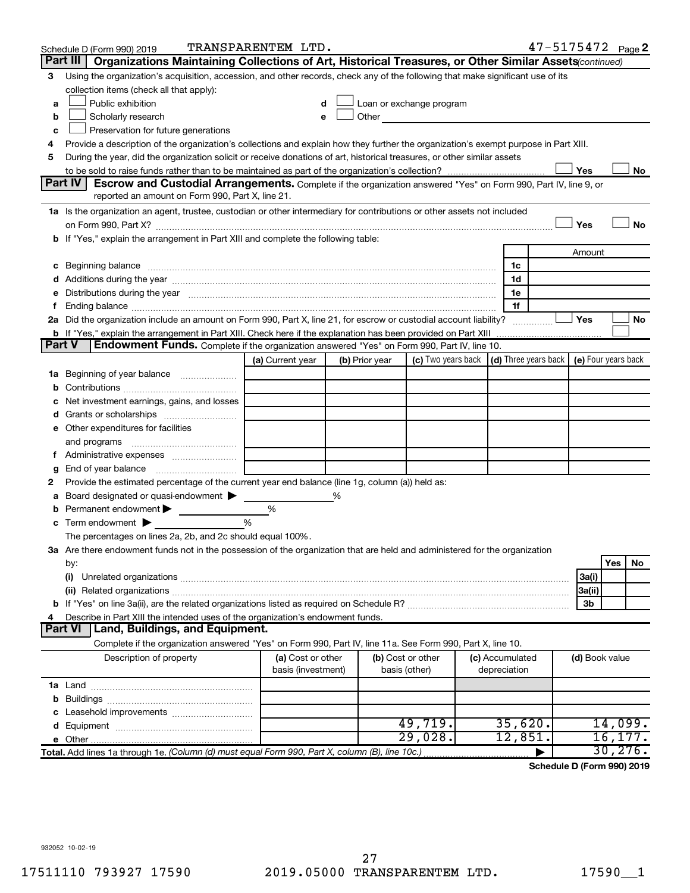Schedule D (Form 990) 2019 TRANSPARENTEM LTD. 47-5175472 Page 2

**Part III | Organizations Maintaining Collections of Art, Historical Treasures, or Other Similar Assets** *(continued)*

3 Using the organization's acquisition, accession, and other records, check any of the following that make significant use of its collection items (check all that apply):

- a ☐ Public exhibition
- b ☐ Scholarly research
- c ☐ Preservation for future generations
- d ☐ Loan or exchange program
- e ☐ Other

4 Provide a description of the organization's collections and explain how they further the organization's exempt purpose in Part XIII.

5 During the year, did the organization solicit or receive donations of art, historical treasures, or other similar assets to be sold to raise funds rather than to be maintained as part of the organization's collection? ☐ Yes ☐ No

**Part IV | Escrow and Custodial Arrangements.** Complete if the organization answered "Yes" on Form 990, Part IV, line 9, or reported an amount on Form 990, Part X, line 21.

1a Is the organization an agent, trustee, custodian or other intermediary for contributions or other assets not included on Form 990, Part X? ☐ Yes ☐ No

b If "Yes," explain the arrangement in Part XIII and complete the following table:

| | | Amount |
|---|---|---|
| c Beginning balance | 1c | |
| d Additions during the year | 1d | |
| e Distributions during the year | 1e | |
| f Ending balance | 1f | |

2a Did the organization include an amount on Form 990, Part X, line 21, for escrow or custodial account liability? ☐ Yes ☐ No

b If "Yes," explain the arrangement in Part XIII. Check here if the explanation has been provided on Part XIII ☐

**Part V | Endowment Funds.** Complete if the organization answered "Yes" on Form 990, Part IV, line 10.

| | (a) Current year | (b) Prior year | (c) Two years back | (d) Three years back | (e) Four years back |
|---|---|---|---|---|---|
| 1a Beginning of year balance | | | | | |
| b Contributions | | | | | |
| c Net investment earnings, gains, and losses | | | | | |
| d Grants or scholarships | | | | | |
| e Other expenditures for facilities and programs | | | | | |
| f Administrative expenses | | | | | |
| g End of year balance | | | | | |

2 Provide the estimated percentage of the current year end balance (line 1g, column (a)) held as:

a Board designated or quasi-endowment ▶ %

b Permanent endowment ▶ %

c Term endowment ▶ %

The percentages on lines 2a, 2b, and 2c should equal 100%.

3a Are there endowment funds not in the possession of the organization that are held and administered for the organization by:

| | | Yes | No |
|---|---|---|---|
| (i) Unrelated organizations | 3a(i) | | |
| (ii) Related organizations | 3a(ii) | | |
| b If "Yes" on line 3a(ii), are the related organizations listed as required on Schedule R? | 3b | | |

4 Describe in Part XIII the intended uses of the organization's endowment funds.

**Part VI | Land, Buildings, and Equipment.**

Complete if the organization answered "Yes" on Form 990, Part IV, line 11a. See Form 990, Part X, line 10.

| Description of property | (a) Cost or other basis (investment) | (b) Cost or other basis (other) | (c) Accumulated depreciation | (d) Book value |
|---|---|---|---|---|
| 1a Land | | | | |
| b Buildings | | | | |
| c Leasehold improvements | | | | |
| d Equipment | | 49,719. | 35,620. | 14,099. |
| e Other | | 29,028. | 12,851. | 16,177. |
| **Total.** Add lines 1a through 1e. *(Column (d) must equal Form 990, Part X, column (B), line 10c.)* ▶ | | | | 30,276. |

**Schedule D (Form 990) 2019**

932052 10-02-19

17511110 793927 17590 2019.05000 TRANSPARENTEM LTD. 17590__1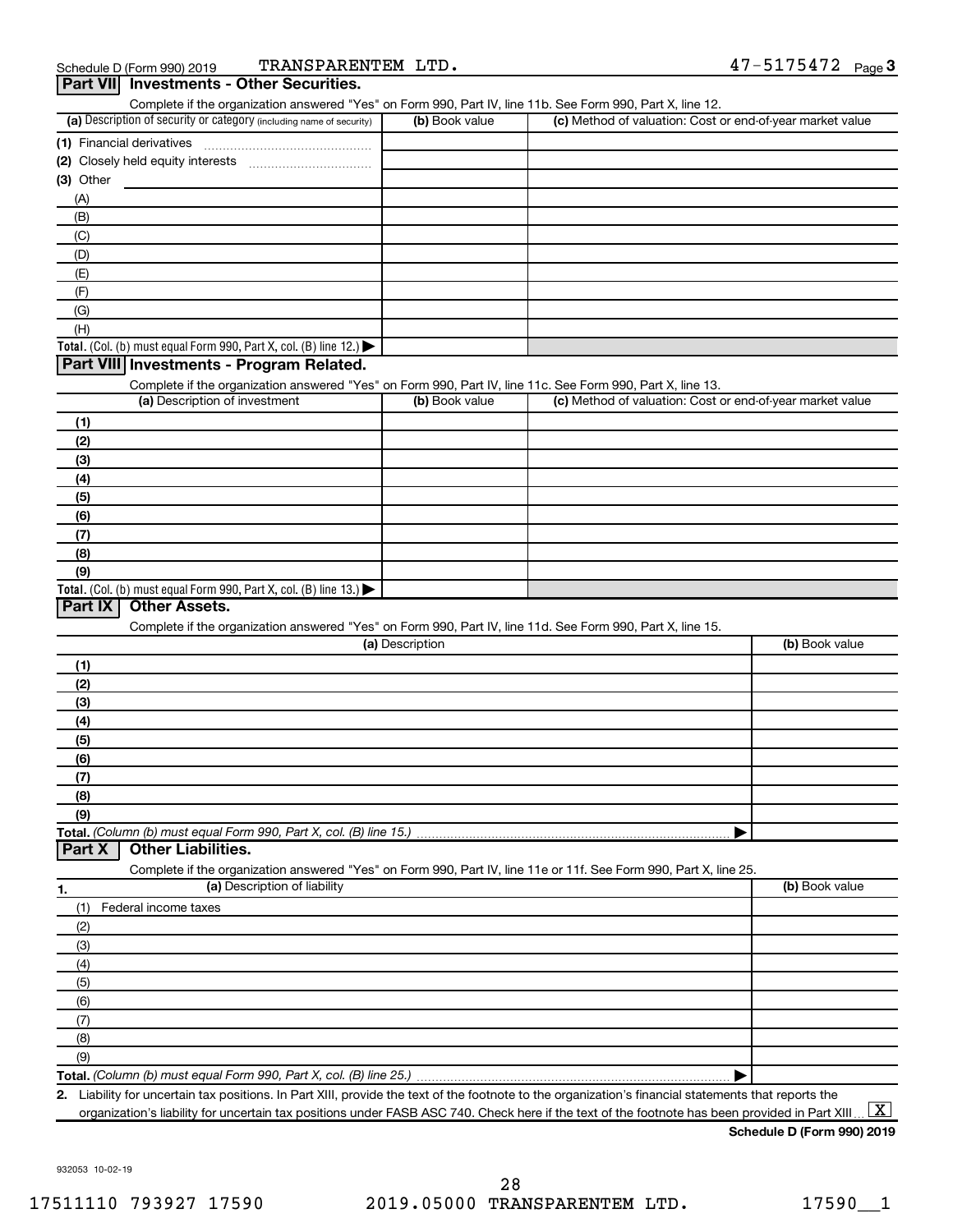Schedule D (Form 990) 2019 TRANSPARENTEM LTD. 47-5175472 Page 3

## Part VII Investments - Other Securities.

Complete if the organization answered "Yes" on Form 990, Part IV, line 11b. See Form 990, Part X, line 12.

| (a) Description of security or category (including name of security) | (b) Book value | (c) Method of valuation: Cost or end-of-year market value |
|---|---|---|
| (1) Financial derivatives | | |
| (2) Closely held equity interests | | |
| (3) Other | | |
| (A) | | |
| (B) | | |
| (C) | | |
| (D) | | |
| (E) | | |
| (F) | | |
| (G) | | |
| (H) | | |
| Total. (Col. (b) must equal Form 990, Part X, col. (B) line 12.) | | |

## Part VIII Investments - Program Related.

Complete if the organization answered "Yes" on Form 990, Part IV, line 11c. See Form 990, Part X, line 13.

| (a) Description of investment | (b) Book value | (c) Method of valuation: Cost or end-of-year market value |
|---|---|---|
| (1) | | |
| (2) | | |
| (3) | | |
| (4) | | |
| (5) | | |
| (6) | | |
| (7) | | |
| (8) | | |
| (9) | | |
| Total. (Col. (b) must equal Form 990, Part X, col. (B) line 13.) | | |

## Part IX Other Assets.

Complete if the organization answered "Yes" on Form 990, Part IV, line 11d. See Form 990, Part X, line 15.

| (a) Description | (b) Book value |
|---|---|
| (1) | |
| (2) | |
| (3) | |
| (4) | |
| (5) | |
| (6) | |
| (7) | |
| (8) | |
| (9) | |
| Total. (Column (b) must equal Form 990, Part X, col. (B) line 15.) | |

## Part X Other Liabilities.

Complete if the organization answered "Yes" on Form 990, Part IV, line 11e or 11f. See Form 990, Part X, line 25.

| 1. (a) Description of liability | (b) Book value |
|---|---|
| (1) Federal income taxes | |
| (2) | |
| (3) | |
| (4) | |
| (5) | |
| (6) | |
| (7) | |
| (8) | |
| (9) | |
| Total. (Column (b) must equal Form 990, Part X, col. (B) line 25.) | |

2. Liability for uncertain tax positions. In Part XIII, provide the text of the footnote to the organization's financial statements that reports the organization's liability for uncertain tax positions under FASB ASC 740. Check here if the text of the footnote has been provided in Part XIII [X]

Schedule D (Form 990) 2019

932053 10-02-19

17511110 793927 17590 2019.05000 TRANSPARENTEM LTD. 17590__1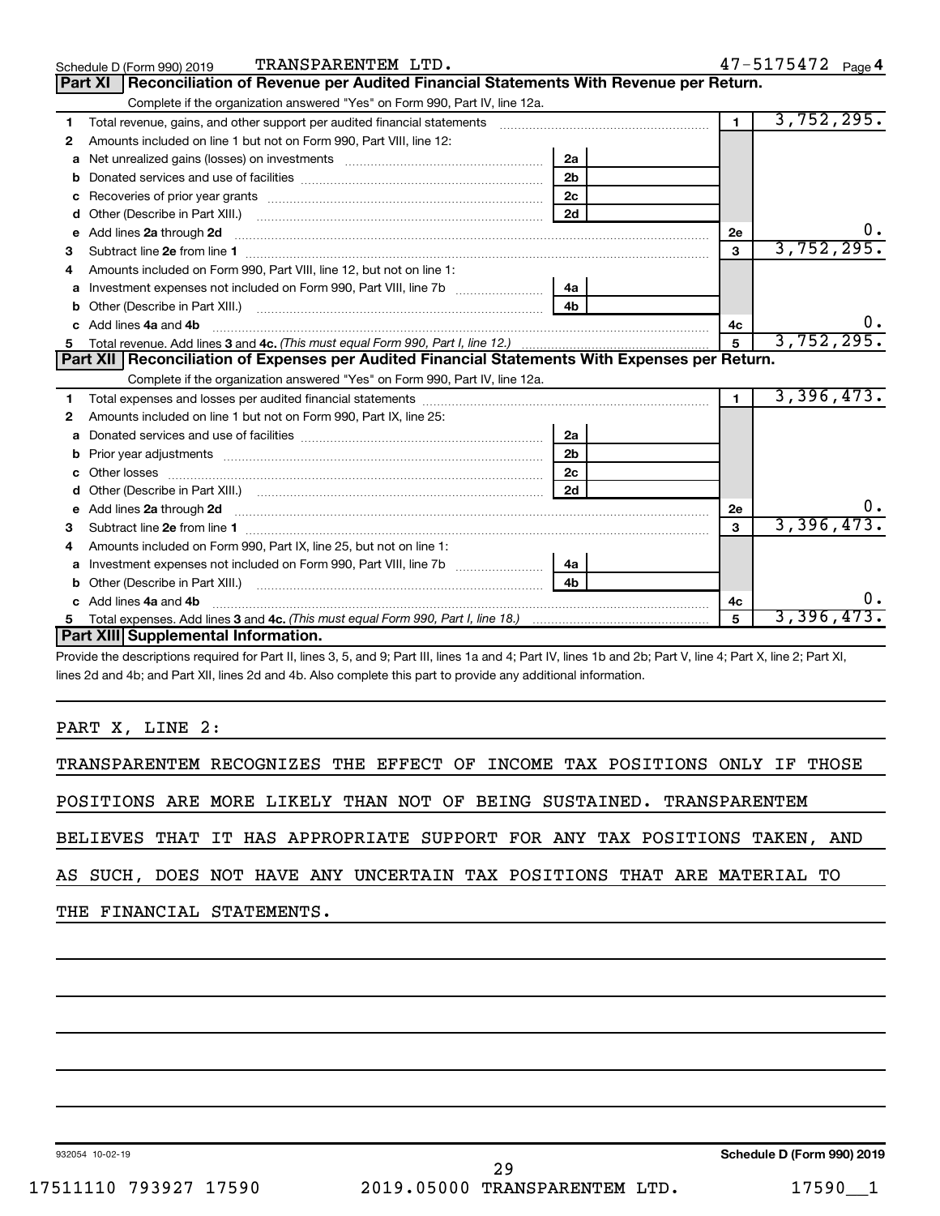Schedule D (Form 990) 2019 TRANSPARENTEM LTD. 47-5175472 Page 4

## Part XI Reconciliation of Revenue per Audited Financial Statements With Revenue per Return.

Complete if the organization answered "Yes" on Form 990, Part IV, line 12a.

| | | | | | |
|---|---|---|---|---|---|
| 1 | Total revenue, gains, and other support per audited financial statements | | | 1 | 3,752,295. |
| 2 | Amounts included on line 1 but not on Form 990, Part VIII, line 12: | | | | |
| a | Net unrealized gains (losses) on investments | 2a | | | |
| b | Donated services and use of facilities | 2b | | | |
| c | Recoveries of prior year grants | 2c | | | |
| d | Other (Describe in Part XIII.) | 2d | | | |
| e | Add lines 2a through 2d | | | 2e | 0. |
| 3 | Subtract line 2e from line 1 | | | 3 | 3,752,295. |
| 4 | Amounts included on Form 990, Part VIII, line 12, but not on line 1: | | | | |
| a | Investment expenses not included on Form 990, Part VIII, line 7b | 4a | | | |
| b | Other (Describe in Part XIII.) | 4b | | | |
| c | Add lines 4a and 4b | | | 4c | 0. |
| 5 | Total revenue. Add lines 3 and 4c. *(This must equal Form 990, Part I, line 12.)* | | | 5 | 3,752,295. |

## Part XII Reconciliation of Expenses per Audited Financial Statements With Expenses per Return.

Complete if the organization answered "Yes" on Form 990, Part IV, line 12a.

| | | | | | |
|---|---|---|---|---|---|
| 1 | Total expenses and losses per audited financial statements | | | 1 | 3,396,473. |
| 2 | Amounts included on line 1 but not on Form 990, Part IX, line 25: | | | | |
| a | Donated services and use of facilities | 2a | | | |
| b | Prior year adjustments | 2b | | | |
| c | Other losses | 2c | | | |
| d | Other (Describe in Part XIII.) | 2d | | | |
| e | Add lines 2a through 2d | | | 2e | 0. |
| 3 | Subtract line 2e from line 1 | | | 3 | 3,396,473. |
| 4 | Amounts included on Form 990, Part IX, line 25, but not on line 1: | | | | |
| a | Investment expenses not included on Form 990, Part VIII, line 7b | 4a | | | |
| b | Other (Describe in Part XIII.) | 4b | | | |
| c | Add lines 4a and 4b | | | 4c | 0. |
| 5 | Total expenses. Add lines 3 and 4c. *(This must equal Form 990, Part I, line 18.)* | | | 5 | 3,396,473. |

## Part XIII Supplemental Information.

Provide the descriptions required for Part II, lines 3, 5, and 9; Part III, lines 1a and 4; Part IV, lines 1b and 2b; Part V, line 4; Part X, line 2; Part XI, lines 2d and 4b; and Part XII, lines 2d and 4b. Also complete this part to provide any additional information.

PART X, LINE 2:

TRANSPARENTEM RECOGNIZES THE EFFECT OF INCOME TAX POSITIONS ONLY IF THOSE POSITIONS ARE MORE LIKELY THAN NOT OF BEING SUSTAINED. TRANSPARENTEM BELIEVES THAT IT HAS APPROPRIATE SUPPORT FOR ANY TAX POSITIONS TAKEN, AND AS SUCH, DOES NOT HAVE ANY UNCERTAIN TAX POSITIONS THAT ARE MATERIAL TO THE FINANCIAL STATEMENTS.

932054 10-02-19 Schedule D (Form 990) 2019

17511110 793927 17590 2019.05000 TRANSPARENTEM LTD. 17590__1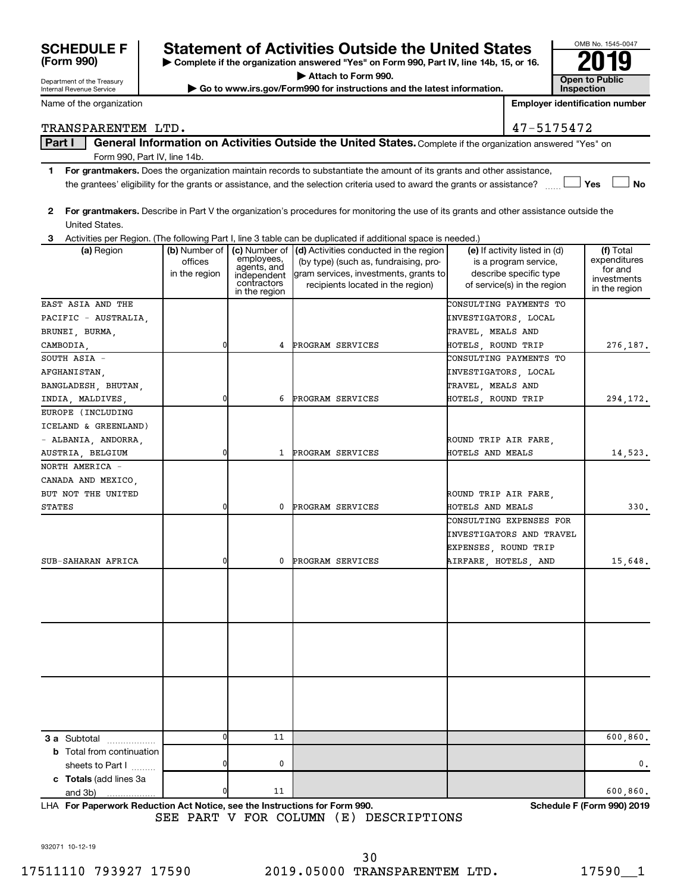# SCHEDULE F (Form 990)

Department of the Treasury
Internal Revenue Service

## Statement of Activities Outside the United States

**▶ Complete if the organization answered "Yes" on Form 990, Part IV, line 14b, 15, or 16.**

**▶ Attach to Form 990.**

**▶ Go to www.irs.gov/Form990 for instructions and the latest information.**

OMB No. 1545-0047

**2019**

**Open to Public Inspection**

Name of the organization: TRANSPARENTEM LTD.

**Employer identification number:** 47-5175472

**Part I** **General Information on Activities Outside the United States.** Complete if the organization answered "Yes" on Form 990, Part IV, line 14b.

**1** **For grantmakers.** Does the organization maintain records to substantiate the amount of its grants and other assistance, the grantees' eligibility for the grants or assistance, and the selection criteria used to award the grants or assistance? ☐ **Yes** ☐ **No**

**2** **For grantmakers.** Describe in Part V the organization's procedures for monitoring the use of its grants and other assistance outside the United States.

**3** Activities per Region. (The following Part I, line 3 table can be duplicated if additional space is needed.)

| (a) Region | (b) Number of offices in the region | (c) Number of employees, agents, and independent contractors in the region | (d) Activities conducted in the region (by type) (such as, fundraising, program services, investments, grants to recipients located in the region) | (e) If activity listed in (d) is a program service, describe specific type of service(s) in the region | (f) Total expenditures for and investments in the region |
|---|---|---|---|---|---|
| EAST ASIA AND THE PACIFIC - AUSTRALIA, BRUNEI, BURMA, CAMBODIA, | 0 | 4 | PROGRAM SERVICES | CONSULTING PAYMENTS TO INVESTIGATORS, LOCAL TRAVEL, MEALS AND HOTELS, ROUND TRIP | 276,187. |
| SOUTH ASIA - AFGHANISTAN, BANGLADESH, BHUTAN, INDIA, MALDIVES, | 0 | 6 | PROGRAM SERVICES | CONSULTING PAYMENTS TO INVESTIGATORS, LOCAL TRAVEL, MEALS AND HOTELS, ROUND TRIP | 294,172. |
| EUROPE (INCLUDING ICELAND & GREENLAND) - ALBANIA, ANDORRA, AUSTRIA, BELGIUM | 0 | 1 | PROGRAM SERVICES | ROUND TRIP AIR FARE, HOTELS AND MEALS | 14,523. |
| NORTH AMERICA - CANADA AND MEXICO, BUT NOT THE UNITED STATES | 0 | 0 | PROGRAM SERVICES | ROUND TRIP AIR FARE, HOTELS AND MEALS | 330. |
| SUB-SAHARAN AFRICA | 0 | 0 | PROGRAM SERVICES | CONSULTING EXPENSES FOR INVESTIGATORS AND TRAVEL EXPENSES, ROUND TRIP AIRFARE, HOTELS, AND | 15,648. |
| | | | | | |
| | | | | | |
| | | | | | |
| **3 a** Subtotal | 0 | 11 | | | 600,860. |
| **b** Total from continuation sheets to Part I | 0 | 0 | | | 0. |
| **c Totals** (add lines 3a and 3b) | 0 | 11 | | | 600,860. |

LHA **For Paperwork Reduction Act Notice, see the Instructions for Form 990.** **Schedule F (Form 990) 2019**

SEE PART V FOR COLUMN (E) DESCRIPTIONS

932071 10-12-19

17511110 793927 17590 2019.05000 TRANSPARENTEM LTD. 17590__1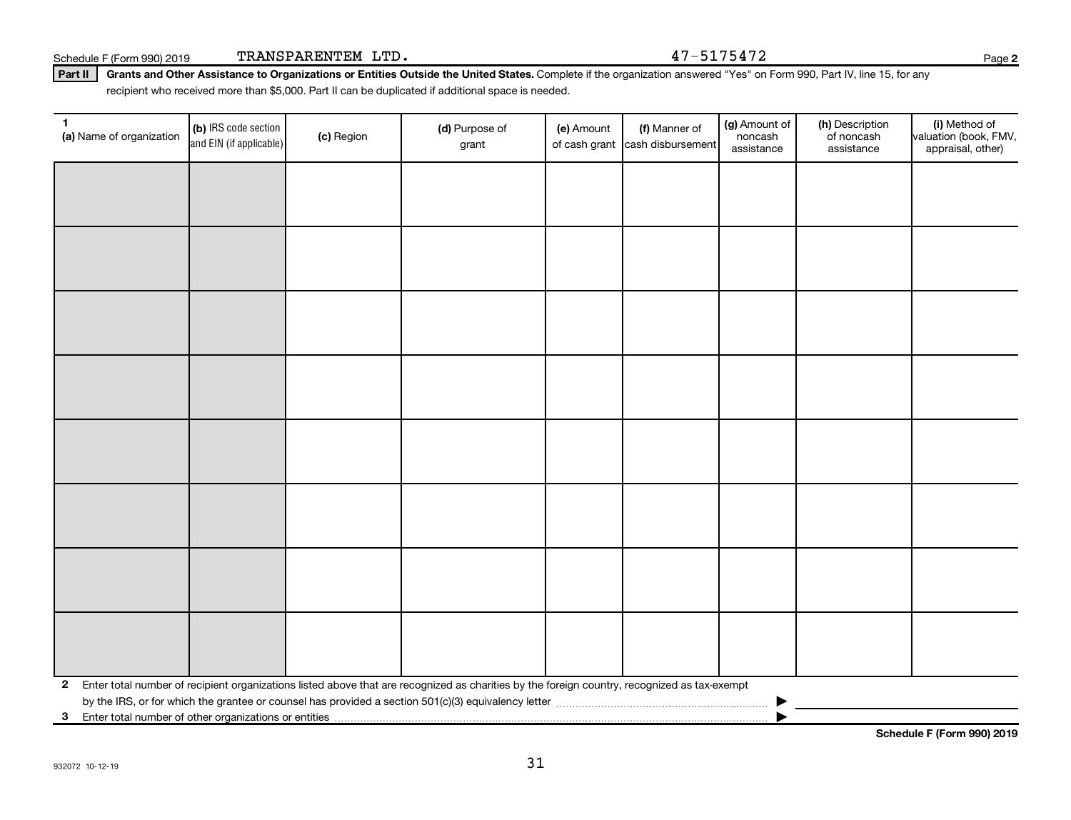Schedule F (Form 990) 2019 TRANSPARENTEM LTD. 47-5175472 Page 2

**Part II** **Grants and Other Assistance to Organizations or Entities Outside the United States.** Complete if the organization answered "Yes" on Form 990, Part IV, line 15, for any recipient who received more than $5,000. Part II can be duplicated if additional space is needed.

| 1 (a) Name of organization | (b) IRS code section and EIN (if applicable) | (c) Region | (d) Purpose of grant | (e) Amount of cash grant | (f) Manner of cash disbursement | (g) Amount of noncash assistance | (h) Description of noncash assistance | (i) Method of valuation (book, FMV, appraisal, other) |
|---|---|---|---|---|---|---|---|---|
| | | | | | | | | |
| | | | | | | | | |
| | | | | | | | | |
| | | | | | | | | |
| | | | | | | | | |
| | | | | | | | | |
| | | | | | | | | |
| | | | | | | | | |

**2** Enter total number of recipient organizations listed above that are recognized as charities by the foreign country, recognized as tax-exempt by the IRS, or for which the grantee or counsel has provided a section 501(c)(3) equivalency letter ▶

**3** Enter total number of other organizations or entities ▶

**Schedule F (Form 990) 2019**

932072 10-12-19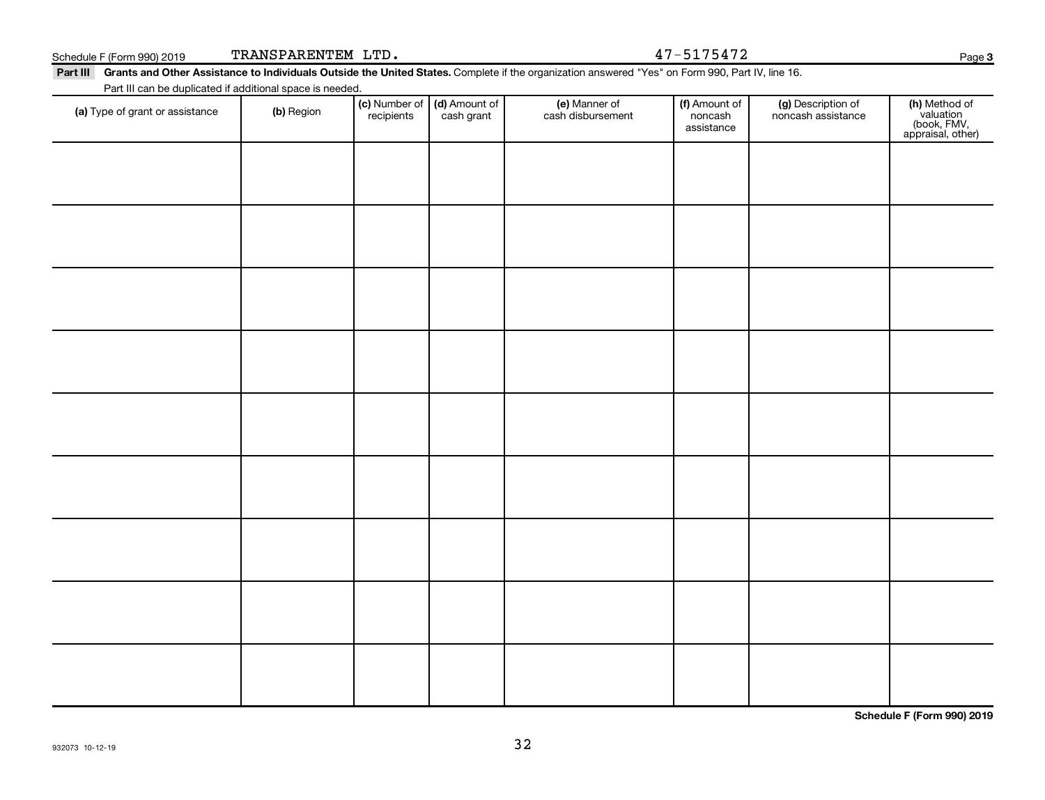Schedule F (Form 990) 2019 TRANSPARENTEM LTD. 47-5175472 Page 3

**Part III** **Grants and Other Assistance to Individuals Outside the United States.** Complete if the organization answered "Yes" on Form 990, Part IV, line 16.

Part III can be duplicated if additional space is needed.

| (a) Type of grant or assistance | (b) Region | (c) Number of recipients | (d) Amount of cash grant | (e) Manner of cash disbursement | (f) Amount of noncash assistance | (g) Description of noncash assistance | (h) Method of valuation (book, FMV, appraisal, other) |
|---|---|---|---|---|---|---|---|
| | | | | | | | |
| | | | | | | | |
| | | | | | | | |
| | | | | | | | |
| | | | | | | | |
| | | | | | | | |
| | | | | | | | |
| | | | | | | | |
| | | | | | | | |

**Schedule F (Form 990) 2019**

932073 10-12-19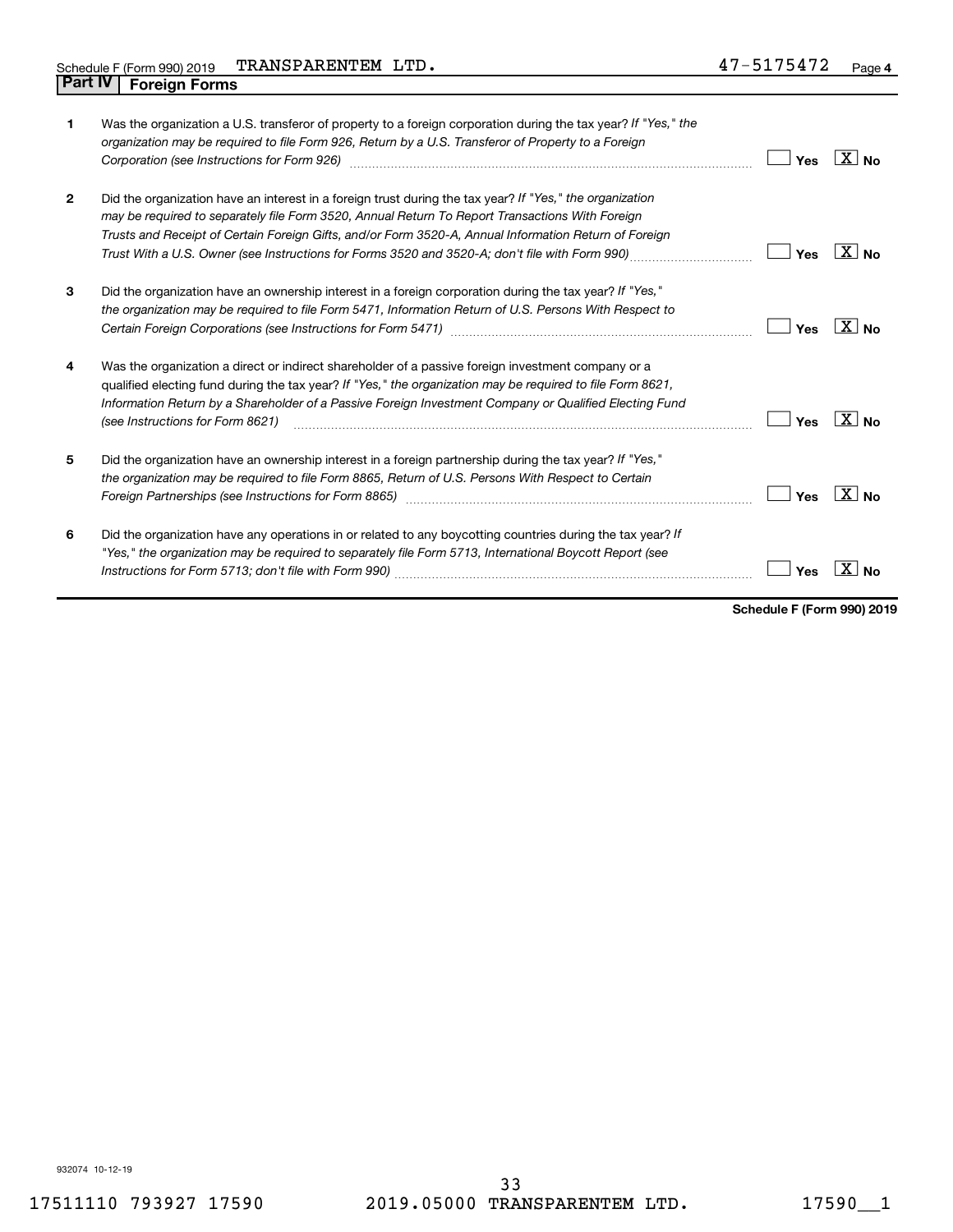Schedule F (Form 990) 2019 TRANSPARENTEM LTD. 47-5175472 Page 4

## Part IV Foreign Forms

| | | Yes | No |
|---|---|---|---|
| 1 | Was the organization a U.S. transferor of property to a foreign corporation during the tax year? *If "Yes," the organization may be required to file Form 926, Return by a U.S. Transferor of Property to a Foreign Corporation (see Instructions for Form 926)* | | X |
| 2 | Did the organization have an interest in a foreign trust during the tax year? *If "Yes," the organization may be required to separately file Form 3520, Annual Return To Report Transactions With Foreign Trusts and Receipt of Certain Foreign Gifts, and/or Form 3520-A, Annual Information Return of Foreign Trust With a U.S. Owner (see Instructions for Forms 3520 and 3520-A; don't file with Form 990)* | | X |
| 3 | Did the organization have an ownership interest in a foreign corporation during the tax year? *If "Yes," the organization may be required to file Form 5471, Information Return of U.S. Persons With Respect to Certain Foreign Corporations (see Instructions for Form 5471)* | | X |
| 4 | Was the organization a direct or indirect shareholder of a passive foreign investment company or a qualified electing fund during the tax year? *If "Yes," the organization may be required to file Form 8621, Information Return by a Shareholder of a Passive Foreign Investment Company or Qualified Electing Fund (see Instructions for Form 8621)* | | X |
| 5 | Did the organization have an ownership interest in a foreign partnership during the tax year? *If "Yes," the organization may be required to file Form 8865, Return of U.S. Persons With Respect to Certain Foreign Partnerships (see Instructions for Form 8865)* | | X |
| 6 | Did the organization have any operations in or related to any boycotting countries during the tax year? *If "Yes," the organization may be required to separately file Form 5713, International Boycott Report (see Instructions for Form 5713; don't file with Form 990)* | | X |

**Schedule F (Form 990) 2019**

932074 10-12-19

17511110 793927 17590 2019.05000 TRANSPARENTEM LTD. 17590__1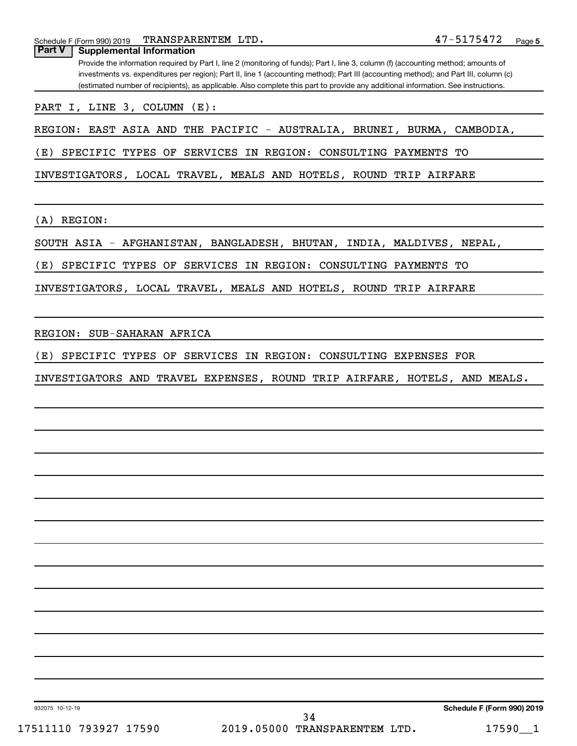## Part V Supplemental Information

Provide the information required by Part I, line 2 (monitoring of funds); Part I, line 3, column (f) (accounting method; amounts of investments vs. expenditures per region); Part II, line 1 (accounting method); Part III (accounting method); and Part III, column (c) (estimated number of recipients), as applicable. Also complete this part to provide any additional information. See instructions.

PART I, LINE 3, COLUMN (E):

REGION: EAST ASIA AND THE PACIFIC - AUSTRALIA, BRUNEI, BURMA, CAMBODIA,

(E) SPECIFIC TYPES OF SERVICES IN REGION: CONSULTING PAYMENTS TO

INVESTIGATORS, LOCAL TRAVEL, MEALS AND HOTELS, ROUND TRIP AIRFARE

(A) REGION:

SOUTH ASIA - AFGHANISTAN, BANGLADESH, BHUTAN, INDIA, MALDIVES, NEPAL,

(E) SPECIFIC TYPES OF SERVICES IN REGION: CONSULTING PAYMENTS TO

INVESTIGATORS, LOCAL TRAVEL, MEALS AND HOTELS, ROUND TRIP AIRFARE

REGION: SUB-SAHARAN AFRICA

(E) SPECIFIC TYPES OF SERVICES IN REGION: CONSULTING EXPENSES FOR

INVESTIGATORS AND TRAVEL EXPENSES, ROUND TRIP AIRFARE, HOTELS, AND MEALS.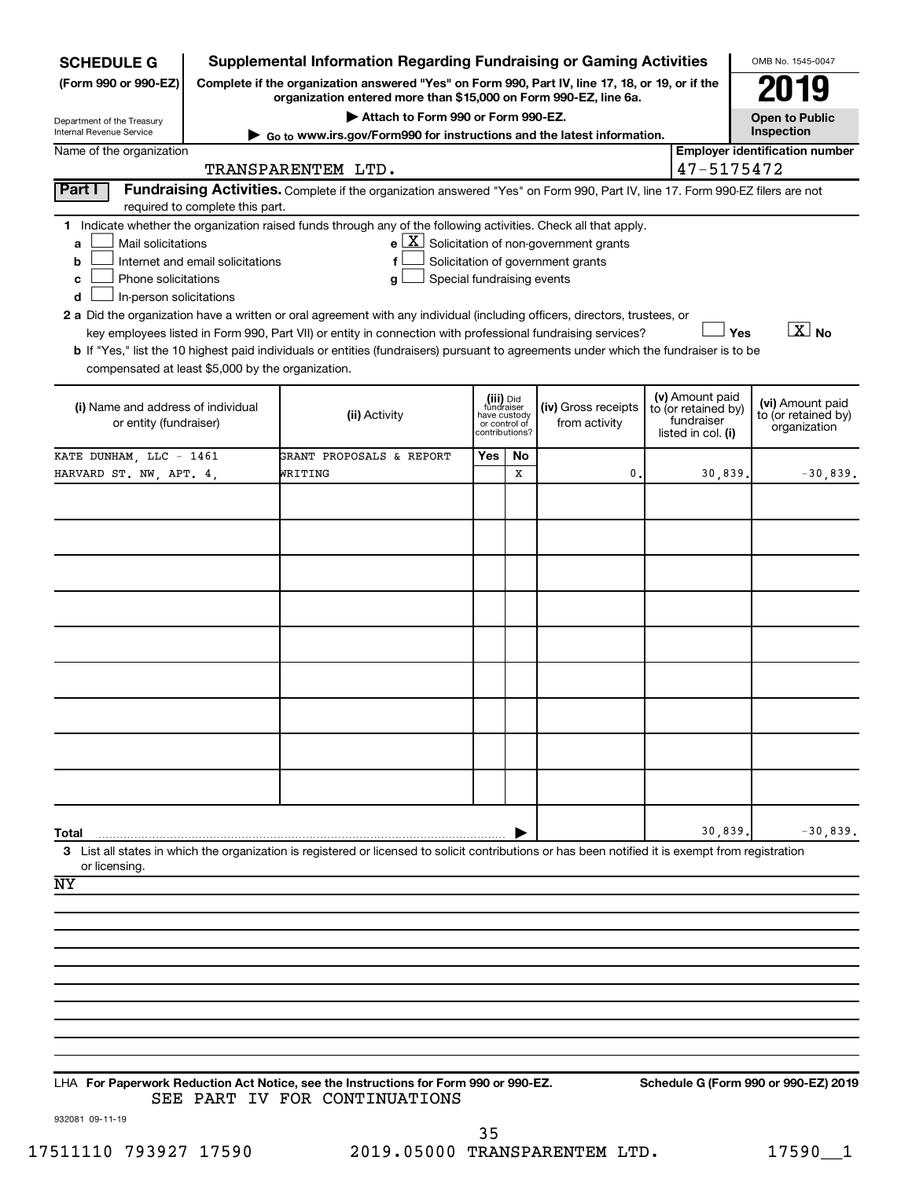**SCHEDULE G (Form 990 or 990-EZ)**

Department of the Treasury
Internal Revenue Service

# Supplemental Information Regarding Fundraising or Gaming Activities

**Complete if the organization answered "Yes" on Form 990, Part IV, line 17, 18, or 19, or if the organization entered more than $15,000 on Form 990-EZ, line 6a.**

**▶ Attach to Form 990 or Form 990-EZ.**

**▶ Go to www.irs.gov/Form990 for instructions and the latest information.**

OMB No. 1545-0047

**2019**

**Open to Public Inspection**

Name of the organization: TRANSPARENTEM LTD.

Employer identification number: 47-5175472

**Part I — Fundraising Activities.** Complete if the organization answered "Yes" on Form 990, Part IV, line 17. Form 990-EZ filers are not required to complete this part.

**1** Indicate whether the organization raised funds through any of the following activities. Check all that apply.

- **a** ☐ Mail solicitations
- **b** ☐ Internet and email solicitations
- **c** ☐ Phone solicitations
- **d** ☐ In-person solicitations
- **e** ☒ Solicitation of non-government grants
- **f** ☐ Solicitation of government grants
- **g** ☐ Special fundraising events

**2 a** Did the organization have a written or oral agreement with any individual (including officers, directors, trustees, or key employees listed in Form 990, Part VII) or entity in connection with professional fundraising services? ☐ Yes ☒ No

**b** If "Yes," list the 10 highest paid individuals or entities (fundraisers) pursuant to agreements under which the fundraiser is to be compensated at least $5,000 by the organization.

| (i) Name and address of individual or entity (fundraiser) | (ii) Activity | (iii) Did fundraiser have custody or control of contributions? Yes | No | (iv) Gross receipts from activity | (v) Amount paid to (or retained by) fundraiser listed in col. (i) | (vi) Amount paid to (or retained by) organization |
|---|---|---|---|---|---|---|
| KATE DUNHAM, LLC - 1461 HARVARD ST. NW, APT. 4, | GRANT PROPOSALS & REPORT WRITING | | X | 0. | 30,839. | -30,839. |
| | | | | | | |
| | | | | | | |
| | | | | | | |
| | | | | | | |
| | | | | | | |
| | | | | | | |
| | | | | | | |
| | | | | | | |
| | | | | | | |
| **Total** | | | | | 30,839. | -30,839. |

**3** List all states in which the organization is registered or licensed to solicit contributions or has been notified it is exempt from registration or licensing.

NY

LHA **For Paperwork Reduction Act Notice, see the Instructions for Form 990 or 990-EZ.** **Schedule G (Form 990 or 990-EZ) 2019**

SEE PART IV FOR CONTINUATIONS

932081 09-11-19

17511110 793927 17590 2019.05000 TRANSPARENTEM LTD. 17590__1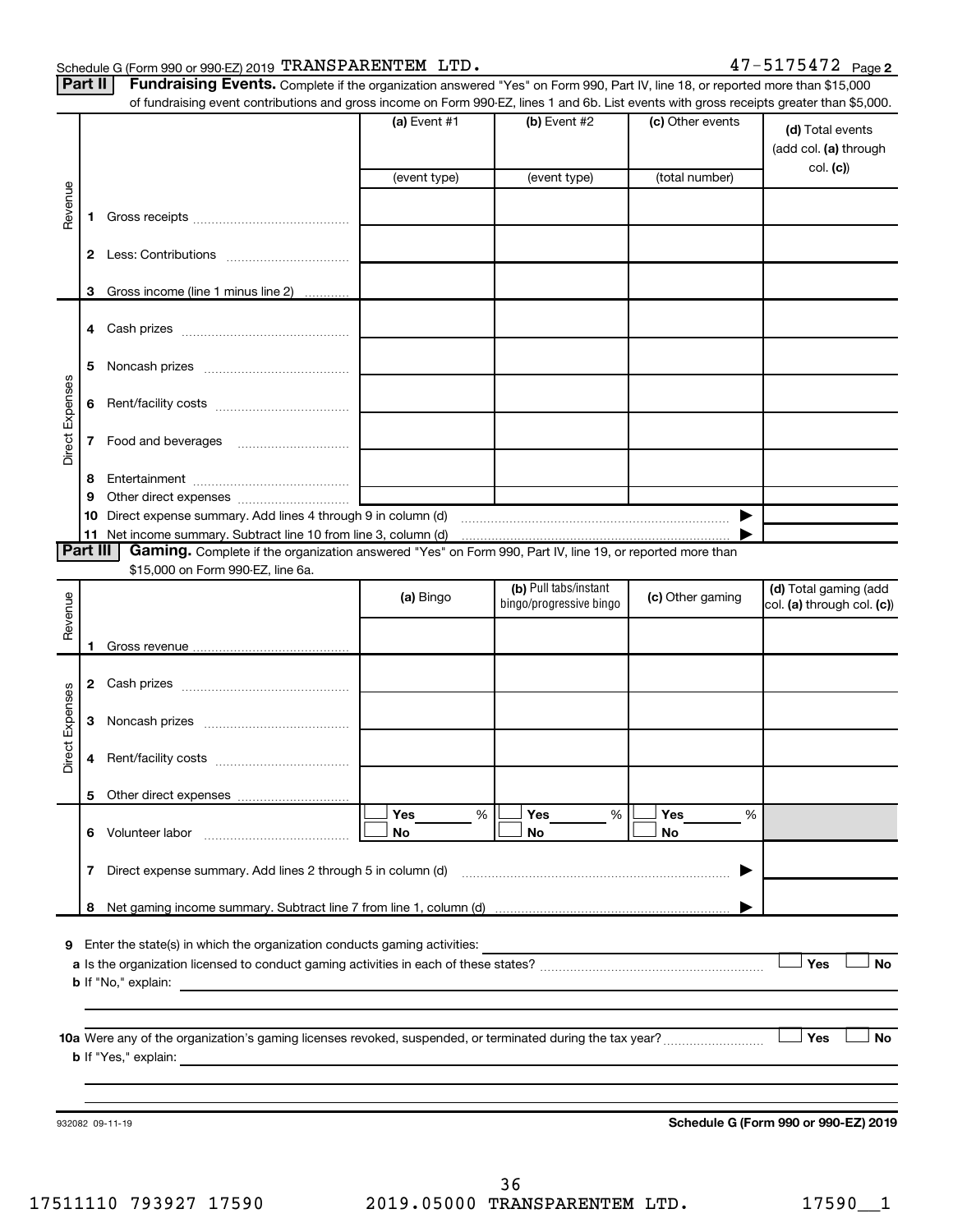Schedule G (Form 990 or 990-EZ) 2019 TRANSPARENTEM LTD. 47-5175472 Page 2

**Part II** **Fundraising Events.** Complete if the organization answered "Yes" on Form 990, Part IV, line 18, or reported more than $15,000 of fundraising event contributions and gross income on Form 990-EZ, lines 1 and 6b. List events with gross receipts greater than $5,000.

| | | (a) Event #1 | (b) Event #2 | (c) Other events | (d) Total events (add col. (a) through col. (c)) |
|---|---|---|---|---|---|
| | | (event type) | (event type) | (total number) | |
| Revenue | 1 Gross receipts | | | | |
| | 2 Less: Contributions | | | | |
| | 3 Gross income (line 1 minus line 2) | | | | |
| Direct Expenses | 4 Cash prizes | | | | |
| | 5 Noncash prizes | | | | |
| | 6 Rent/facility costs | | | | |
| | 7 Food and beverages | | | | |
| | 8 Entertainment | | | | |
| | 9 Other direct expenses | | | | |
| | 10 Direct expense summary. Add lines 4 through 9 in column (d) | | | ▶ | |
| | 11 Net income summary. Subtract line 10 from line 3, column (d) | | | ▶ | |

**Part III** **Gaming.** Complete if the organization answered "Yes" on Form 990, Part IV, line 19, or reported more than $15,000 on Form 990-EZ, line 6a.

| | | (a) Bingo | (b) Pull tabs/instant bingo/progressive bingo | (c) Other gaming | (d) Total gaming (add col. (a) through col. (c)) |
|---|---|---|---|---|---|
| Revenue | 1 Gross revenue | | | | |
| Direct Expenses | 2 Cash prizes | | | | |
| | 3 Noncash prizes | | | | |
| | 4 Rent/facility costs | | | | |
| | 5 Other direct expenses | | | | |
| | 6 Volunteer labor | ☐ Yes ____ % ☐ No | ☐ Yes ____ % ☐ No | ☐ Yes ____ % ☐ No | |
| | 7 Direct expense summary. Add lines 2 through 5 in column (d) | | | ▶ | |
| | 8 Net gaming income summary. Subtract line 7 from line 1, column (d) | | | ▶ | |

**9** Enter the state(s) in which the organization conducts gaming activities: ______________________

**a** Is the organization licensed to conduct gaming activities in each of these states? ☐ Yes ☐ No

**b** If "No," explain: ______________________

**10a** Were any of the organization's gaming licenses revoked, suspended, or terminated during the tax year? ☐ Yes ☐ No

**b** If "Yes," explain: ______________________

932082 09-11-19 **Schedule G (Form 990 or 990-EZ) 2019**

17511110 793927 17590 2019.05000 TRANSPARENTEM LTD. 17590__1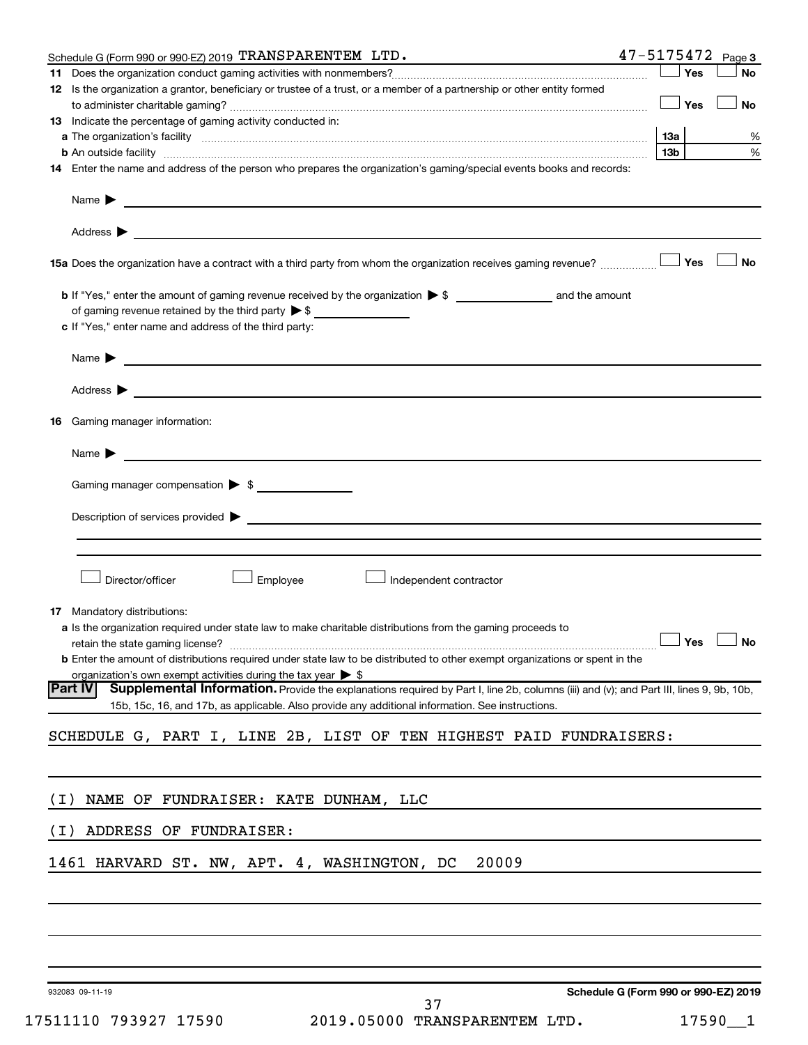Schedule G (Form 990 or 990-EZ) 2019 TRANSPARENTEM LTD. 47-5175472 Page 3

**11** Does the organization conduct gaming activities with nonmembers? ☐ Yes ☐ No

**12** Is the organization a grantor, beneficiary or trustee of a trust, or a member of a partnership or other entity formed to administer charitable gaming? ☐ Yes ☐ No

**13** Indicate the percentage of gaming activity conducted in:

**a** The organization's facility **13a** %

**b** An outside facility **13b** %

**14** Enter the name and address of the person who prepares the organization's gaming/special events books and records:

Name ▶

Address ▶

**15a** Does the organization have a contract with a third party from whom the organization receives gaming revenue? ☐ Yes ☐ No

**b** If "Yes," enter the amount of gaming revenue received by the organization ▶ $ ______ and the amount of gaming revenue retained by the third party ▶ $ ______

**c** If "Yes," enter name and address of the third party:

Name ▶

Address ▶

**16** Gaming manager information:

Name ▶

Gaming manager compensation ▶ $

Description of services provided ▶

☐ Director/officer ☐ Employee ☐ Independent contractor

**17** Mandatory distributions:

**a** Is the organization required under state law to make charitable distributions from the gaming proceeds to retain the state gaming license? ☐ Yes ☐ No

**b** Enter the amount of distributions required under state law to be distributed to other exempt organizations or spent in the organization's own exempt activities during the tax year ▶ $

**Part IV** **Supplemental Information.** Provide the explanations required by Part I, line 2b, columns (iii) and (v); and Part III, lines 9, 9b, 10b, 15b, 15c, 16, and 17b, as applicable. Also provide any additional information. See instructions.

SCHEDULE G, PART I, LINE 2B, LIST OF TEN HIGHEST PAID FUNDRAISERS:

(I) NAME OF FUNDRAISER: KATE DUNHAM, LLC

(I) ADDRESS OF FUNDRAISER:

1461 HARVARD ST. NW, APT. 4, WASHINGTON, DC 20009

932083 09-11-19

Schedule G (Form 990 or 990-EZ) 2019

17511110 793927 17590 2019.05000 TRANSPARENTEM LTD. 17590__1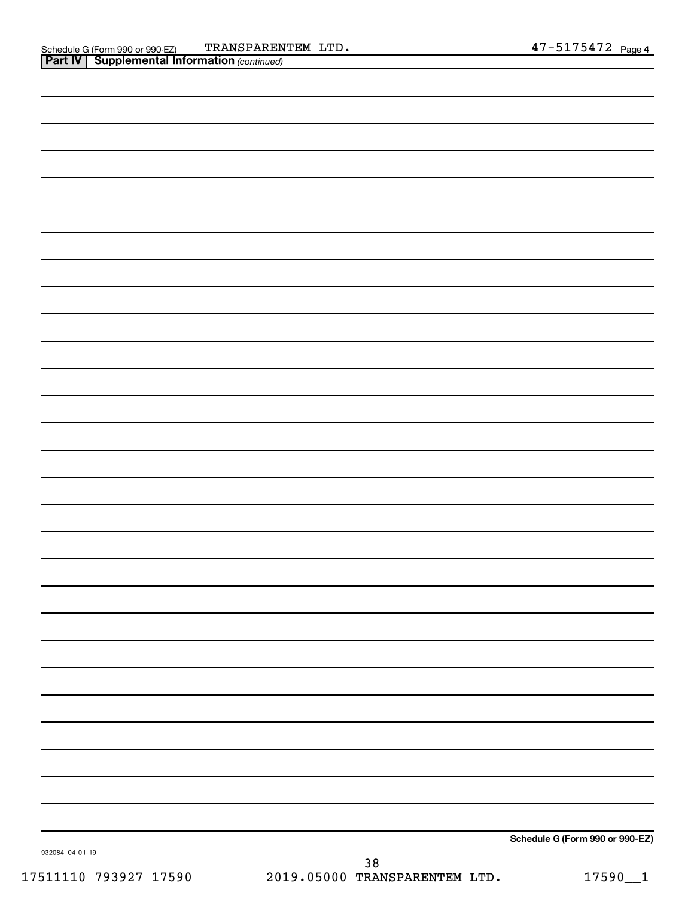Schedule G (Form 990 or 990-EZ) TRANSPARENTEM LTD. 47-5175472 Page 4

**Part IV | Supplemental Information** *(continued)*

**Schedule G (Form 990 or 990-EZ)**

932084 04-01-19

17511110 793927 17590 2019.05000 TRANSPARENTEM LTD. 17590__1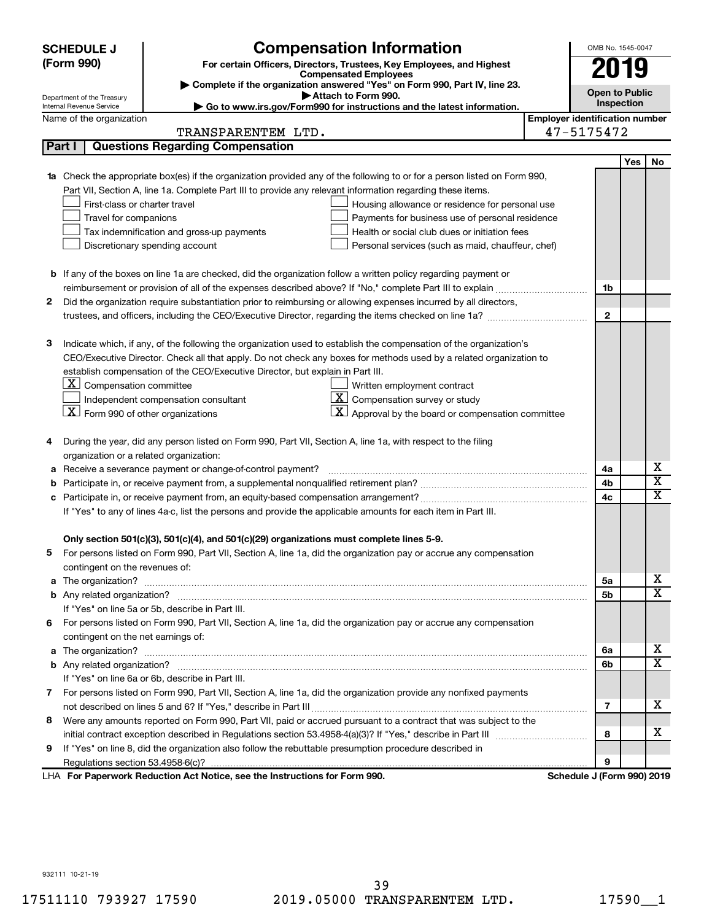**SCHEDULE J (Form 990)**

Department of the Treasury
Internal Revenue Service

# Compensation Information

**For certain Officers, Directors, Trustees, Key Employees, and Highest Compensated Employees**

▶ Complete if the organization answered "Yes" on Form 990, Part IV, line 23.
▶ Attach to Form 990.
▶ Go to www.irs.gov/Form990 for instructions and the latest information.

OMB No. 1545-0047

**2019**

**Open to Public Inspection**

Name of the organization: TRANSPARENTEM LTD.

Employer identification number: 47-5175472

## Part I — Questions Regarding Compensation

| | | | Yes | No |
|---|---|---|---|---|
| **1a** | Check the appropriate box(es) if the organization provided any of the following to or for a person listed on Form 990, Part VII, Section A, line 1a. Complete Part III to provide any relevant information regarding these items.<br>☐ First-class or charter travel ☐ Housing allowance or residence for personal use<br>☐ Travel for companions ☐ Payments for business use of personal residence<br>☐ Tax indemnification and gross-up payments ☐ Health or social club dues or initiation fees<br>☐ Discretionary spending account ☐ Personal services (such as maid, chauffeur, chef) | | | |
| **b** | If any of the boxes on line 1a are checked, did the organization follow a written policy regarding payment or reimbursement or provision of all of the expenses described above? If "No," complete Part III to explain | 1b | | |
| **2** | Did the organization require substantiation prior to reimbursing or allowing expenses incurred by all directors, trustees, and officers, including the CEO/Executive Director, regarding the items checked on line 1a? | 2 | | |
| **3** | Indicate which, if any, of the following the organization used to establish the compensation of the organization's CEO/Executive Director. Check all that apply. Do not check any boxes for methods used by a related organization to establish compensation of the CEO/Executive Director, but explain in Part III.<br>☒ Compensation committee ☐ Written employment contract<br>☐ Independent compensation consultant ☒ Compensation survey or study<br>☒ Form 990 of other organizations ☒ Approval by the board or compensation committee | | | |
| **4** | During the year, did any person listed on Form 990, Part VII, Section A, line 1a, with respect to the filing organization or a related organization: | | | |
| **a** | Receive a severance payment or change-of-control payment? | 4a | | X |
| **b** | Participate in, or receive payment from, a supplemental nonqualified retirement plan? | 4b | | X |
| **c** | Participate in, or receive payment from, an equity-based compensation arrangement? | 4c | | X |
| | If "Yes" to any of lines 4a-c, list the persons and provide the applicable amounts for each item in Part III. | | | |
| | **Only section 501(c)(3), 501(c)(4), and 501(c)(29) organizations must complete lines 5-9.** | | | |
| **5** | For persons listed on Form 990, Part VII, Section A, line 1a, did the organization pay or accrue any compensation contingent on the revenues of: | | | |
| **a** | The organization? | 5a | | X |
| **b** | Any related organization? | 5b | | X |
| | If "Yes" on line 5a or 5b, describe in Part III. | | | |
| **6** | For persons listed on Form 990, Part VII, Section A, line 1a, did the organization pay or accrue any compensation contingent on the net earnings of: | | | |
| **a** | The organization? | 6a | | X |
| **b** | Any related organization? | 6b | | X |
| | If "Yes" on line 6a or 6b, describe in Part III. | | | |
| **7** | For persons listed on Form 990, Part VII, Section A, line 1a, did the organization provide any nonfixed payments not described on lines 5 and 6? If "Yes," describe in Part III | 7 | | X |
| **8** | Were any amounts reported on Form 990, Part VII, paid or accrued pursuant to a contract that was subject to the initial contract exception described in Regulations section 53.4958-4(a)(3)? If "Yes," describe in Part III | 8 | | X |
| **9** | If "Yes" on line 8, did the organization also follow the rebuttable presumption procedure described in Regulations section 53.4958-6(c)? | 9 | | |

LHA **For Paperwork Reduction Act Notice, see the Instructions for Form 990.** **Schedule J (Form 990) 2019**

932111 10-21-19

17511110 793927 17590 2019.05000 TRANSPARENTEM LTD. 17590__1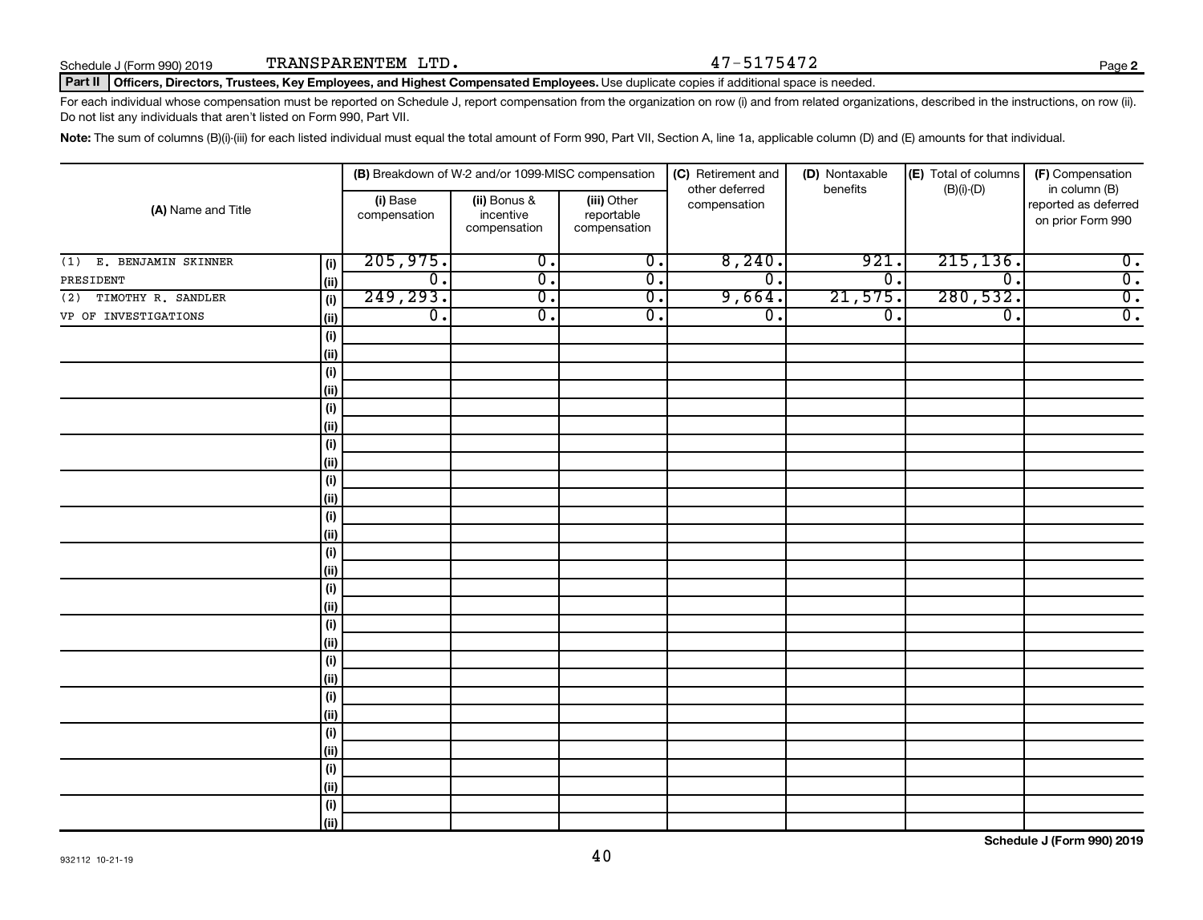Schedule J (Form 990) 2019 TRANSPARENTEM LTD. 47-5175472 Page **2**

**Part II Officers, Directors, Trustees, Key Employees, and Highest Compensated Employees.** Use duplicate copies if additional space is needed.

For each individual whose compensation must be reported on Schedule J, report compensation from the organization on row (i) and from related organizations, described in the instructions, on row (ii). Do not list any individuals that aren't listed on Form 990, Part VII.

**Note:** The sum of columns (B)(i)-(iii) for each listed individual must equal the total amount of Form 990, Part VII, Section A, line 1a, applicable column (D) and (E) amounts for that individual.

| (A) Name and Title | | (B) Breakdown of W-2 and/or 1099-MISC compensation | | | (C) Retirement and other deferred compensation | (D) Nontaxable benefits | (E) Total of columns (B)(i)-(D) | (F) Compensation in column (B) reported as deferred on prior Form 990 |
|---|---|---|---|---|---|---|---|---|
| | | (i) Base compensation | (ii) Bonus & incentive compensation | (iii) Other reportable compensation | | | | |
| (1) E. BENJAMIN SKINNER | (i) | 205,975. | 0. | 0. | 8,240. | 921. | 215,136. | 0. |
| PRESIDENT | (ii) | 0. | 0. | 0. | 0. | 0. | 0. | 0. |
| (2) TIMOTHY R. SANDLER | (i) | 249,293. | 0. | 0. | 9,664. | 21,575. | 280,532. | 0. |
| VP OF INVESTIGATIONS | (ii) | 0. | 0. | 0. | 0. | 0. | 0. | 0. |
| | (i) | | | | | | | |
| | (ii) | | | | | | | |
| | (i) | | | | | | | |
| | (ii) | | | | | | | |
| | (i) | | | | | | | |
| | (ii) | | | | | | | |
| | (i) | | | | | | | |
| | (ii) | | | | | | | |
| | (i) | | | | | | | |
| | (ii) | | | | | | | |
| | (i) | | | | | | | |
| | (ii) | | | | | | | |
| | (i) | | | | | | | |
| | (ii) | | | | | | | |
| | (i) | | | | | | | |
| | (ii) | | | | | | | |
| | (i) | | | | | | | |
| | (ii) | | | | | | | |
| | (i) | | | | | | | |
| | (ii) | | | | | | | |
| | (i) | | | | | | | |
| | (ii) | | | | | | | |
| | (i) | | | | | | | |
| | (ii) | | | | | | | |
| | (i) | | | | | | | |
| | (ii) | | | | | | | |
| | (i) | | | | | | | |
| | (ii) | | | | | | | |

**Schedule J (Form 990) 2019**

932112 10-21-19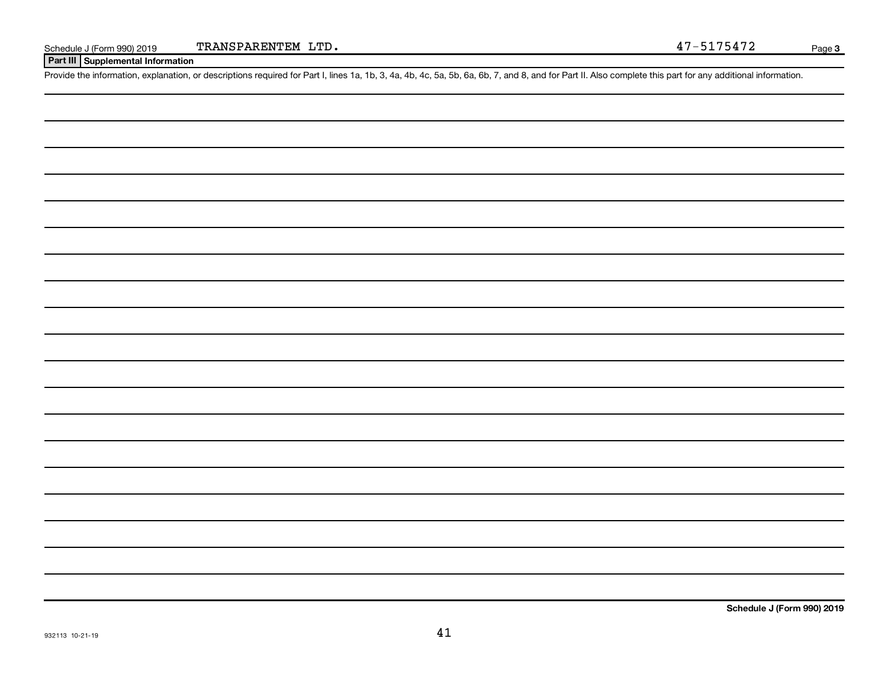Schedule J (Form 990) 2019 TRANSPARENTEM LTD. 47-5175472 Page 3

## Part III Supplemental Information

Provide the information, explanation, or descriptions required for Part I, lines 1a, 1b, 3, 4a, 4b, 4c, 5a, 5b, 6a, 6b, 7, and 8, and for Part II. Also complete this part for any additional information.

Schedule J (Form 990) 2019

932113 10-21-19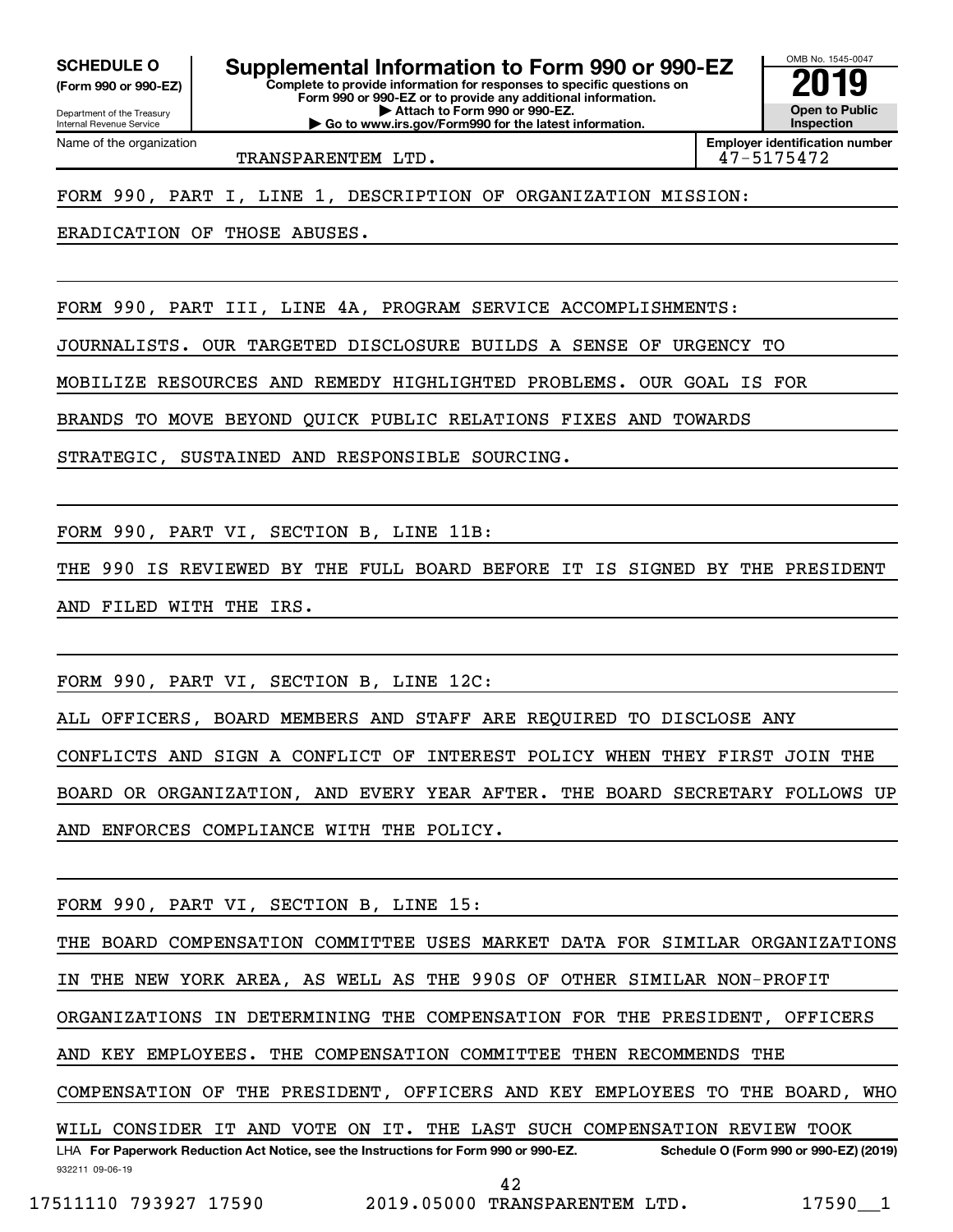**SCHEDULE O** **(Form 990 or 990-EZ)**

Department of the Treasury
Internal Revenue Service

# Supplemental Information to Form 990 or 990-EZ

**Complete to provide information for responses to specific questions on Form 990 or 990-EZ or to provide any additional information.**
**▶ Attach to Form 990 or 990-EZ.**
**▶ Go to www.irs.gov/Form990 for the latest information.**

OMB No. 1545-0047
**2019**
**Open to Public Inspection**

| Name of the organization | Employer identification number |
|---|---|
| TRANSPARENTEM LTD. | 47-5175472 |

FORM 990, PART I, LINE 1, DESCRIPTION OF ORGANIZATION MISSION:

ERADICATION OF THOSE ABUSES.

FORM 990, PART III, LINE 4A, PROGRAM SERVICE ACCOMPLISHMENTS:

JOURNALISTS. OUR TARGETED DISCLOSURE BUILDS A SENSE OF URGENCY TO MOBILIZE RESOURCES AND REMEDY HIGHLIGHTED PROBLEMS. OUR GOAL IS FOR BRANDS TO MOVE BEYOND QUICK PUBLIC RELATIONS FIXES AND TOWARDS STRATEGIC, SUSTAINED AND RESPONSIBLE SOURCING.

FORM 990, PART VI, SECTION B, LINE 11B:

THE 990 IS REVIEWED BY THE FULL BOARD BEFORE IT IS SIGNED BY THE PRESIDENT AND FILED WITH THE IRS.

FORM 990, PART VI, SECTION B, LINE 12C:

ALL OFFICERS, BOARD MEMBERS AND STAFF ARE REQUIRED TO DISCLOSE ANY CONFLICTS AND SIGN A CONFLICT OF INTEREST POLICY WHEN THEY FIRST JOIN THE BOARD OR ORGANIZATION, AND EVERY YEAR AFTER. THE BOARD SECRETARY FOLLOWS UP AND ENFORCES COMPLIANCE WITH THE POLICY.

FORM 990, PART VI, SECTION B, LINE 15:

THE BOARD COMPENSATION COMMITTEE USES MARKET DATA FOR SIMILAR ORGANIZATIONS IN THE NEW YORK AREA, AS WELL AS THE 990S OF OTHER SIMILAR NON-PROFIT ORGANIZATIONS IN DETERMINING THE COMPENSATION FOR THE PRESIDENT, OFFICERS AND KEY EMPLOYEES. THE COMPENSATION COMMITTEE THEN RECOMMENDS THE COMPENSATION OF THE PRESIDENT, OFFICERS AND KEY EMPLOYEES TO THE BOARD, WHO WILL CONSIDER IT AND VOTE ON IT. THE LAST SUCH COMPENSATION REVIEW TOOK

LHA **For Paperwork Reduction Act Notice, see the Instructions for Form 990 or 990-EZ.** **Schedule O (Form 990 or 990-EZ) (2019)**

932211 09-06-19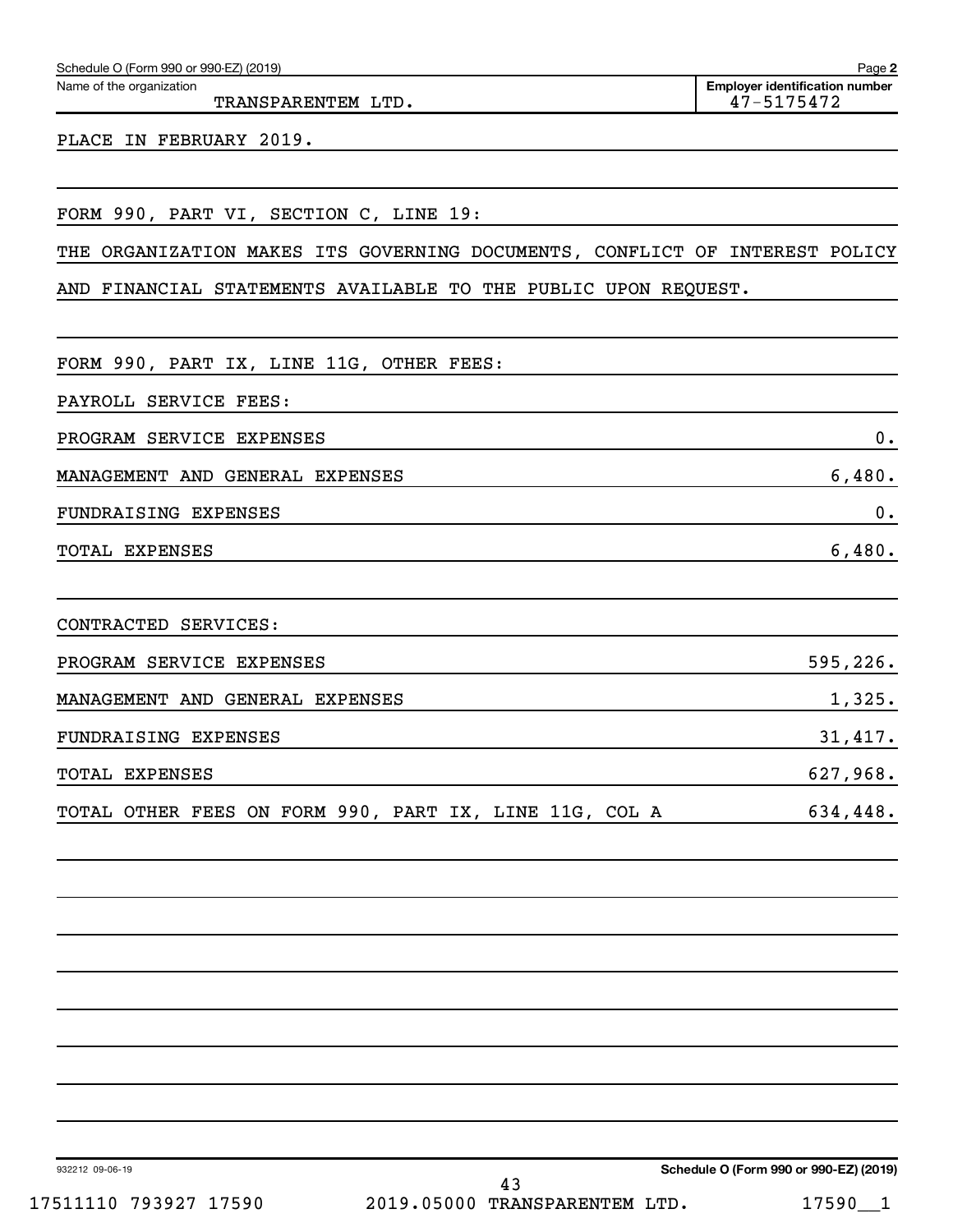Schedule O (Form 990 or 990-EZ) (2019) Page **2**

Name of the organization
TRANSPARENTEM LTD.

**Employer identification number**
47-5175472

PLACE IN FEBRUARY 2019.

FORM 990, PART VI, SECTION C, LINE 19:

THE ORGANIZATION MAKES ITS GOVERNING DOCUMENTS, CONFLICT OF INTEREST POLICY AND FINANCIAL STATEMENTS AVAILABLE TO THE PUBLIC UPON REQUEST.

FORM 990, PART IX, LINE 11G, OTHER FEES:

| | |
|---|---|
| PAYROLL SERVICE FEES: | |
| PROGRAM SERVICE EXPENSES | 0. |
| MANAGEMENT AND GENERAL EXPENSES | 6,480. |
| FUNDRAISING EXPENSES | 0. |
| TOTAL EXPENSES | 6,480. |
| | |
| CONTRACTED SERVICES: | |
| PROGRAM SERVICE EXPENSES | 595,226. |
| MANAGEMENT AND GENERAL EXPENSES | 1,325. |
| FUNDRAISING EXPENSES | 31,417. |
| TOTAL EXPENSES | 627,968. |
| TOTAL OTHER FEES ON FORM 990, PART IX, LINE 11G, COL A | 634,448. |

932212 09-06-19

**Schedule O (Form 990 or 990-EZ) (2019)**

17511110 793927 17590 2019.05000 TRANSPARENTEM LTD. 17590__1